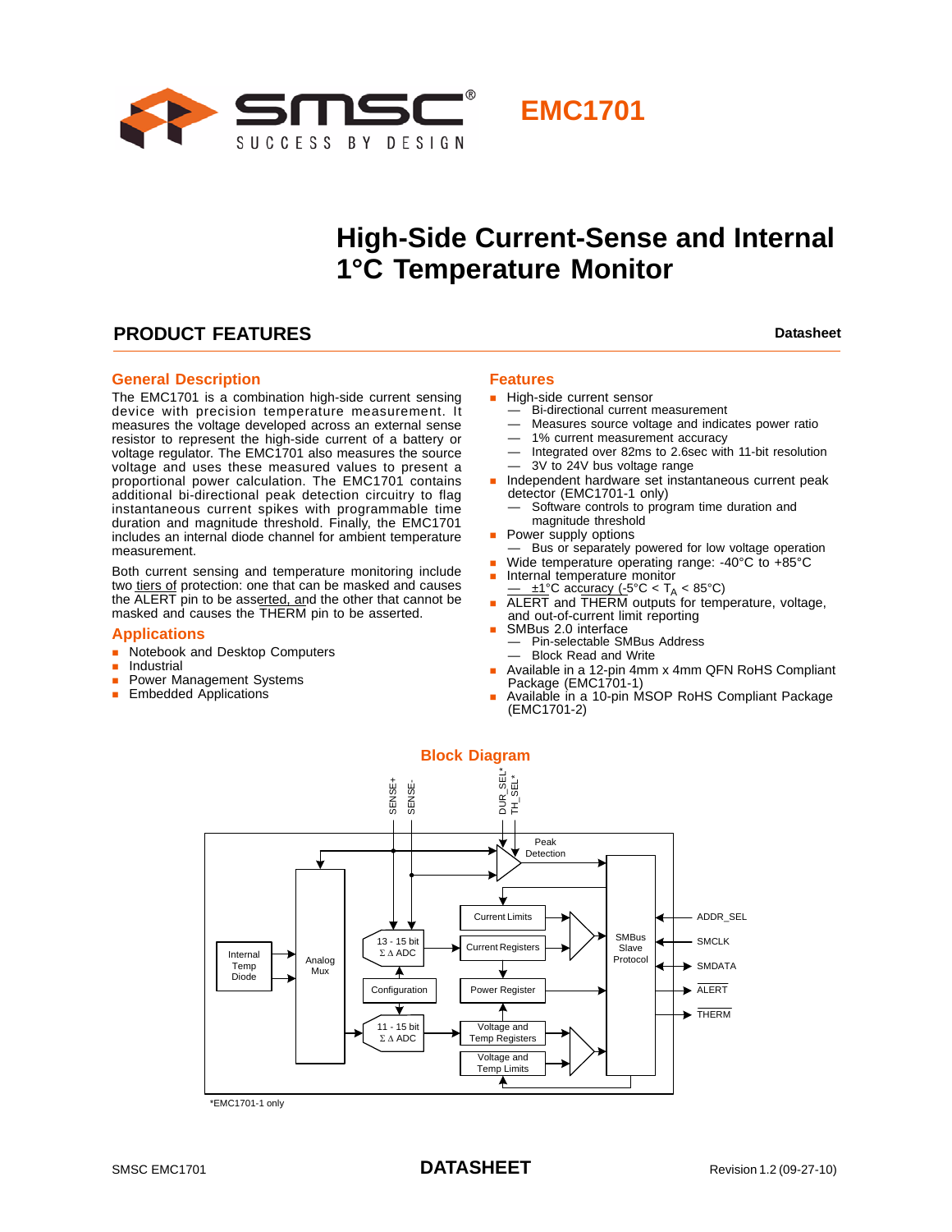# EMC1701

# High-Side Current-Sense and Internal 1°C Temperature Monitor

## PRODUCT FEATURES

**Datasheet**

### General Description

The EMC1701 is a combination high-side current sensing device with precision temperature measurement. It measures the voltage developed across an external sense resistor to represent the high-side current of a battery or voltage regulator. The EMC1701 also measures the source voltage and uses these measured values to present a proportional power calculation. The EMC1701 contains additional bi-directional peak detection circuitry to flag instantaneous current spikes with programmable time duration and magnitude threshold. Finally, the EMC1701 includes an internal diode channel for ambient temperature measurement.

Both current sensing and temperature monitoring include two tiers of protection: one that can be masked and causes the ALERT pin to be asserted, and the other that cannot be masked and causes the THERM pin to be asserted.

### Applications

- Notebook and Desktop Computers
- Industrial
- Power Management Systems
- Embedded Applications

### Features

- High-side current sensor
  - Bi-directional current measurement
  - Measures source voltage and indicates power ratio
  - 1% current measurement accuracy
  - Integrated over 82ms to 2.6sec with 11-bit resolution
  - 3V to 24V bus voltage range
- Independent hardware set instantaneous current peak detector (EMC1701-1 only)
  - Software controls to program time duration and magnitude threshold
- Power supply options
  - Bus or separately powered for low voltage operation
- Wide temperature operating range: -40°C to +85°C
- Internal temperature monitor
  - ±1°C accuracy (-5°C < $T_A$ < 85°C)
- ALERT and THERM outputs for temperature, voltage, and out-of-current limit reporting
- SMBus 2.0 interface
  - Pin-selectable SMBus Address
  - Block Read and Write
- Available in a 12-pin 4mm x 4mm QFN RoHS Compliant Package (EMC1701-1)
- Available in a 10-pin MSOP RoHS Compliant Package (EMC1701-2)

### Block Diagram

SENSE+ SENSE- DUR_SEL* TH_SEL*

Peak Detection

Current Limits

Current Registers

Power Register

Voltage and Temp Registers

Voltage and Temp Limits

13 - 15 bit Σ Δ ADC

Configuration

11 - 15 bit Σ Δ ADC

Internal Temp Diode

Analog Mux

SMBus Slave Protocol

ADDR_SEL

SMCLK

SMDATA

ALERT

THERM

*EMC1701-1 only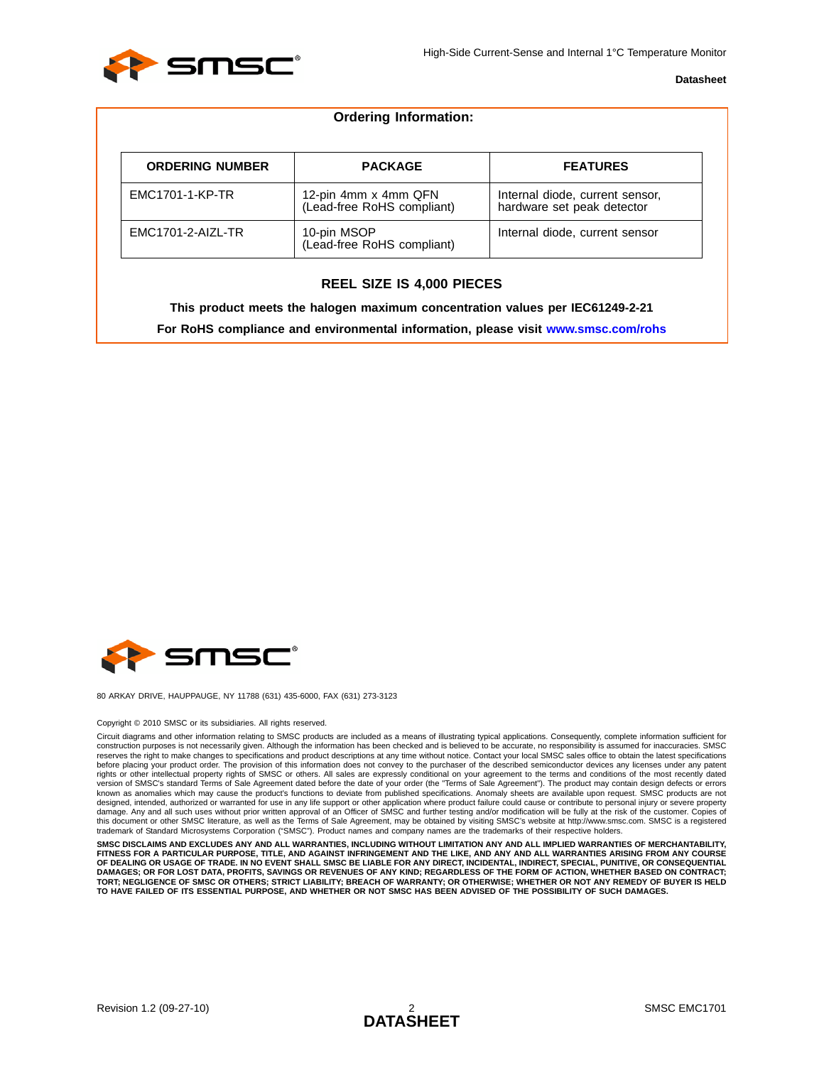## Ordering Information:

| ORDERING NUMBER | PACKAGE | FEATURES |
|---|---|---|
| EMC1701-1-KP-TR | 12-pin 4mm x 4mm QFN (Lead-free RoHS compliant) | Internal diode, current sensor, hardware set peak detector |
| EMC1701-2-AIZL-TR | 10-pin MSOP (Lead-free RoHS compliant) | Internal diode, current sensor |

**REEL SIZE IS 4,000 PIECES**

**This product meets the halogen maximum concentration values per IEC61249-2-21**

**For RoHS compliance and environmental information, please visit www.smsc.com/rohs**

80 ARKAY DRIVE, HAUPPAUGE, NY 11788 (631) 435-6000, FAX (631) 273-3123

Copyright © 2010 SMSC or its subsidiaries. All rights reserved.

Circuit diagrams and other information relating to SMSC products are included as a means of illustrating typical applications. Consequently, complete information sufficient for construction purposes is not necessarily given. Although the information has been checked and is believed to be accurate, no responsibility is assumed for inaccuracies. SMSC reserves the right to make changes to specifications and product descriptions at any time without notice. Contact your local SMSC sales office to obtain the latest specifications before placing your product order. The provision of this information does not convey to the purchaser of the described semiconductor devices any licenses under any patent rights or other intellectual property rights of SMSC or others. All sales are expressly conditional on your agreement to the terms and conditions of the most recently dated version of SMSC's standard Terms of Sale Agreement dated before the date of your order (the "Terms of Sale Agreement"). The product may contain design defects or errors known as anomalies which may cause the product's functions to deviate from published specifications. Anomaly sheets are available upon request. SMSC products are not designed, intended, authorized or warranted for use in any life support or other application where product failure could cause or contribute to personal injury or severe property damage. Any and all such uses without prior written approval of an Officer of SMSC and further testing and/or modification will be fully at the risk of the customer. Copies of this document or other SMSC literature, as well as the Terms of Sale Agreement, may be obtained by visiting SMSC's website at http://www.smsc.com. SMSC is a registered trademark of Standard Microsystems Corporation ("SMSC"). Product names and company names are the trademarks of their respective holders.

**SMSC DISCLAIMS AND EXCLUDES ANY AND ALL WARRANTIES, INCLUDING WITHOUT LIMITATION ANY AND ALL IMPLIED WARRANTIES OF MERCHANTABILITY, FITNESS FOR A PARTICULAR PURPOSE, TITLE, AND AGAINST INFRINGEMENT AND THE LIKE, AND ANY AND ALL WARRANTIES ARISING FROM ANY COURSE OF DEALING OR USAGE OF TRADE. IN NO EVENT SHALL SMSC BE LIABLE FOR ANY DIRECT, INCIDENTAL, INDIRECT, SPECIAL, PUNITIVE, OR CONSEQUENTIAL DAMAGES; OR FOR LOST DATA, PROFITS, SAVINGS OR REVENUES OF ANY KIND; REGARDLESS OF THE FORM OF ACTION, WHETHER BASED ON CONTRACT; TORT; NEGLIGENCE OF SMSC OR OTHERS; STRICT LIABILITY; BREACH OF WARRANTY; OR OTHERWISE; WHETHER OR NOT ANY REMEDY OF BUYER IS HELD TO HAVE FAILED OF ITS ESSENTIAL PURPOSE, AND WHETHER OR NOT SMSC HAS BEEN ADVISED OF THE POSSIBILITY OF SUCH DAMAGES.**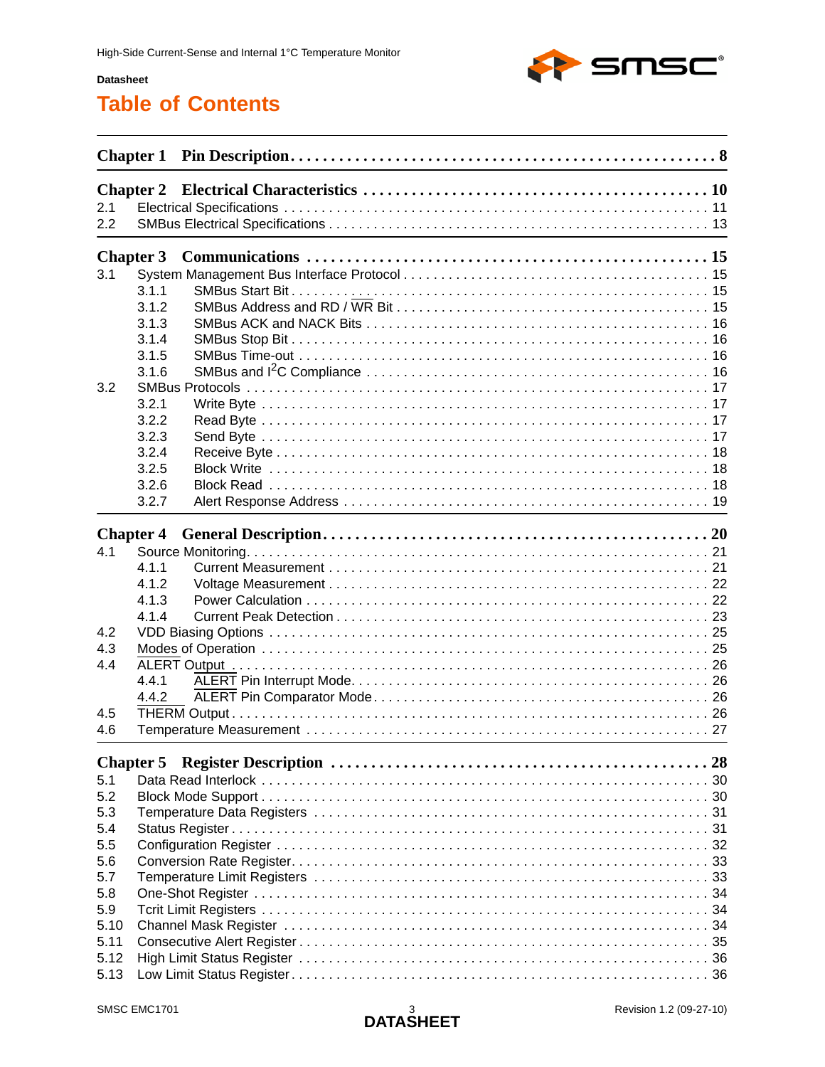Datasheet

# Table of Contents

**Chapter 1 Pin Description . . . . . . . . . . 8**

**Chapter 2 Electrical Characteristics . . . . . . . . . . 10**

2.1 Electrical Specifications . . . . . . . . . . 11
2.2 SMBus Electrical Specifications . . . . . . . . . . 13

**Chapter 3 Communications . . . . . . . . . . 15**

3.1 System Management Bus Interface Protocol . . . . . . . . . . 15
 3.1.1 SMBus Start Bit . . . . . . . . . . 15
 3.1.2 SMBus Address and RD / WR Bit . . . . . . . . . . 15
 3.1.3 SMBus ACK and NACK Bits . . . . . . . . . . 16
 3.1.4 SMBus Stop Bit . . . . . . . . . . 16
 3.1.5 SMBus Time-out . . . . . . . . . . 16
 3.1.6 SMBus and I²C Compliance . . . . . . . . . . 16
3.2 SMBus Protocols . . . . . . . . . . 17
 3.2.1 Write Byte . . . . . . . . . . 17
 3.2.2 Read Byte . . . . . . . . . . 17
 3.2.3 Send Byte . . . . . . . . . . 17
 3.2.4 Receive Byte . . . . . . . . . . 18
 3.2.5 Block Write . . . . . . . . . . 18
 3.2.6 Block Read . . . . . . . . . . 18
 3.2.7 Alert Response Address . . . . . . . . . . 19

**Chapter 4 General Description . . . . . . . . . . 20**

4.1 Source Monitoring . . . . . . . . . . 21
 4.1.1 Current Measurement . . . . . . . . . . 21
 4.1.2 Voltage Measurement . . . . . . . . . . 22
 4.1.3 Power Calculation . . . . . . . . . . 22
 4.1.4 Current Peak Detection . . . . . . . . . . 23
4.2 VDD Biasing Options . . . . . . . . . . 25
4.3 Modes of Operation . . . . . . . . . . 25
4.4 ALERT Output . . . . . . . . . . 26
 4.4.1 ALERT Pin Interrupt Mode . . . . . . . . . . 26
 4.4.2 ALERT Pin Comparator Mode . . . . . . . . . . 26
4.5 THERM Output . . . . . . . . . . 26
4.6 Temperature Measurement . . . . . . . . . . 27

**Chapter 5 Register Description . . . . . . . . . . 28**

5.1 Data Read Interlock . . . . . . . . . . 30
5.2 Block Mode Support . . . . . . . . . . 30
5.3 Temperature Data Registers . . . . . . . . . . 31
5.4 Status Register . . . . . . . . . . 31
5.5 Configuration Register . . . . . . . . . . 32
5.6 Conversion Rate Register . . . . . . . . . . 33
5.7 Temperature Limit Registers . . . . . . . . . . 33
5.8 One-Shot Register . . . . . . . . . . 34
5.9 Tcrit Limit Registers . . . . . . . . . . 34
5.10 Channel Mask Register . . . . . . . . . . 34
5.11 Consecutive Alert Register . . . . . . . . . . 35
5.12 High Limit Status Register . . . . . . . . . . 36
5.13 Low Limit Status Register . . . . . . . . . . 36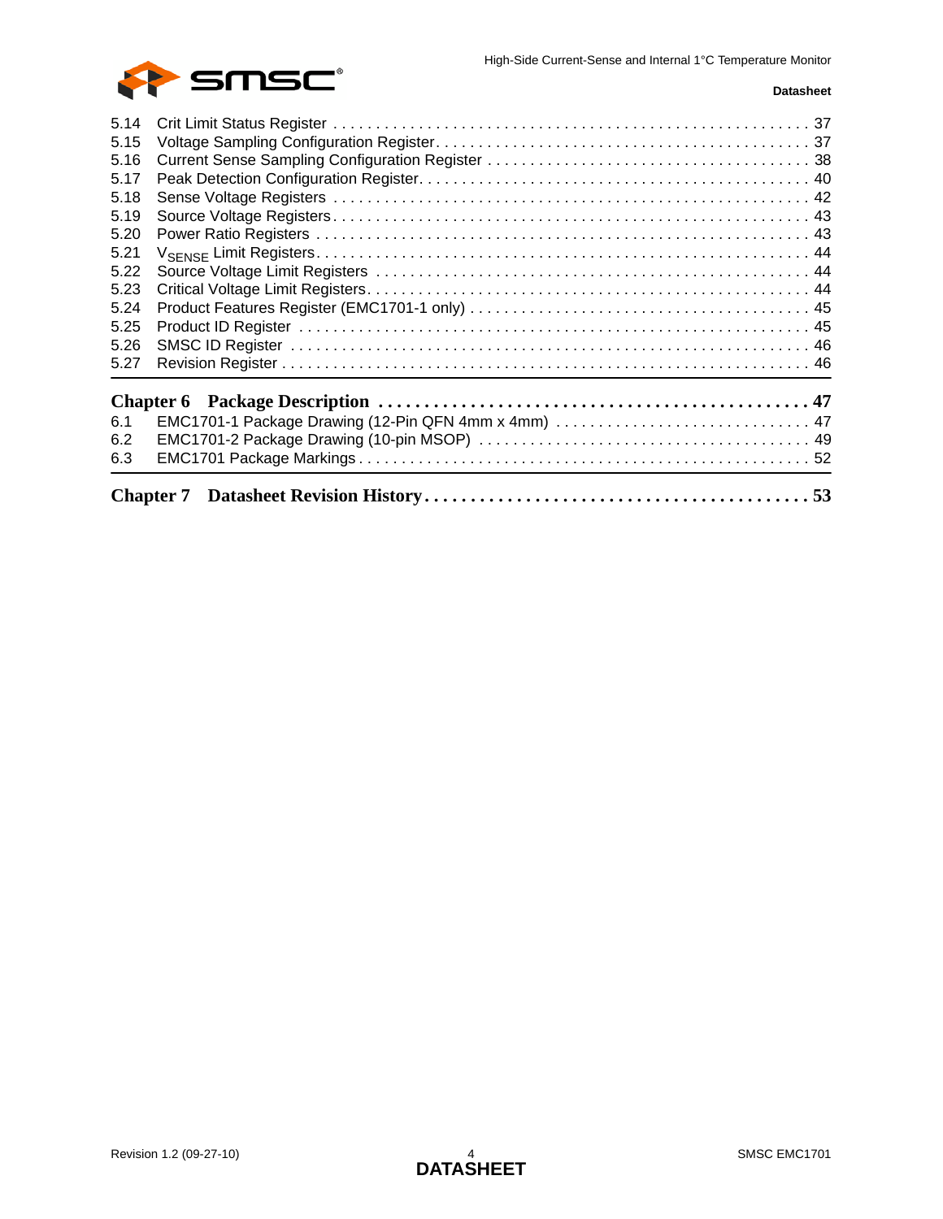5.14 Crit Limit Status Register . . . . . . . . . . . . . . . . . . . . . . . . . . . . . . . . . . . . . . . . . . . . . . . . . . . . . . . . . . 37
5.15 Voltage Sampling Configuration Register . . . . . . . . . . . . . . . . . . . . . . . . . . . . . . . . . . . . . . . . . . . . . . 37
5.16 Current Sense Sampling Configuration Register . . . . . . . . . . . . . . . . . . . . . . . . . . . . . . . . . . . . . . . . . 38
5.17 Peak Detection Configuration Register . . . . . . . . . . . . . . . . . . . . . . . . . . . . . . . . . . . . . . . . . . . . . . . 40
5.18 Sense Voltage Registers . . . . . . . . . . . . . . . . . . . . . . . . . . . . . . . . . . . . . . . . . . . . . . . . . . . . . . . . . 42
5.19 Source Voltage Registers . . . . . . . . . . . . . . . . . . . . . . . . . . . . . . . . . . . . . . . . . . . . . . . . . . . . . . . . 43
5.20 Power Ratio Registers . . . . . . . . . . . . . . . . . . . . . . . . . . . . . . . . . . . . . . . . . . . . . . . . . . . . . . . . . . 43
5.21 $V_{SENSE}$ Limit Registers . . . . . . . . . . . . . . . . . . . . . . . . . . . . . . . . . . . . . . . . . . . . . . . . . . . . . . . . 44
5.22 Source Voltage Limit Registers . . . . . . . . . . . . . . . . . . . . . . . . . . . . . . . . . . . . . . . . . . . . . . . . . . . . 44
5.23 Critical Voltage Limit Registers . . . . . . . . . . . . . . . . . . . . . . . . . . . . . . . . . . . . . . . . . . . . . . . . . . . . 44
5.24 Product Features Register (EMC1701-1 only) . . . . . . . . . . . . . . . . . . . . . . . . . . . . . . . . . . . . . . . . . 45
5.25 Product ID Register . . . . . . . . . . . . . . . . . . . . . . . . . . . . . . . . . . . . . . . . . . . . . . . . . . . . . . . . . . . . 45
5.26 SMSC ID Register . . . . . . . . . . . . . . . . . . . . . . . . . . . . . . . . . . . . . . . . . . . . . . . . . . . . . . . . . . . . . 46
5.27 Revision Register . . . . . . . . . . . . . . . . . . . . . . . . . . . . . . . . . . . . . . . . . . . . . . . . . . . . . . . . . . . . . . 46

**Chapter 6 Package Description . . . . . . . . . . . . . . . . . . . . . . . . . . . . . . . . . . . . . . . . . . . . . . 47**

6.1 EMC1701-1 Package Drawing (12-Pin QFN 4mm x 4mm) . . . . . . . . . . . . . . . . . . . . . . . . . . . . . . 47
6.2 EMC1701-2 Package Drawing (10-pin MSOP) . . . . . . . . . . . . . . . . . . . . . . . . . . . . . . . . . . . . . . 49
6.3 EMC1701 Package Markings . . . . . . . . . . . . . . . . . . . . . . . . . . . . . . . . . . . . . . . . . . . . . . . . . . . . 52

**Chapter 7 Datasheet Revision History . . . . . . . . . . . . . . . . . . . . . . . . . . . . . . . . . . . . . . . . . 53**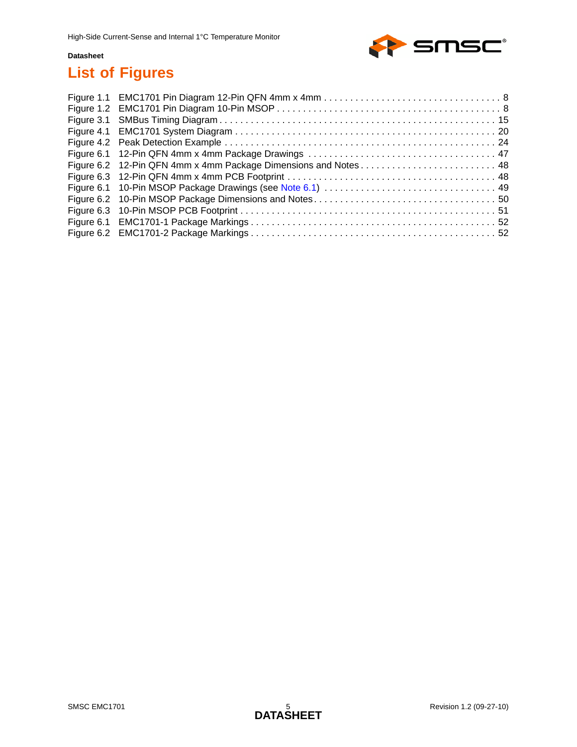# List of Figures

Figure 1.1 EMC1701 Pin Diagram 12-Pin QFN 4mm x 4mm . . . . . . . . . . . . . . . . . . . . . . . . . . . . . . . . . . 8
Figure 1.2 EMC1701 Pin Diagram 10-Pin MSOP . . . . . . . . . . . . . . . . . . . . . . . . . . . . . . . . . . . . . . . . . 8
Figure 3.1 SMBus Timing Diagram . . . . . . . . . . . . . . . . . . . . . . . . . . . . . . . . . . . . . . . . . . . . . . . . . . . . 15
Figure 4.1 EMC1701 System Diagram . . . . . . . . . . . . . . . . . . . . . . . . . . . . . . . . . . . . . . . . . . . . . . . . . . 20
Figure 4.2 Peak Detection Example . . . . . . . . . . . . . . . . . . . . . . . . . . . . . . . . . . . . . . . . . . . . . . . . . . . 24
Figure 6.1 12-Pin QFN 4mm x 4mm Package Drawings . . . . . . . . . . . . . . . . . . . . . . . . . . . . . . . . . . . 47
Figure 6.2 12-Pin QFN 4mm x 4mm Package Dimensions and Notes . . . . . . . . . . . . . . . . . . . . . . . . . . 48
Figure 6.3 12-Pin QFN 4mm x 4mm PCB Footprint . . . . . . . . . . . . . . . . . . . . . . . . . . . . . . . . . . . . . . . 48
Figure 6.1 10-Pin MSOP Package Drawings (see Note 6.1) . . . . . . . . . . . . . . . . . . . . . . . . . . . . . . . . 49
Figure 6.2 10-Pin MSOP Package Dimensions and Notes . . . . . . . . . . . . . . . . . . . . . . . . . . . . . . . . . . 50
Figure 6.3 10-Pin MSOP PCB Footprint . . . . . . . . . . . . . . . . . . . . . . . . . . . . . . . . . . . . . . . . . . . . . . . . 51
Figure 6.1 EMC1701-1 Package Markings . . . . . . . . . . . . . . . . . . . . . . . . . . . . . . . . . . . . . . . . . . . . . . 52
Figure 6.2 EMC1701-2 Package Markings . . . . . . . . . . . . . . . . . . . . . . . . . . . . . . . . . . . . . . . . . . . . . . 52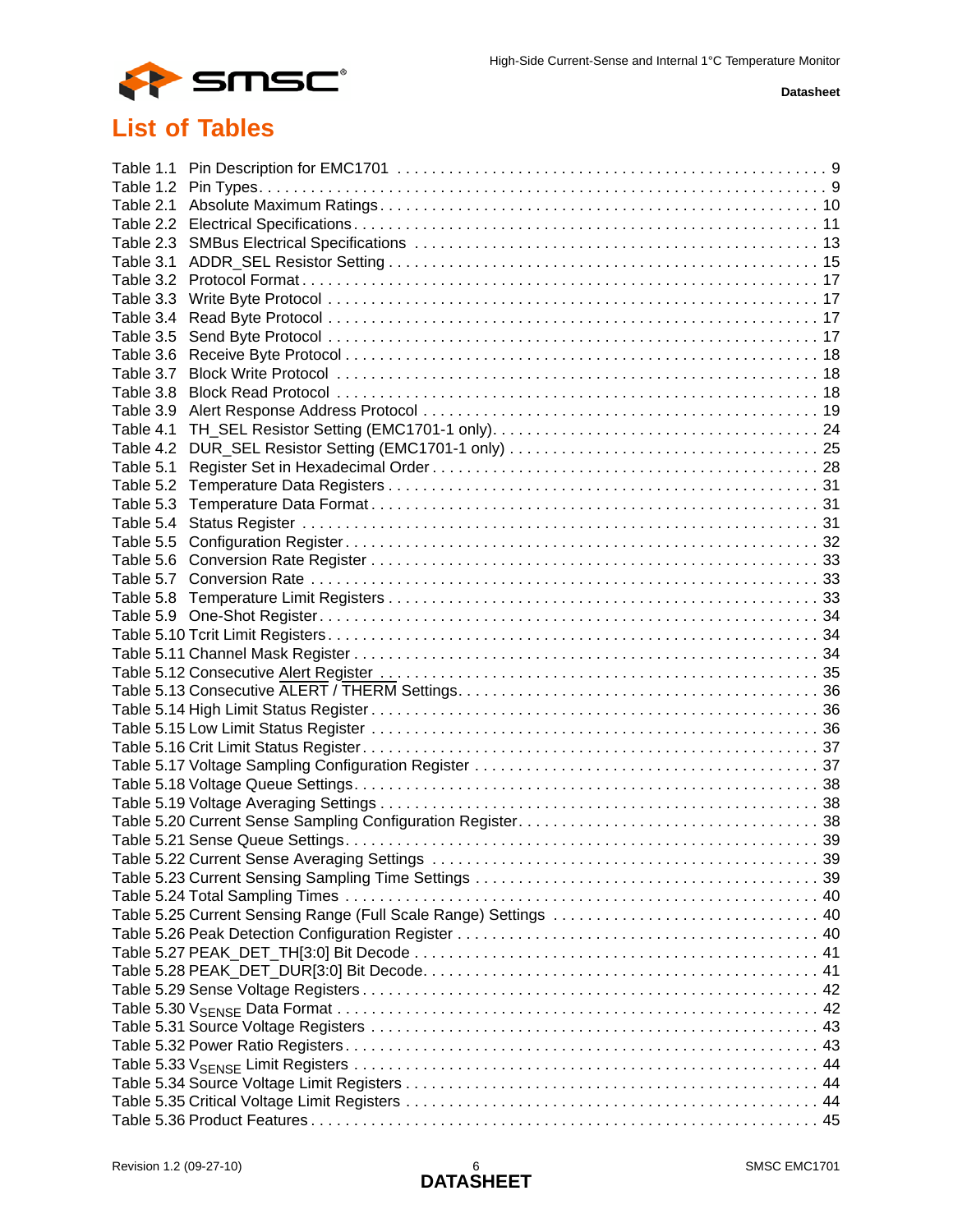# List of Tables

Table 1.1 Pin Description for EMC1701 . . . . . . . . . . 9
Table 1.2 Pin Types. . . . . . . . . . 9
Table 2.1 Absolute Maximum Ratings . . . . . . . . . . 10
Table 2.2 Electrical Specifications . . . . . . . . . . 11
Table 2.3 SMBus Electrical Specifications . . . . . . . . . . 13
Table 3.1 ADDR_SEL Resistor Setting . . . . . . . . . . 15
Table 3.2 Protocol Format . . . . . . . . . . 17
Table 3.3 Write Byte Protocol . . . . . . . . . . 17
Table 3.4 Read Byte Protocol . . . . . . . . . . 17
Table 3.5 Send Byte Protocol . . . . . . . . . . 17
Table 3.6 Receive Byte Protocol . . . . . . . . . . 18
Table 3.7 Block Write Protocol . . . . . . . . . . 18
Table 3.8 Block Read Protocol . . . . . . . . . . 18
Table 3.9 Alert Response Address Protocol . . . . . . . . . . 19
Table 4.1 TH_SEL Resistor Setting (EMC1701-1 only). . . . . . . . . . 24
Table 4.2 DUR_SEL Resistor Setting (EMC1701-1 only) . . . . . . . . . . 25
Table 5.1 Register Set in Hexadecimal Order . . . . . . . . . . 28
Table 5.2 Temperature Data Registers . . . . . . . . . . 31
Table 5.3 Temperature Data Format . . . . . . . . . . 31
Table 5.4 Status Register . . . . . . . . . . 31
Table 5.5 Configuration Register . . . . . . . . . . 32
Table 5.6 Conversion Rate Register . . . . . . . . . . 33
Table 5.7 Conversion Rate . . . . . . . . . . 33
Table 5.8 Temperature Limit Registers . . . . . . . . . . 33
Table 5.9 One-Shot Register . . . . . . . . . . 34
Table 5.10 Tcrit Limit Registers . . . . . . . . . . 34
Table 5.11 Channel Mask Register . . . . . . . . . . 34
Table 5.12 Consecutive Alert Register . . . . . . . . . . 35
Table 5.13 Consecutive ALERT / THERM Settings . . . . . . . . . . 36
Table 5.14 High Limit Status Register . . . . . . . . . . 36
Table 5.15 Low Limit Status Register . . . . . . . . . . 36
Table 5.16 Crit Limit Status Register . . . . . . . . . . 37
Table 5.17 Voltage Sampling Configuration Register . . . . . . . . . . 37
Table 5.18 Voltage Queue Settings . . . . . . . . . . 38
Table 5.19 Voltage Averaging Settings . . . . . . . . . . 38
Table 5.20 Current Sense Sampling Configuration Register . . . . . . . . . . 38
Table 5.21 Sense Queue Settings . . . . . . . . . . 39
Table 5.22 Current Sense Averaging Settings . . . . . . . . . . 39
Table 5.23 Current Sensing Sampling Time Settings . . . . . . . . . . 39
Table 5.24 Total Sampling Times . . . . . . . . . . 40
Table 5.25 Current Sensing Range (Full Scale Range) Settings . . . . . . . . . . 40
Table 5.26 Peak Detection Configuration Register . . . . . . . . . . 40
Table 5.27 PEAK_DET_TH[3:0] Bit Decode . . . . . . . . . . 41
Table 5.28 PEAK_DET_DUR[3:0] Bit Decode. . . . . . . . . . 41
Table 5.29 Sense Voltage Registers . . . . . . . . . . 42
Table 5.30 $V_{SENSE}$ Data Format . . . . . . . . . . 42
Table 5.31 Source Voltage Registers . . . . . . . . . . 43
Table 5.32 Power Ratio Registers . . . . . . . . . . 43
Table 5.33 $V_{SENSE}$ Limit Registers . . . . . . . . . . 44
Table 5.34 Source Voltage Limit Registers . . . . . . . . . . 44
Table 5.35 Critical Voltage Limit Registers . . . . . . . . . . 44
Table 5.36 Product Features . . . . . . . . . . 45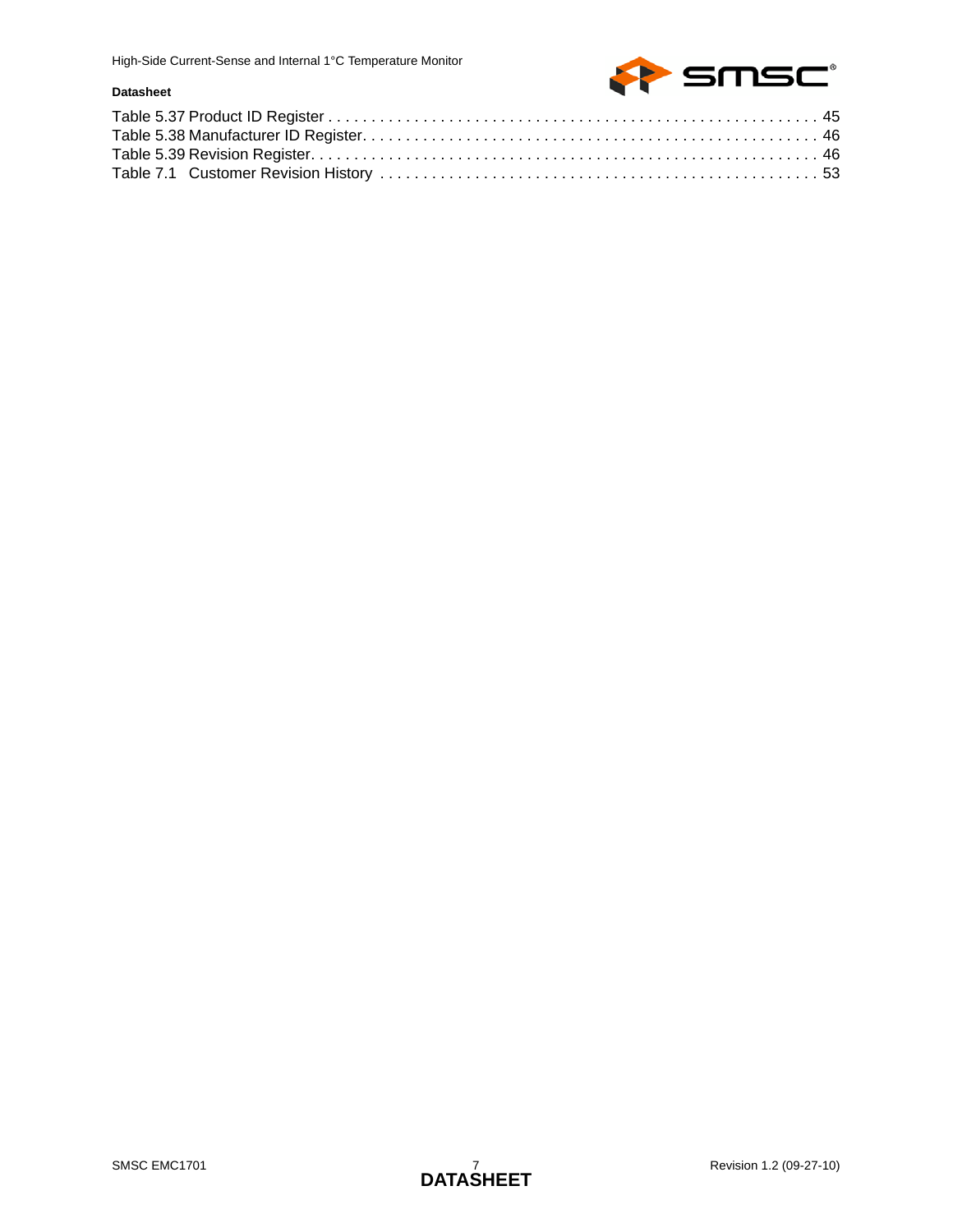Table 5.37 Product ID Register . . . . . . . . . . . . . . . . . . . . . . . . . . . . . . . . . . . . . . . . . . . . . . . . . . . . . . . . . 45
Table 5.38 Manufacturer ID Register. . . . . . . . . . . . . . . . . . . . . . . . . . . . . . . . . . . . . . . . . . . . . . . . . . . . . 46
Table 5.39 Revision Register. . . . . . . . . . . . . . . . . . . . . . . . . . . . . . . . . . . . . . . . . . . . . . . . . . . . . . . . . . . 46
Table 7.1 Customer Revision History . . . . . . . . . . . . . . . . . . . . . . . . . . . . . . . . . . . . . . . . . . . . . . . . . . . . 53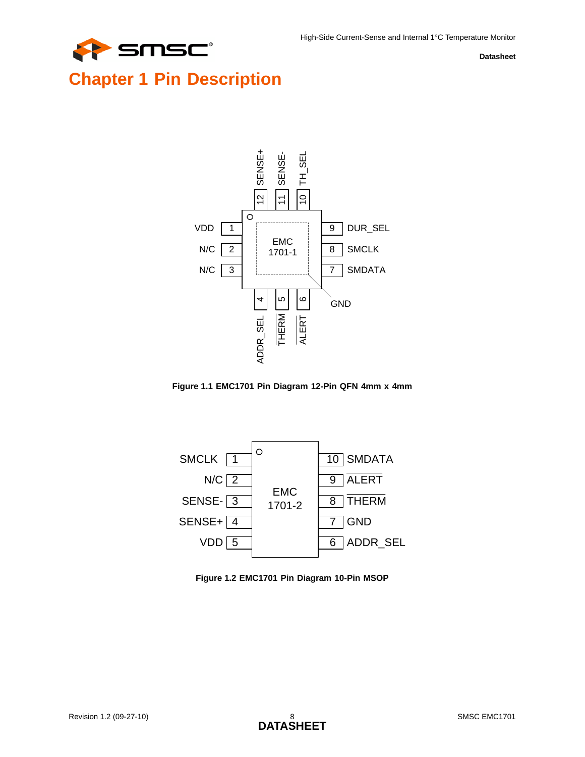# Chapter 1 Pin Description

Figure 1.1 EMC1701 Pin Diagram 12-Pin QFN 4mm x 4mm

Figure 1.2 EMC1701 Pin Diagram 10-Pin MSOP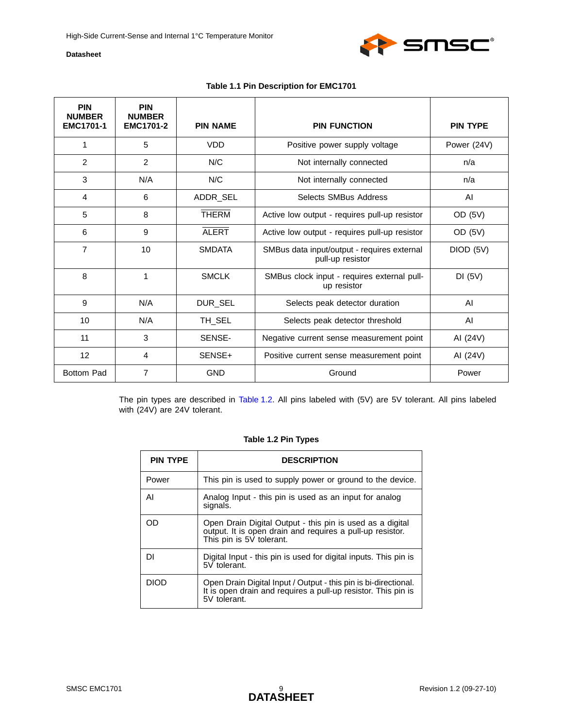**Table 1.1 Pin Description for EMC1701**

| PIN NUMBER EMC1701-1 | PIN NUMBER EMC1701-2 | PIN NAME | PIN FUNCTION | PIN TYPE |
|---|---|---|---|---|
| 1 | 5 | VDD | Positive power supply voltage | Power (24V) |
| 2 | 2 | N/C | Not internally connected | n/a |
| 3 | N/A | N/C | Not internally connected | n/a |
| 4 | 6 | ADDR_SEL | Selects SMBus Address | AI |
| 5 | 8 | $\overline{\text{THERM}}$ | Active low output - requires pull-up resistor | OD (5V) |
| 6 | 9 | $\overline{\text{ALERT}}$ | Active low output - requires pull-up resistor | OD (5V) |
| 7 | 10 | SMDATA | SMBus data input/output - requires external pull-up resistor | DIOD (5V) |
| 8 | 1 | SMCLK | SMBus clock input - requires external pull-up resistor | DI (5V) |
| 9 | N/A | DUR_SEL | Selects peak detector duration | AI |
| 10 | N/A | TH_SEL | Selects peak detector threshold | AI |
| 11 | 3 | SENSE- | Negative current sense measurement point | AI (24V) |
| 12 | 4 | SENSE+ | Positive current sense measurement point | AI (24V) |
| Bottom Pad | 7 | GND | Ground | Power |

The pin types are described in Table 1.2. All pins labeled with (5V) are 5V tolerant. All pins labeled with (24V) are 24V tolerant.

**Table 1.2 Pin Types**

| PIN TYPE | DESCRIPTION |
|---|---|
| Power | This pin is used to supply power or ground to the device. |
| AI | Analog Input - this pin is used as an input for analog signals. |
| OD | Open Drain Digital Output - this pin is used as a digital output. It is open drain and requires a pull-up resistor. This pin is 5V tolerant. |
| DI | Digital Input - this pin is used for digital inputs. This pin is 5V tolerant. |
| DIOD | Open Drain Digital Input / Output - this pin is bi-directional. It is open drain and requires a pull-up resistor. This pin is 5V tolerant. |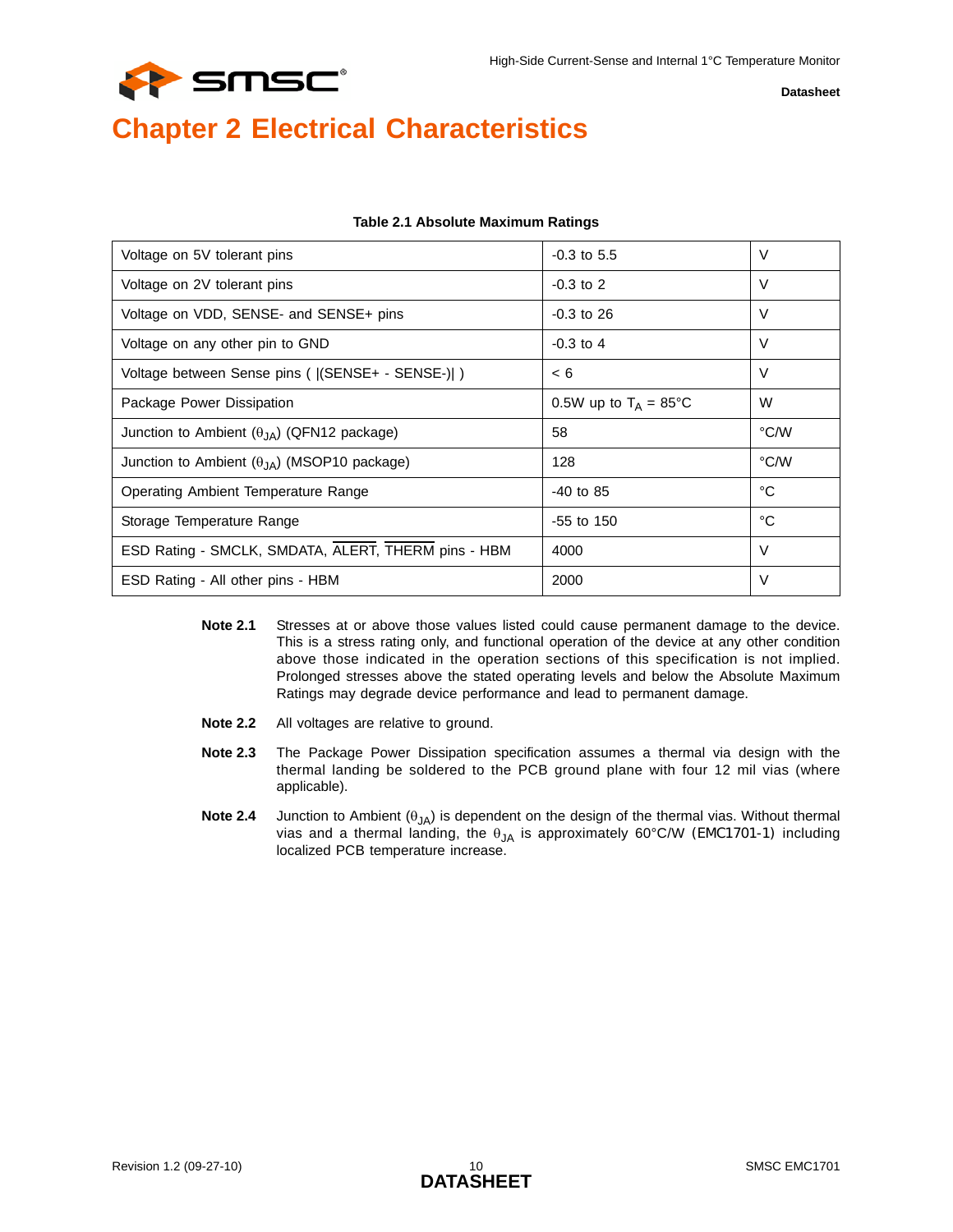# Chapter 2 Electrical Characteristics

**Table 2.1 Absolute Maximum Ratings**

| | | |
|---|---|---|
| Voltage on 5V tolerant pins | -0.3 to 5.5 | V |
| Voltage on 2V tolerant pins | -0.3 to 2 | V |
| Voltage on VDD, SENSE- and SENSE+ pins | -0.3 to 26 | V |
| Voltage on any other pin to GND | -0.3 to 4 | V |
| Voltage between Sense pins ( \|(SENSE+ - SENSE-)\| ) | < 6 | V |
| Package Power Dissipation | 0.5W up to $T_A$ = 85°C | W |
| Junction to Ambient ($\theta_{JA}$) (QFN12 package) | 58 | °C/W |
| Junction to Ambient ($\theta_{JA}$) (MSOP10 package) | 128 | °C/W |
| Operating Ambient Temperature Range | -40 to 85 | °C |
| Storage Temperature Range | -55 to 150 | °C |
| ESD Rating - SMCLK, SMDATA, $\overline{\text{ALERT}}$, $\overline{\text{THERM}}$ pins - HBM | 4000 | V |
| ESD Rating - All other pins - HBM | 2000 | V |

**Note 2.1** Stresses at or above those values listed could cause permanent damage to the device. This is a stress rating only, and functional operation of the device at any other condition above those indicated in the operation sections of this specification is not implied. Prolonged stresses above the stated operating levels and below the Absolute Maximum Ratings may degrade device performance and lead to permanent damage.

**Note 2.2** All voltages are relative to ground.

**Note 2.3** The Package Power Dissipation specification assumes a thermal via design with the thermal landing be soldered to the PCB ground plane with four 12 mil vias (where applicable).

**Note 2.4** Junction to Ambient ($\theta_{JA}$) is dependent on the design of the thermal vias. Without thermal vias and a thermal landing, the $\theta_{JA}$ is approximately 60°C/W (EMC1701-1) including localized PCB temperature increase.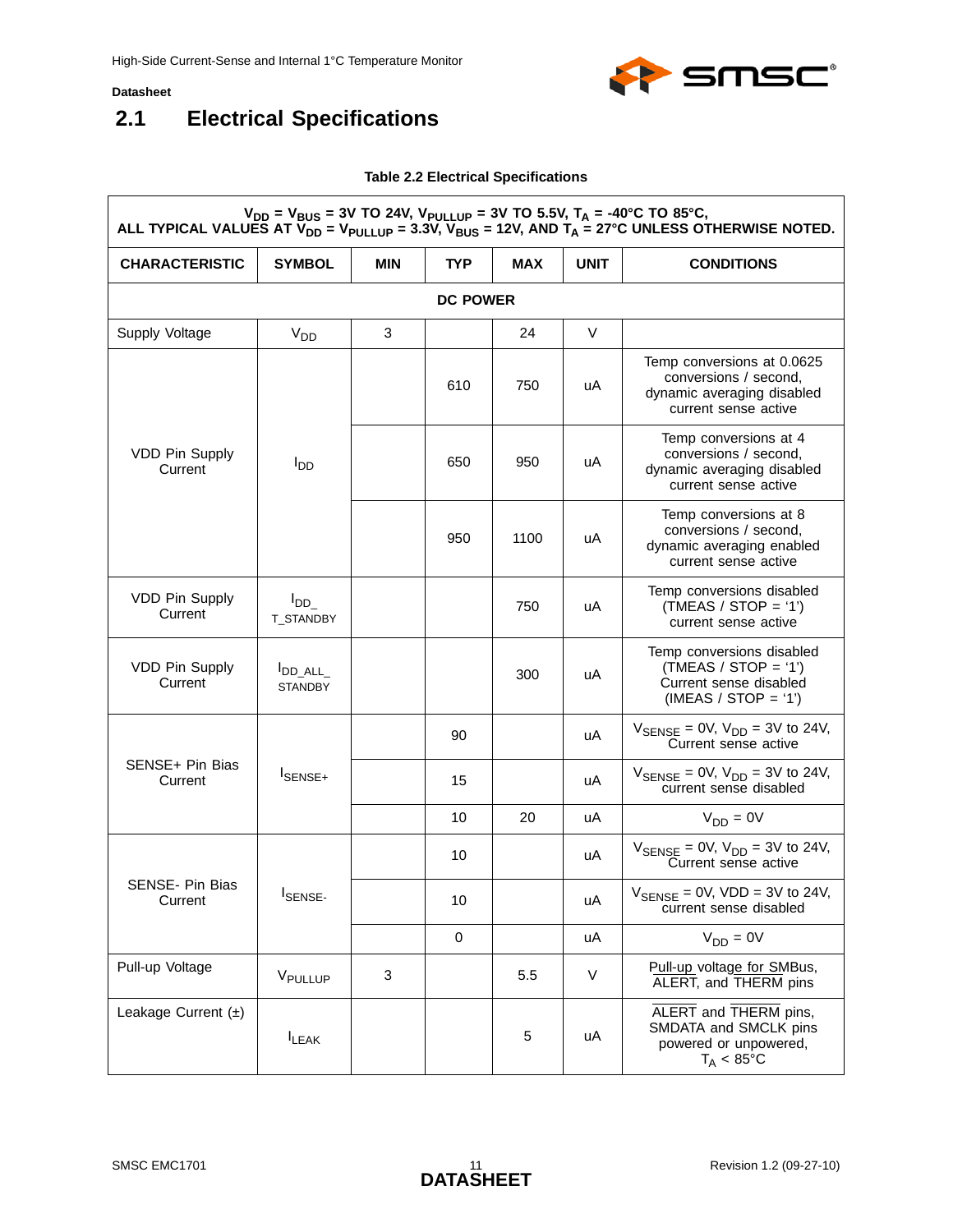## 2.1 Electrical Specifications

**Table 2.2 Electrical Specifications**

| $V_{DD}$ = $V_{BUS}$ = 3V TO 24V, $V_{PULLUP}$ = 3V TO 5.5V, $T_A$ = -40°C TO 85°C, ALL TYPICAL VALUES AT $V_{DD}$ = $V_{PULLUP}$ = 3.3V, $V_{BUS}$ = 12V, AND $T_A$ = 27°C UNLESS OTHERWISE NOTED. | | | | | | |
|---|---|---|---|---|---|---|
| **CHARACTERISTIC** | **SYMBOL** | **MIN** | **TYP** | **MAX** | **UNIT** | **CONDITIONS** |
| **DC POWER** | | | | | | |
| Supply Voltage | $V_{DD}$ | 3 | | 24 | V | |
| VDD Pin Supply Current | $I_{DD}$ | | 610 | 750 | uA | Temp conversions at 0.0625 conversions / second, dynamic averaging disabled current sense active |
| | | | 650 | 950 | uA | Temp conversions at 4 conversions / second, dynamic averaging disabled current sense active |
| | | | 950 | 1100 | uA | Temp conversions at 8 conversions / second, dynamic averaging enabled current sense active |
| VDD Pin Supply Current | $I_{DD\_T\_STANDBY}$ | | | 750 | uA | Temp conversions disabled (TMEAS / STOP = '1') current sense active |
| VDD Pin Supply Current | $I_{DD\_ALL\_STANDBY}$ | | | 300 | uA | Temp conversions disabled (TMEAS / STOP = '1') Current sense disabled (IMEAS / STOP = '1') |
| SENSE+ Pin Bias Current | $I_{SENSE+}$ | | 90 | | uA | $V_{SENSE}$ = 0V, $V_{DD}$ = 3V to 24V, Current sense active |
| | | | 15 | | uA | $V_{SENSE}$ = 0V, $V_{DD}$ = 3V to 24V, current sense disabled |
| | | | 10 | 20 | uA | $V_{DD}$ = 0V |
| SENSE- Pin Bias Current | $I_{SENSE-}$ | | 10 | | uA | $V_{SENSE}$ = 0V, $V_{DD}$ = 3V to 24V, Current sense active |
| | | | 10 | | uA | $V_{SENSE}$ = 0V, VDD = 3V to 24V, current sense disabled |
| | | | 0 | | uA | $V_{DD}$ = 0V |
| Pull-up Voltage | $V_{PULLUP}$ | 3 | | 5.5 | V | Pull-up voltage for SMBus, ALERT, and THERM pins |
| Leakage Current (±) | $I_{LEAK}$ | | | 5 | uA | ALERT and THERM pins, SMDATA and SMCLK pins powered or unpowered, $T_A$ < 85°C |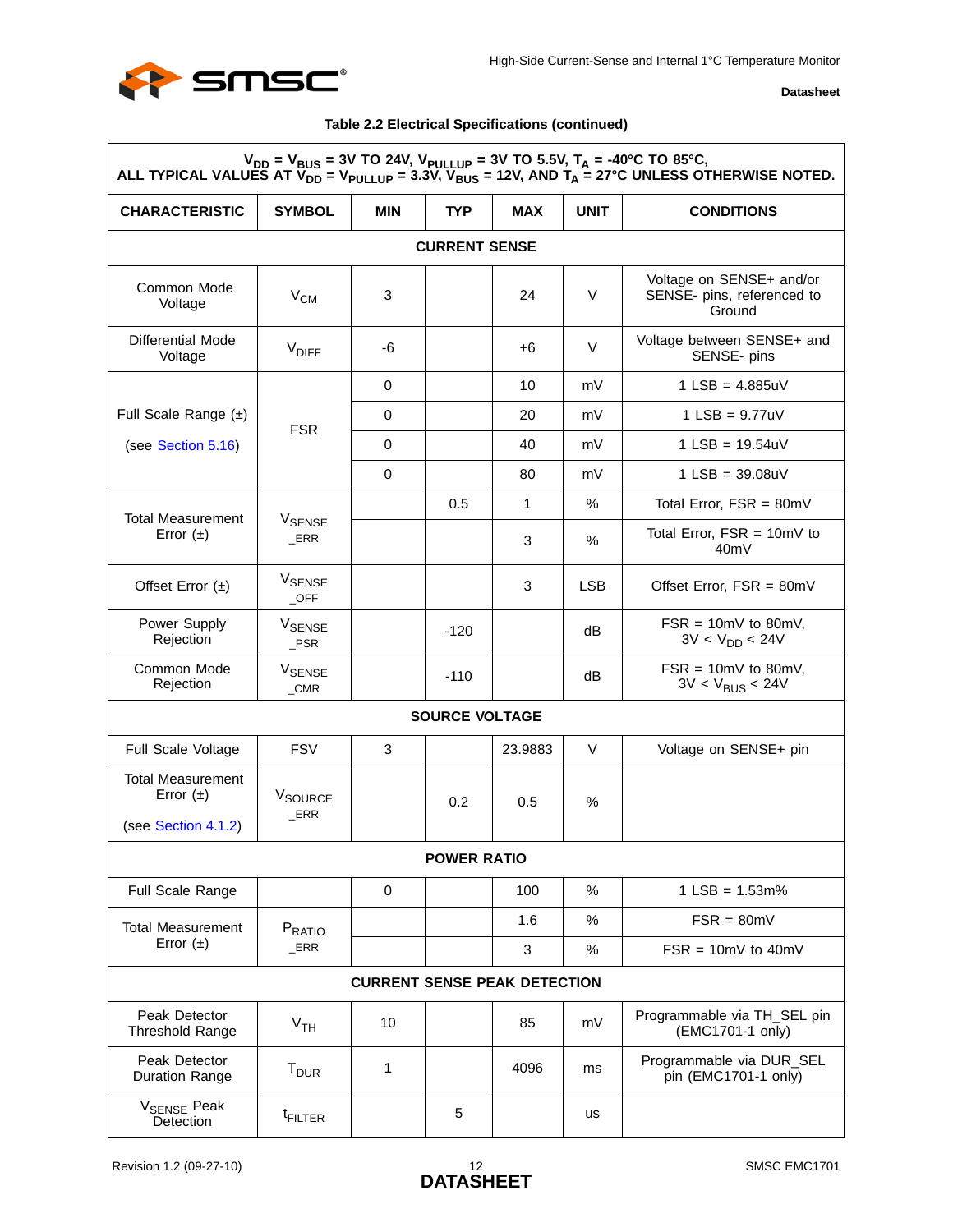**Table 2.2 Electrical Specifications (continued)**

| $V_{DD} = V_{BUS}$ = 3V TO 24V, $V_{PULLUP}$ = 3V TO 5.5V, $T_A$ = -40°C TO 85°C, ALL TYPICAL VALUES AT $V_{DD} = V_{PULLUP}$ = 3.3V, $V_{BUS}$ = 12V, AND $T_A$ = 27°C UNLESS OTHERWISE NOTED. | | | | | | |
|---|---|---|---|---|---|---|
| **CHARACTERISTIC** | **SYMBOL** | **MIN** | **TYP** | **MAX** | **UNIT** | **CONDITIONS** |
| **CURRENT SENSE** | | | | | | |
| Common Mode Voltage | $V_{CM}$ | 3 | | 24 | V | Voltage on SENSE+ and/or SENSE- pins, referenced to Ground |
| Differential Mode Voltage | $V_{DIFF}$ | -6 | | +6 | V | Voltage between SENSE+ and SENSE- pins |
| Full Scale Range (±) (see Section 5.16) | FSR | 0 | | 10 | mV | 1 LSB = 4.885uV |
| | | 0 | | 20 | mV | 1 LSB = 9.77uV |
| | | 0 | | 40 | mV | 1 LSB = 19.54uV |
| | | 0 | | 80 | mV | 1 LSB = 39.08uV |
| Total Measurement Error (±) | $V_{SENSE\_ERR}$ | | 0.5 | 1 | % | Total Error, FSR = 80mV |
| | | | | 3 | % | Total Error, FSR = 10mV to 40mV |
| Offset Error (±) | $V_{SENSE\_OFF}$ | | | 3 | LSB | Offset Error, FSR = 80mV |
| Power Supply Rejection | $V_{SENSE\_PSR}$ | | -120 | | dB | FSR = 10mV to 80mV, 3V < $V_{DD}$ < 24V |
| Common Mode Rejection | $V_{SENSE\_CMR}$ | | -110 | | dB | FSR = 10mV to 80mV, 3V < $V_{BUS}$ < 24V |
| **SOURCE VOLTAGE** | | | | | | |
| Full Scale Voltage | FSV | 3 | | 23.9883 | V | Voltage on SENSE+ pin |
| Total Measurement Error (±) (see Section 4.1.2) | $V_{SOURCE\_ERR}$ | | 0.2 | 0.5 | % | |
| **POWER RATIO** | | | | | | |
| Full Scale Range | | 0 | | 100 | % | 1 LSB = 1.53m% |
| Total Measurement Error (±) | $P_{RATIO\_ERR}$ | | | 1.6 | % | FSR = 80mV |
| | | | | 3 | % | FSR = 10mV to 40mV |
| **CURRENT SENSE PEAK DETECTION** | | | | | | |
| Peak Detector Threshold Range | $V_{TH}$ | 10 | | 85 | mV | Programmable via TH_SEL pin (EMC1701-1 only) |
| Peak Detector Duration Range | $T_{DUR}$ | 1 | | 4096 | ms | Programmable via DUR_SEL pin (EMC1701-1 only) |
| $V_{SENSE}$ Peak Detection | $t_{FILTER}$ | | 5 | | us | |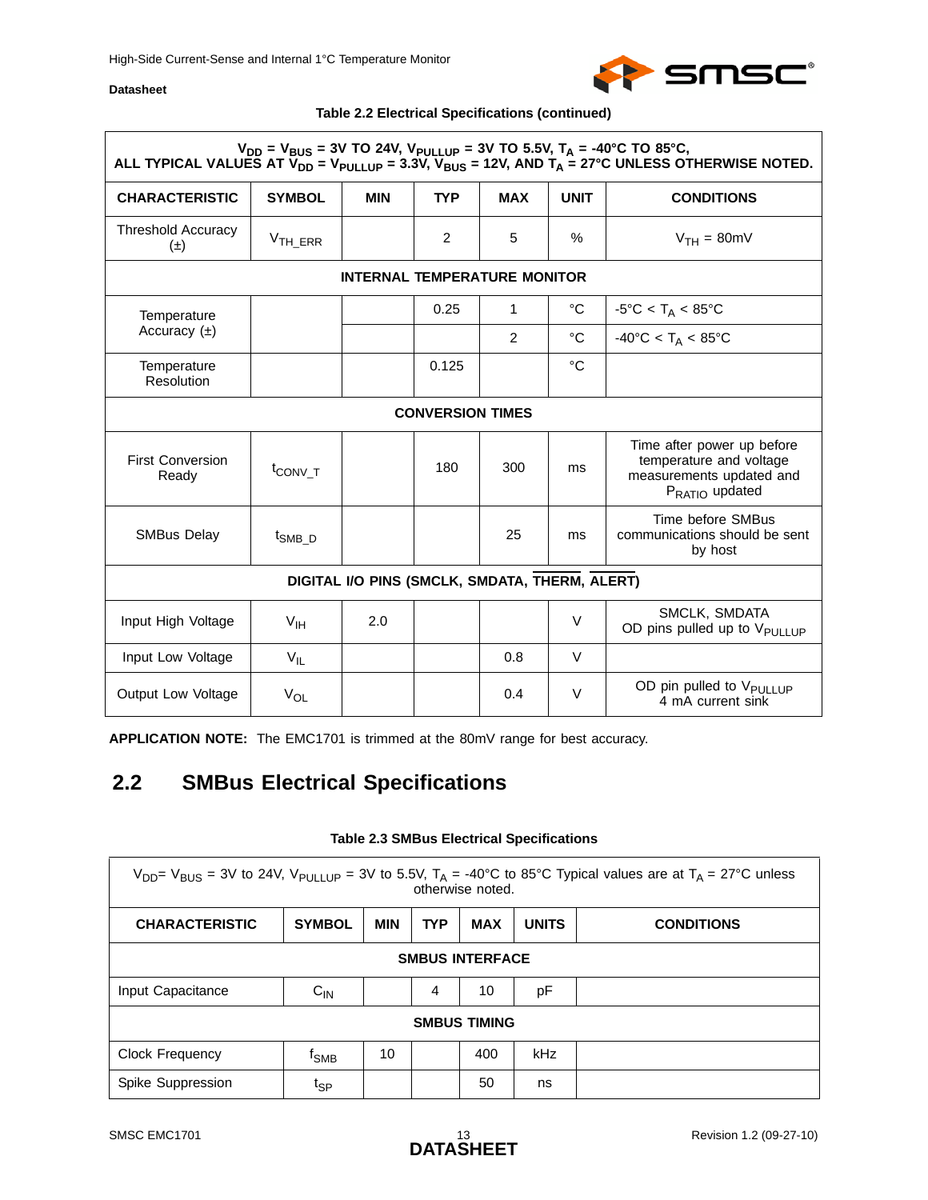**Table 2.2 Electrical Specifications (continued)**

| $V_{DD}$ = $V_{BUS}$ = 3V TO 24V, $V_{PULLUP}$ = 3V TO 5.5V, $T_A$ = -40°C TO 85°C, ALL TYPICAL VALUES AT $V_{DD}$ = $V_{PULLUP}$ = 3.3V, $V_{BUS}$ = 12V, AND $T_A$ = 27°C UNLESS OTHERWISE NOTED. | | | | | | |
|---|---|---|---|---|---|---|
| **CHARACTERISTIC** | **SYMBOL** | **MIN** | **TYP** | **MAX** | **UNIT** | **CONDITIONS** |
| Threshold Accuracy (±) | $V_{TH\_ERR}$ | | 2 | 5 | % | $V_{TH}$ = 80mV |
| **INTERNAL TEMPERATURE MONITOR** | | | | | | |
| Temperature Accuracy (±) | | | 0.25 | 1 | °C | -5°C < $T_A$ < 85°C |
| | | | | 2 | °C | -40°C < $T_A$ < 85°C |
| Temperature Resolution | | | 0.125 | | °C | |
| **CONVERSION TIMES** | | | | | | |
| First Conversion Ready | $t_{CONV\_T}$ | | 180 | 300 | ms | Time after power up before temperature and voltage measurements updated and $P_{RATIO}$ updated |
| SMBus Delay | $t_{SMB\_D}$ | | | 25 | ms | Time before SMBus communications should be sent by host |
| **DIGITAL I/O PINS (SMCLK, SMDATA, $\overline{\text{THERM}}$, $\overline{\text{ALERT}}$)** | | | | | | |
| Input High Voltage | $V_{IH}$ | 2.0 | | | V | SMCLK, SMDATA OD pins pulled up to $V_{PULLUP}$ |
| Input Low Voltage | $V_{IL}$ | | | 0.8 | V | |
| Output Low Voltage | $V_{OL}$ | | | 0.4 | V | OD pin pulled to $V_{PULLUP}$ 4 mA current sink |

**APPLICATION NOTE:** The EMC1701 is trimmed at the 80mV range for best accuracy.

## 2.2 SMBus Electrical Specifications

**Table 2.3 SMBus Electrical Specifications**

| $V_{DD}$= $V_{BUS}$ = 3V to 24V, $V_{PULLUP}$ = 3V to 5.5V, $T_A$ = -40°C to 85°C Typical values are at $T_A$ = 27°C unless otherwise noted. | | | | | | |
|---|---|---|---|---|---|---|
| **CHARACTERISTIC** | **SYMBOL** | **MIN** | **TYP** | **MAX** | **UNITS** | **CONDITIONS** |
| **SMBUS INTERFACE** | | | | | | |
| Input Capacitance | $C_{IN}$ | | 4 | 10 | pF | |
| **SMBUS TIMING** | | | | | | |
| Clock Frequency | $f_{SMB}$ | 10 | | 400 | kHz | |
| Spike Suppression | $t_{SP}$ | | | 50 | ns | |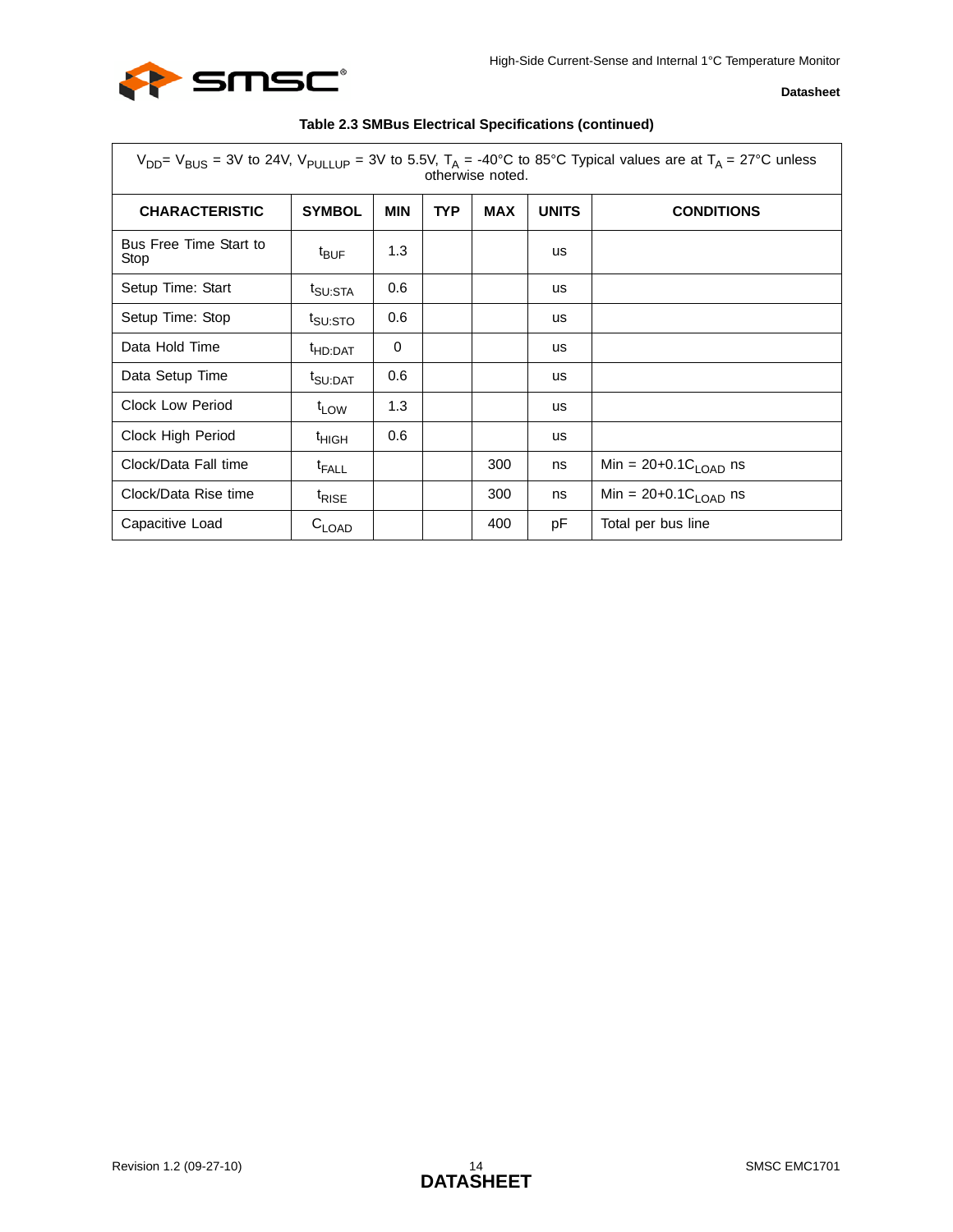**Table 2.3 SMBus Electrical Specifications (continued)**

| $V_{DD}$= $V_{BUS}$ = 3V to 24V, $V_{PULLUP}$ = 3V to 5.5V, $T_A$ = -40°C to 85°C Typical values are at $T_A$ = 27°C unless otherwise noted. | | | | | | |
|---|---|---|---|---|---|---|
| **CHARACTERISTIC** | **SYMBOL** | **MIN** | **TYP** | **MAX** | **UNITS** | **CONDITIONS** |
| Bus Free Time Start to Stop | $t_{BUF}$ | 1.3 | | | us | |
| Setup Time: Start | $t_{SU:STA}$ | 0.6 | | | us | |
| Setup Time: Stop | $t_{SU:STO}$ | 0.6 | | | us | |
| Data Hold Time | $t_{HD:DAT}$ | 0 | | | us | |
| Data Setup Time | $t_{SU:DAT}$ | 0.6 | | | us | |
| Clock Low Period | $t_{LOW}$ | 1.3 | | | us | |
| Clock High Period | $t_{HIGH}$ | 0.6 | | | us | |
| Clock/Data Fall time | $t_{FALL}$ | | | 300 | ns | Min = 20+0.1$C_{LOAD}$ ns |
| Clock/Data Rise time | $t_{RISE}$ | | | 300 | ns | Min = 20+0.1$C_{LOAD}$ ns |
| Capacitive Load | $C_{LOAD}$ | | | 400 | pF | Total per bus line |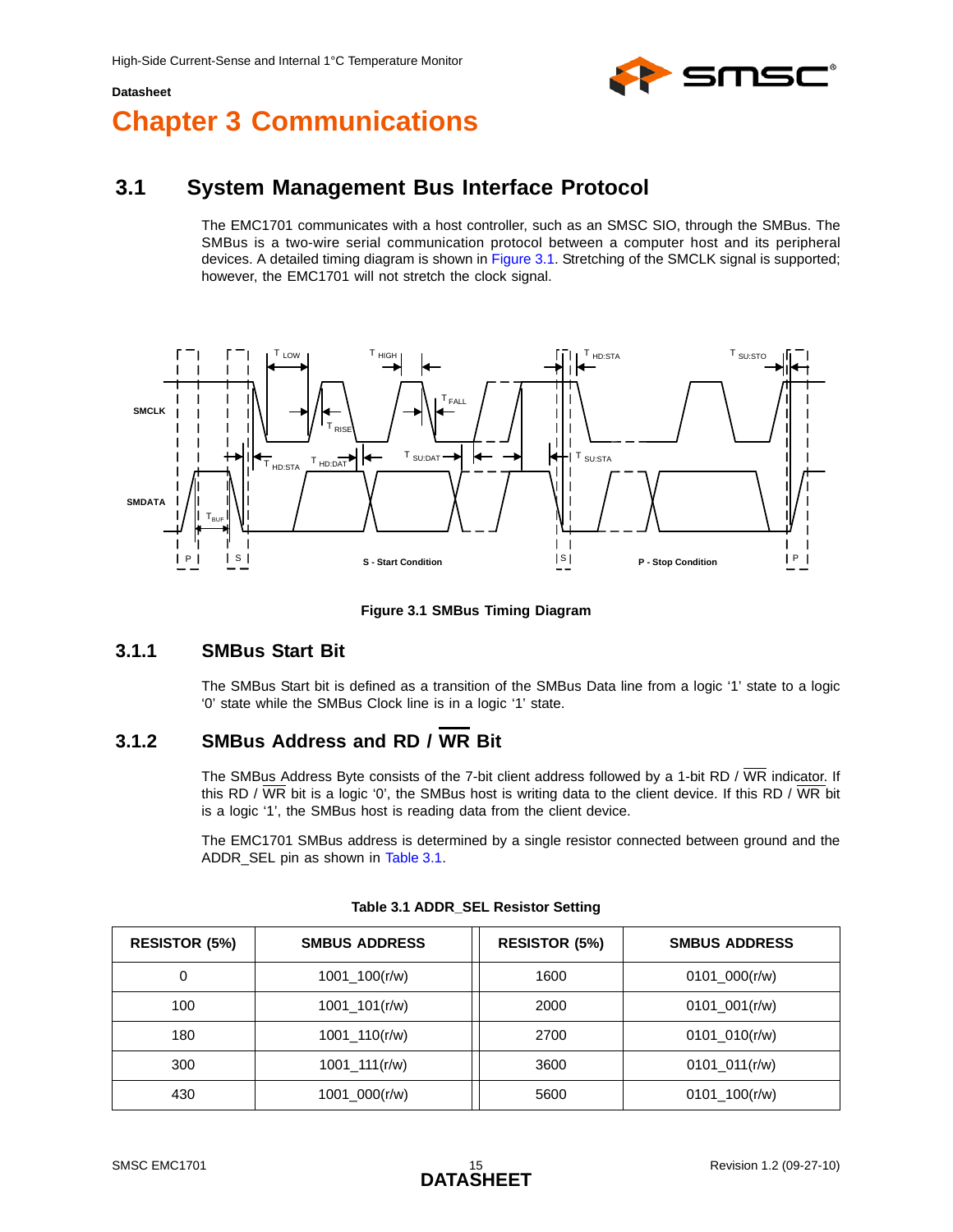# Chapter 3 Communications

## 3.1 System Management Bus Interface Protocol

The EMC1701 communicates with a host controller, such as an SMSC SIO, through the SMBus. The SMBus is a two-wire serial communication protocol between a computer host and its peripheral devices. A detailed timing diagram is shown in Figure 3.1. Stretching of the SMCLK signal is supported; however, the EMC1701 will not stretch the clock signal.

**Figure 3.1 SMBus Timing Diagram**

### 3.1.1 SMBus Start Bit

The SMBus Start bit is defined as a transition of the SMBus Data line from a logic '1' state to a logic '0' state while the SMBus Clock line is in a logic '1' state.

### 3.1.2 SMBus Address and RD / $\overline{\text{WR}}$ Bit

The SMBus Address Byte consists of the 7-bit client address followed by a 1-bit RD / $\overline{\text{WR}}$ indicator. If this RD / $\overline{\text{WR}}$ bit is a logic '0', the SMBus host is writing data to the client device. If this RD / $\overline{\text{WR}}$ bit is a logic '1', the SMBus host is reading data from the client device.

The EMC1701 SMBus address is determined by a single resistor connected between ground and the ADDR_SEL pin as shown in Table 3.1.

**Table 3.1 ADDR_SEL Resistor Setting**

| RESISTOR (5%) | SMBUS ADDRESS | RESISTOR (5%) | SMBUS ADDRESS |
|---|---|---|---|
| 0 | 1001_100(r/w) | 1600 | 0101_000(r/w) |
| 100 | 1001_101(r/w) | 2000 | 0101_001(r/w) |
| 180 | 1001_110(r/w) | 2700 | 0101_010(r/w) |
| 300 | 1001_111(r/w) | 3600 | 0101_011(r/w) |
| 430 | 1001_000(r/w) | 5600 | 0101_100(r/w) |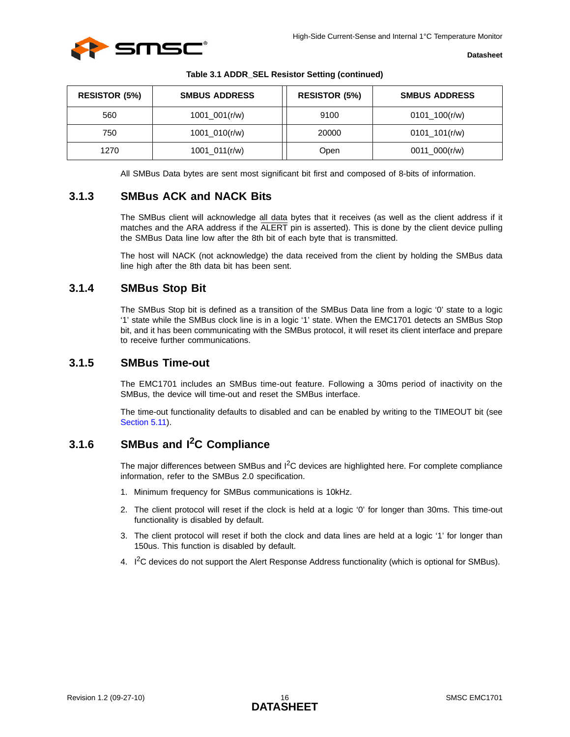**Table 3.1 ADDR_SEL Resistor Setting (continued)**

| RESISTOR (5%) | SMBUS ADDRESS | RESISTOR (5%) | SMBUS ADDRESS |
|---|---|---|---|
| 560 | 1001_001(r/w) | 9100 | 0101_100(r/w) |
| 750 | 1001_010(r/w) | 20000 | 0101_101(r/w) |
| 1270 | 1001_011(r/w) | Open | 0011_000(r/w) |

All SMBus Data bytes are sent most significant bit first and composed of 8-bits of information.

### 3.1.3 SMBus ACK and NACK Bits

The SMBus client will acknowledge all data bytes that it receives (as well as the client address if it matches and the ARA address if the ALERT pin is asserted). This is done by the client device pulling the SMBus Data line low after the 8th bit of each byte that is transmitted.

The host will NACK (not acknowledge) the data received from the client by holding the SMBus data line high after the 8th data bit has been sent.

### 3.1.4 SMBus Stop Bit

The SMBus Stop bit is defined as a transition of the SMBus Data line from a logic '0' state to a logic '1' state while the SMBus clock line is in a logic '1' state. When the EMC1701 detects an SMBus Stop bit, and it has been communicating with the SMBus protocol, it will reset its client interface and prepare to receive further communications.

### 3.1.5 SMBus Time-out

The EMC1701 includes an SMBus time-out feature. Following a 30ms period of inactivity on the SMBus, the device will time-out and reset the SMBus interface.

The time-out functionality defaults to disabled and can be enabled by writing to the TIMEOUT bit (see Section 5.11).

### 3.1.6 SMBus and I$^2$C Compliance

The major differences between SMBus and I$^2$C devices are highlighted here. For complete compliance information, refer to the SMBus 2.0 specification.

1. Minimum frequency for SMBus communications is 10kHz.
2. The client protocol will reset if the clock is held at a logic '0' for longer than 30ms. This time-out functionality is disabled by default.
3. The client protocol will reset if both the clock and data lines are held at a logic '1' for longer than 150us. This function is disabled by default.
4. I$^2$C devices do not support the Alert Response Address functionality (which is optional for SMBus).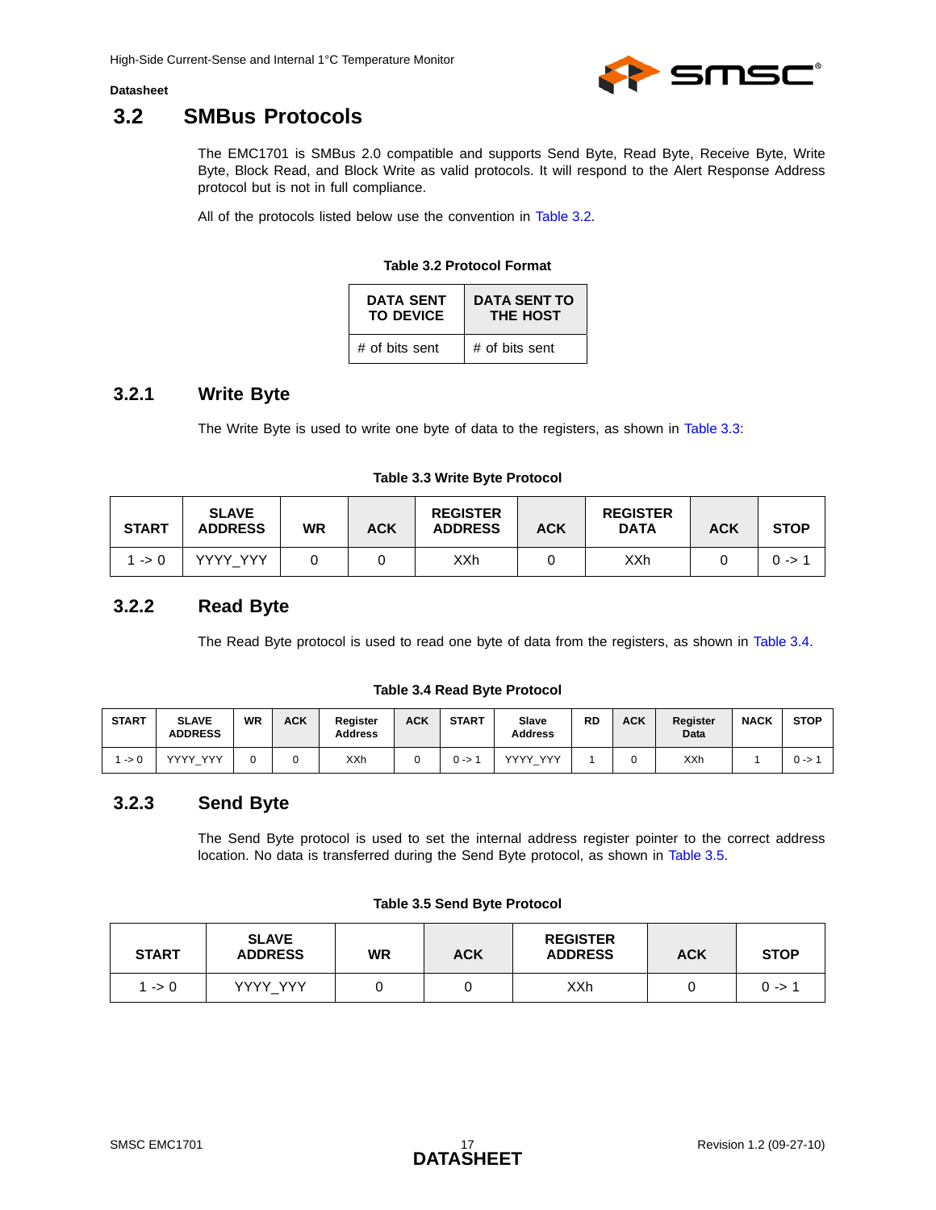## 3.2 SMBus Protocols

The EMC1701 is SMBus 2.0 compatible and supports Send Byte, Read Byte, Receive Byte, Write Byte, Block Read, and Block Write as valid protocols. It will respond to the Alert Response Address protocol but is not in full compliance.

All of the protocols listed below use the convention in Table 3.2.

**Table 3.2 Protocol Format**

| DATA SENT TO DEVICE | DATA SENT TO THE HOST |
|---|---|
| # of bits sent | # of bits sent |

### 3.2.1 Write Byte

The Write Byte is used to write one byte of data to the registers, as shown in Table 3.3:

**Table 3.3 Write Byte Protocol**

| START | SLAVE ADDRESS | WR | ACK | REGISTER ADDRESS | ACK | REGISTER DATA | ACK | STOP |
|---|---|---|---|---|---|---|---|---|
| 1 -> 0 | YYYY_YYY | 0 | 0 | XXh | 0 | XXh | 0 | 0 -> 1 |

### 3.2.2 Read Byte

The Read Byte protocol is used to read one byte of data from the registers, as shown in Table 3.4.

**Table 3.4 Read Byte Protocol**

| START | SLAVE ADDRESS | WR | ACK | Register Address | ACK | START | Slave Address | RD | ACK | Register Data | NACK | STOP |
|---|---|---|---|---|---|---|---|---|---|---|---|---|
| 1 -> 0 | YYYY_YYY | 0 | 0 | XXh | 0 | 0 -> 1 | YYYY_YYY | 1 | 0 | XXh | 1 | 0 -> 1 |

### 3.2.3 Send Byte

The Send Byte protocol is used to set the internal address register pointer to the correct address location. No data is transferred during the Send Byte protocol, as shown in Table 3.5.

**Table 3.5 Send Byte Protocol**

| START | SLAVE ADDRESS | WR | ACK | REGISTER ADDRESS | ACK | STOP |
|---|---|---|---|---|---|---|
| 1 -> 0 | YYYY_YYY | 0 | 0 | XXh | 0 | 0 -> 1 |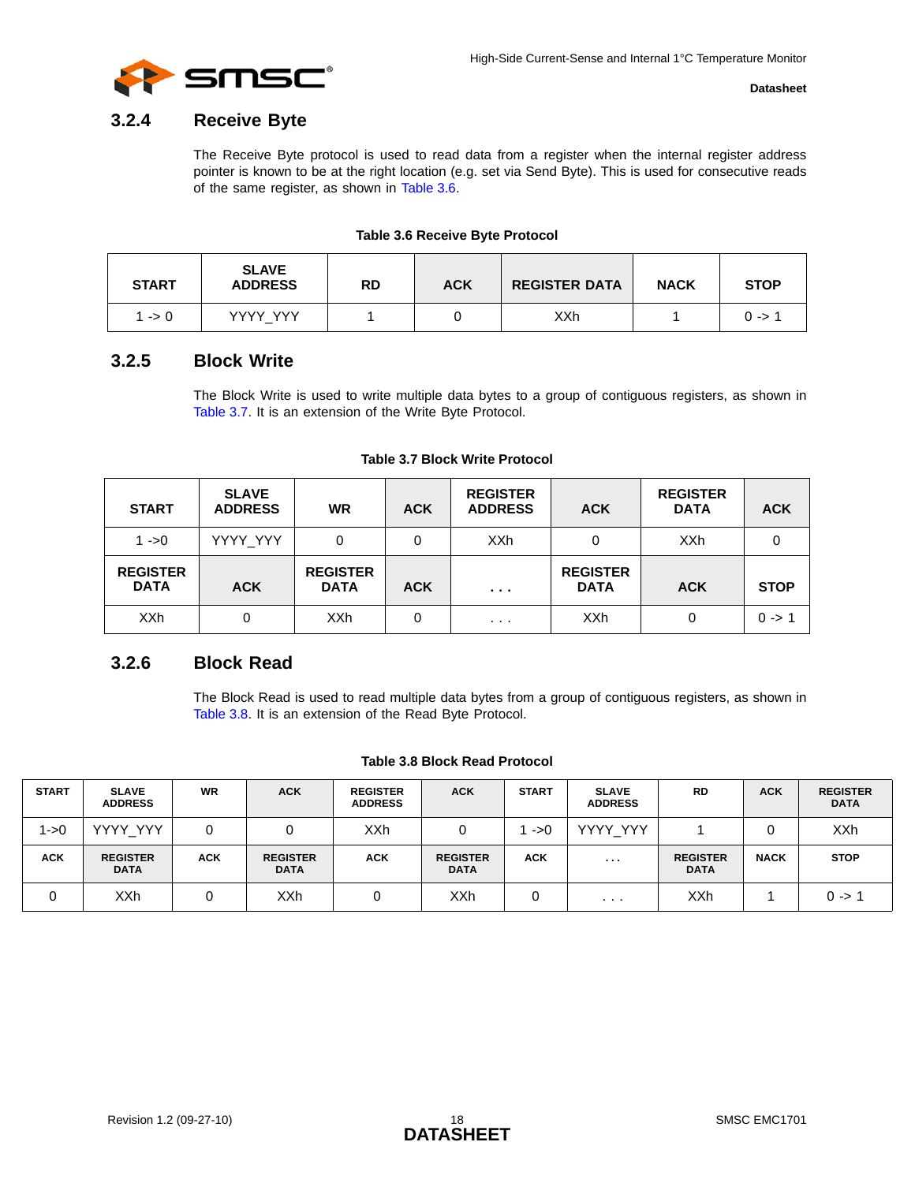### 3.2.4 Receive Byte

The Receive Byte protocol is used to read data from a register when the internal register address pointer is known to be at the right location (e.g. set via Send Byte). This is used for consecutive reads of the same register, as shown in Table 3.6.

**Table 3.6 Receive Byte Protocol**

| START | SLAVE ADDRESS | RD | ACK | REGISTER DATA | NACK | STOP |
|---|---|---|---|---|---|---|
| 1 -> 0 | YYYY_YYY | 1 | 0 | XXh | 1 | 0 -> 1 |

### 3.2.5 Block Write

The Block Write is used to write multiple data bytes to a group of contiguous registers, as shown in Table 3.7. It is an extension of the Write Byte Protocol.

**Table 3.7 Block Write Protocol**

| START | SLAVE ADDRESS | WR | ACK | REGISTER ADDRESS | ACK | REGISTER DATA | ACK |
|---|---|---|---|---|---|---|---|
| 1 ->0 | YYYY_YYY | 0 | 0 | XXh | 0 | XXh | 0 |
| **REGISTER DATA** | **ACK** | **REGISTER DATA** | **ACK** | **. . .** | **REGISTER DATA** | **ACK** | **STOP** |
| XXh | 0 | XXh | 0 | . . . | XXh | 0 | 0 -> 1 |

### 3.2.6 Block Read

The Block Read is used to read multiple data bytes from a group of contiguous registers, as shown in Table 3.8. It is an extension of the Read Byte Protocol.

**Table 3.8 Block Read Protocol**

| START | SLAVE ADDRESS | WR | ACK | REGISTER ADDRESS | ACK | START | SLAVE ADDRESS | RD | ACK | REGISTER DATA |
|---|---|---|---|---|---|---|---|---|---|---|
| 1->0 | YYYY_YYY | 0 | 0 | XXh | 0 | 1 ->0 | YYYY_YYY | 1 | 0 | XXh |
| **ACK** | **REGISTER DATA** | **ACK** | **REGISTER DATA** | **ACK** | **REGISTER DATA** | **ACK** | **. . .** | **REGISTER DATA** | **NACK** | **STOP** |
| 0 | XXh | 0 | XXh | 0 | XXh | 0 | . . . | XXh | 1 | 0 -> 1 |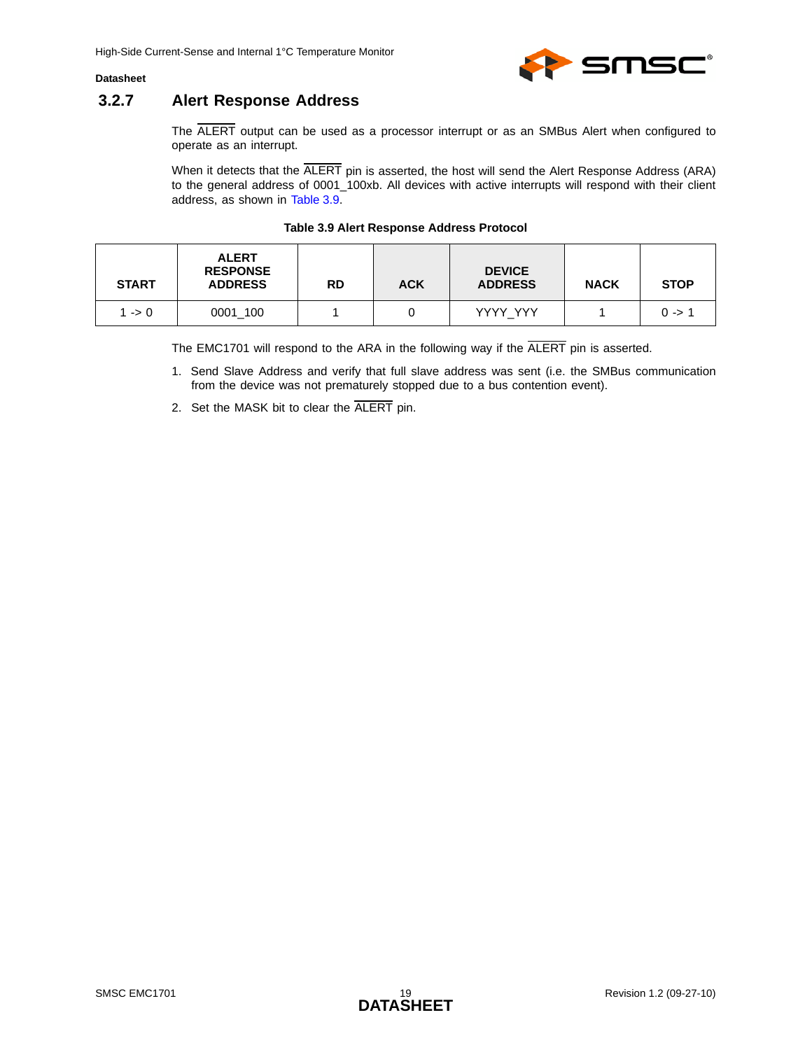### 3.2.7 Alert Response Address

The ALERT output can be used as a processor interrupt or as an SMBus Alert when configured to operate as an interrupt.

When it detects that the ALERT pin is asserted, the host will send the Alert Response Address (ARA) to the general address of 0001_100xb. All devices with active interrupts will respond with their client address, as shown in Table 3.9.

**Table 3.9 Alert Response Address Protocol**

| START | ALERT RESPONSE ADDRESS | RD | ACK | DEVICE ADDRESS | NACK | STOP |
|---|---|---|---|---|---|---|
| 1 -> 0 | 0001_100 | 1 | 0 | YYYY_YYY | 1 | 0 -> 1 |

The EMC1701 will respond to the ARA in the following way if the ALERT pin is asserted.

1. Send Slave Address and verify that full slave address was sent (i.e. the SMBus communication from the device was not prematurely stopped due to a bus contention event).
2. Set the MASK bit to clear the ALERT pin.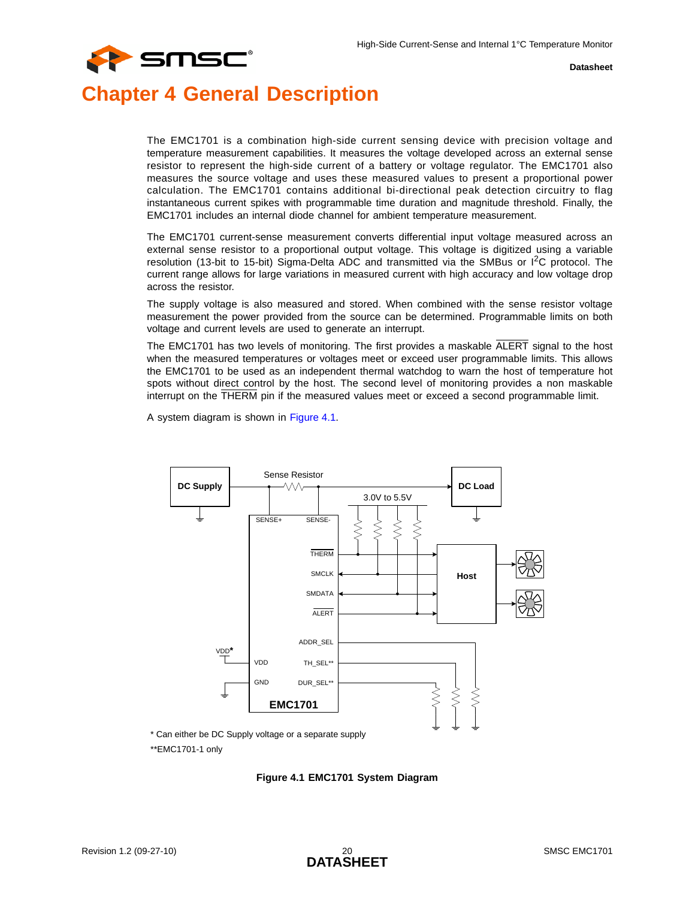# Chapter 4 General Description

The EMC1701 is a combination high-side current sensing device with precision voltage and temperature measurement capabilities. It measures the voltage developed across an external sense resistor to represent the high-side current of a battery or voltage regulator. The EMC1701 also measures the source voltage and uses these measured values to present a proportional power calculation. The EMC1701 contains additional bi-directional peak detection circuitry to flag instantaneous current spikes with programmable time duration and magnitude threshold. Finally, the EMC1701 includes an internal diode channel for ambient temperature measurement.

The EMC1701 current-sense measurement converts differential input voltage measured across an external sense resistor to a proportional output voltage. This voltage is digitized using a variable resolution (13-bit to 15-bit) Sigma-Delta ADC and transmitted via the SMBus or I²C protocol. The current range allows for large variations in measured current with high accuracy and low voltage drop across the resistor.

The supply voltage is also measured and stored. When combined with the sense resistor voltage measurement the power provided from the source can be determined. Programmable limits on both voltage and current levels are used to generate an interrupt.

The EMC1701 has two levels of monitoring. The first provides a maskable ALERT signal to the host when the measured temperatures or voltages meet or exceed user programmable limits. This allows the EMC1701 to be used as an independent thermal watchdog to warn the host of temperature hot spots without direct control by the host. The second level of monitoring provides a non maskable interrupt on the THERM pin if the measured values meet or exceed a second programmable limit.

A system diagram is shown in Figure 4.1.

\* Can either be DC Supply voltage or a separate supply

\*\*EMC1701-1 only

**Figure 4.1 EMC1701 System Diagram**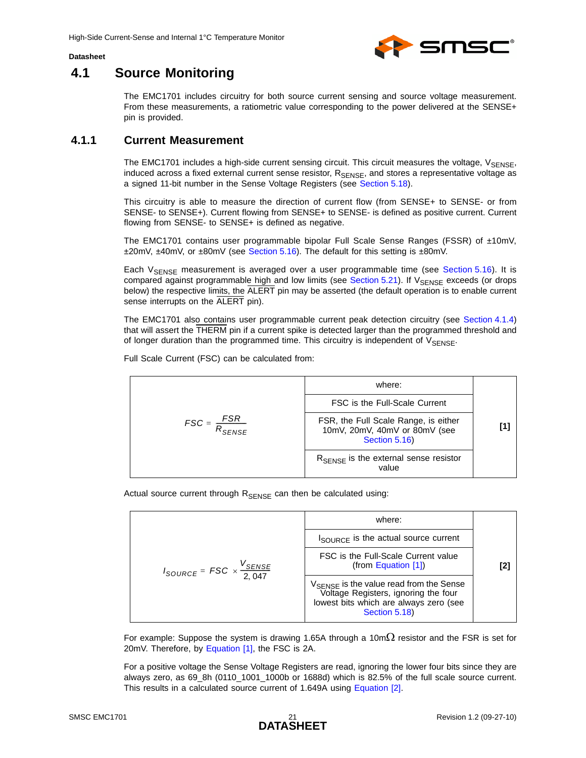## 4.1 Source Monitoring

The EMC1701 includes circuitry for both source current sensing and source voltage measurement. From these measurements, a ratiometric value corresponding to the power delivered at the SENSE+ pin is provided.

### 4.1.1 Current Measurement

The EMC1701 includes a high-side current sensing circuit. This circuit measures the voltage, $V_{SENSE}$, induced across a fixed external current sense resistor, $R_{SENSE}$, and stores a representative voltage as a signed 11-bit number in the Sense Voltage Registers (see Section 5.18).

This circuitry is able to measure the direction of current flow (from SENSE+ to SENSE- or from SENSE- to SENSE+). Current flowing from SENSE+ to SENSE- is defined as positive current. Current flowing from SENSE- to SENSE+ is defined as negative.

The EMC1701 contains user programmable bipolar Full Scale Sense Ranges (FSSR) of ±10mV, ±20mV, ±40mV, or ±80mV (see Section 5.16). The default for this setting is ±80mV.

Each $V_{SENSE}$ measurement is averaged over a user programmable time (see Section 5.16). It is compared against programmable high and low limits (see Section 5.21). If $V_{SENSE}$ exceeds (or drops below) the respective limits, the $\overline{ALERT}$ pin may be asserted (the default operation is to enable current sense interrupts on the $\overline{ALERT}$ pin).

The EMC1701 also contains user programmable current peak detection circuitry (see Section 4.1.4) that will assert the $\overline{THERM}$ pin if a current spike is detected larger than the programmed threshold and of longer duration than the programmed time. This circuitry is independent of $V_{SENSE}$.

Full Scale Current (FSC) can be calculated from:

| Equation | where: | |
|---|---|---|
| $$FSC = \frac{FSR}{R_{SENSE}}$$ | FSC is the Full-Scale Current | [1] |
| | FSR, the Full Scale Range, is either 10mV, 20mV, 40mV or 80mV (see Section 5.16) | |
| | $R_{SENSE}$ is the external sense resistor value | |

Actual source current through $R_{SENSE}$ can then be calculated using:

| Equation | where: | |
|---|---|---|
| $$I_{SOURCE} = FSC \times \frac{V_{SENSE}}{2,047}$$ | $I_{SOURCE}$ is the actual source current | [2] |
| | FSC is the Full-Scale Current value (from Equation [1]) | |
| | $V_{SENSE}$ is the value read from the Sense Voltage Registers, ignoring the four lowest bits which are always zero (see Section 5.18) | |

For example: Suppose the system is drawing 1.65A through a 10mΩ resistor and the FSR is set for 20mV. Therefore, by Equation [1], the FSC is 2A.

For a positive voltage the Sense Voltage Registers are read, ignoring the lower four bits since they are always zero, as 69_8h (0110_1001_1000b or 1688d) which is 82.5% of the full scale source current. This results in a calculated source current of 1.649A using Equation [2].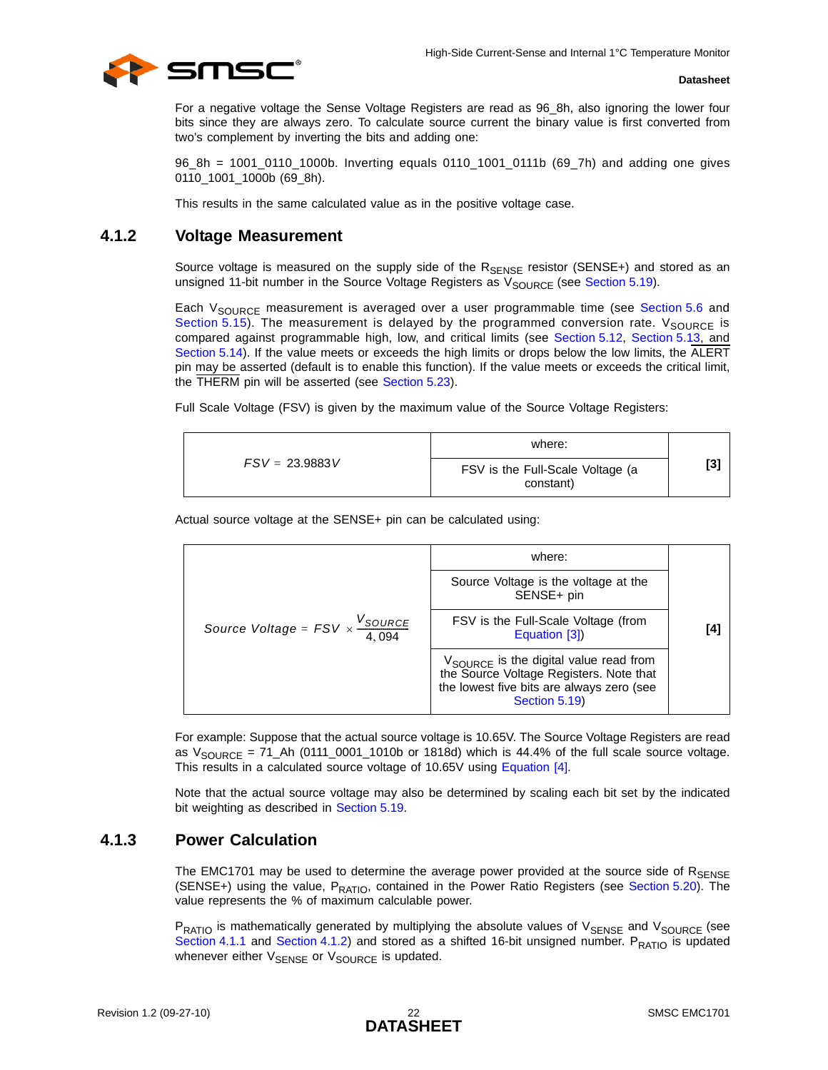For a negative voltage the Sense Voltage Registers are read as 96_8h, also ignoring the lower four bits since they are always zero. To calculate source current the binary value is first converted from two's complement by inverting the bits and adding one:

96_8h = 1001_0110_1000b. Inverting equals 0110_1001_0111b (69_7h) and adding one gives 0110_1001_1000b (69_8h).

This results in the same calculated value as in the positive voltage case.

### 4.1.2 Voltage Measurement

Source voltage is measured on the supply side of the $R_{SENSE}$ resistor (SENSE+) and stored as an unsigned 11-bit number in the Source Voltage Registers as $V_{SOURCE}$ (see Section 5.19).

Each $V_{SOURCE}$ measurement is averaged over a user programmable time (see Section 5.6 and Section 5.15). The measurement is delayed by the programmed conversion rate. $V_{SOURCE}$ is compared against programmable high, low, and critical limits (see Section 5.12, Section 5.13, and Section 5.14). If the value meets or exceeds the high limits or drops below the low limits, the $\overline{ALERT}$ pin may be asserted (default is to enable this function). If the value meets or exceeds the critical limit, the $\overline{THERM}$ pin will be asserted (see Section 5.23).

Full Scale Voltage (FSV) is given by the maximum value of the Source Voltage Registers:

| $FSV = 23.9883V$ | where: | [3] |
|---|---|---|
| | FSV is the Full-Scale Voltage (a constant) | |

Actual source voltage at the SENSE+ pin can be calculated using:

| $Source\ Voltage = FSV \times \frac{V_{SOURCE}}{4,094}$ | where: | [4] |
|---|---|---|
| | Source Voltage is the voltage at the SENSE+ pin | |
| | FSV is the Full-Scale Voltage (from Equation [3]) | |
| | $V_{SOURCE}$ is the digital value read from the Source Voltage Registers. Note that the lowest five bits are always zero (see Section 5.19) | |

For example: Suppose that the actual source voltage is 10.65V. The Source Voltage Registers are read as $V_{SOURCE}$ = 71_Ah (0111_0001_1010b or 1818d) which is 44.4% of the full scale source voltage. This results in a calculated source voltage of 10.65V using Equation [4].

Note that the actual source voltage may also be determined by scaling each bit set by the indicated bit weighting as described in Section 5.19.

### 4.1.3 Power Calculation

The EMC1701 may be used to determine the average power provided at the source side of $R_{SENSE}$ (SENSE+) using the value, $P_{RATIO}$, contained in the Power Ratio Registers (see Section 5.20). The value represents the % of maximum calculable power.

$P_{RATIO}$ is mathematically generated by multiplying the absolute values of $V_{SENSE}$ and $V_{SOURCE}$ (see Section 4.1.1 and Section 4.1.2) and stored as a shifted 16-bit unsigned number. $P_{RATIO}$ is updated whenever either $V_{SENSE}$ or $V_{SOURCE}$ is updated.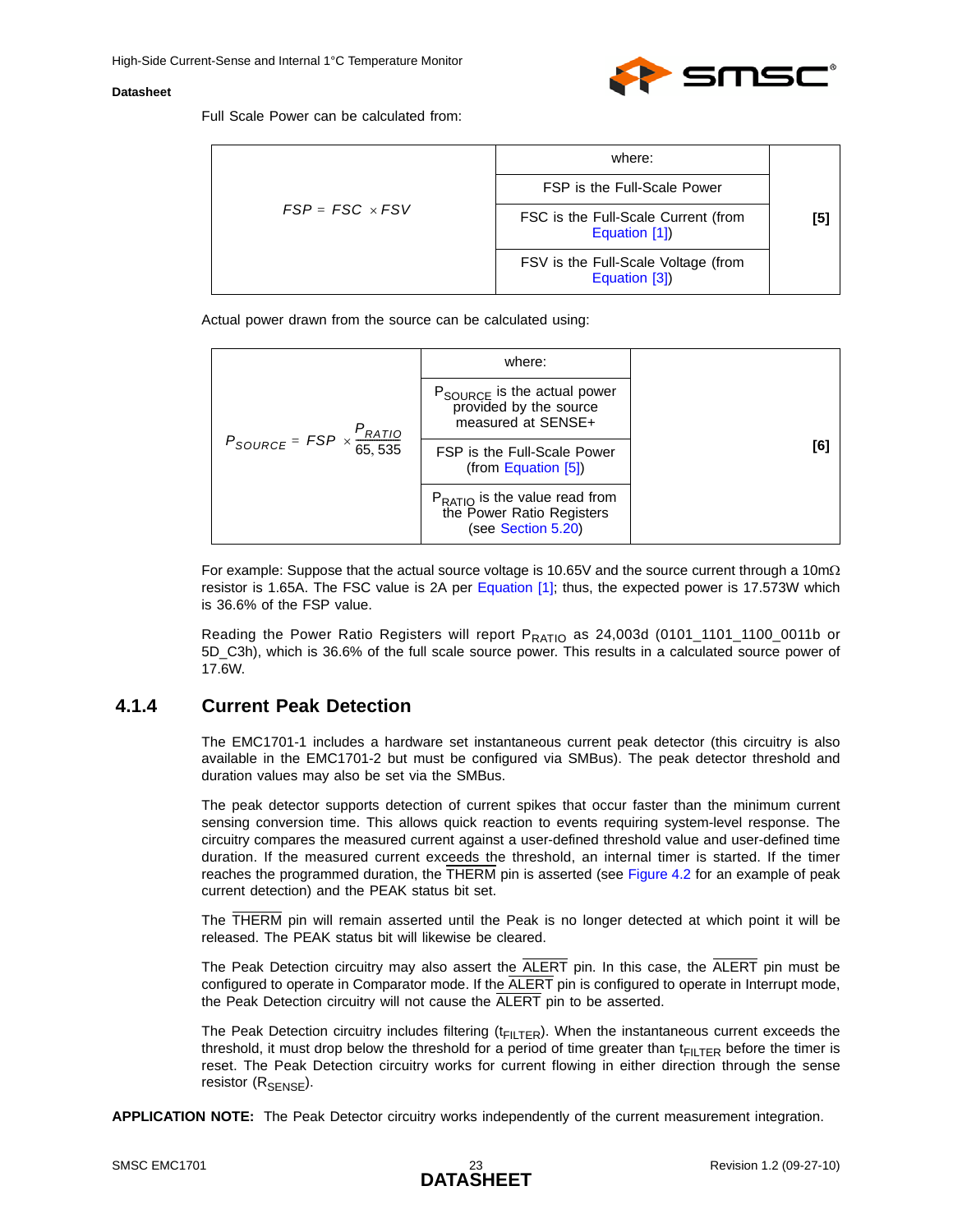Full Scale Power can be calculated from:

| $FSP = FSC \times FSV$ | where: | [5] |
|---|---|---|
| | FSP is the Full-Scale Power | |
| | FSC is the Full-Scale Current (from Equation [1]) | |
| | FSV is the Full-Scale Voltage (from Equation [3]) | |

Actual power drawn from the source can be calculated using:

| $P_{SOURCE} = FSP \times \frac{P_{RATIO}}{65,535}$ | where: | [6] |
|---|---|---|
| | $P_{SOURCE}$ is the actual power provided by the source measured at SENSE+ | |
| | FSP is the Full-Scale Power (from Equation [5]) | |
| | $P_{RATIO}$ is the value read from the Power Ratio Registers (see Section 5.20) | |

For example: Suppose that the actual source voltage is 10.65V and the source current through a 10mΩ resistor is 1.65A. The FSC value is 2A per Equation [1]; thus, the expected power is 17.573W which is 36.6% of the FSP value.

Reading the Power Ratio Registers will report $P_{RATIO}$ as 24,003d (0101_1101_1100_0011b or 5D_C3h), which is 36.6% of the full scale source power. This results in a calculated source power of 17.6W.

### 4.1.4 Current Peak Detection

The EMC1701-1 includes a hardware set instantaneous current peak detector (this circuitry is also available in the EMC1701-2 but must be configured via SMBus). The peak detector threshold and duration values may also be set via the SMBus.

The peak detector supports detection of current spikes that occur faster than the minimum current sensing conversion time. This allows quick reaction to events requiring system-level response. The circuitry compares the measured current against a user-defined threshold value and user-defined time duration. If the measured current exceeds the threshold, an internal timer is started. If the timer reaches the programmed duration, the $\overline{\text{THERM}}$ pin is asserted (see Figure 4.2 for an example of peak current detection) and the PEAK status bit set.

The $\overline{\text{THERM}}$ pin will remain asserted until the Peak is no longer detected at which point it will be released. The PEAK status bit will likewise be cleared.

The Peak Detection circuitry may also assert the $\overline{\text{ALERT}}$ pin. In this case, the $\overline{\text{ALERT}}$ pin must be configured to operate in Comparator mode. If the $\overline{\text{ALERT}}$ pin is configured to operate in Interrupt mode, the Peak Detection circuitry will not cause the $\overline{\text{ALERT}}$ pin to be asserted.

The Peak Detection circuitry includes filtering ($t_{FILTER}$). When the instantaneous current exceeds the threshold, it must drop below the threshold for a period of time greater than $t_{FILTER}$ before the timer is reset. The Peak Detection circuitry works for current flowing in either direction through the sense resistor ($R_{SENSE}$).

**APPLICATION NOTE:** The Peak Detector circuitry works independently of the current measurement integration.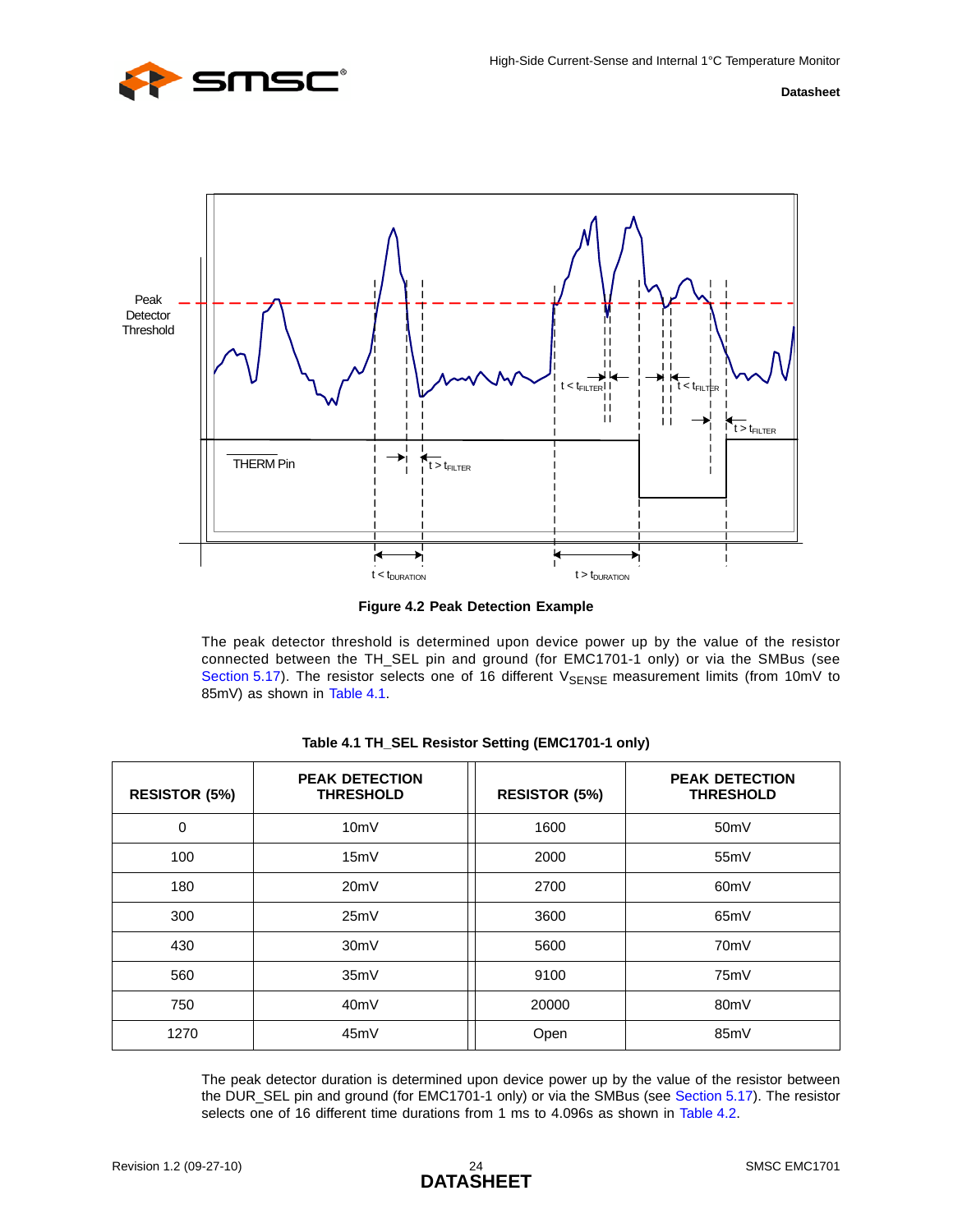Figure 4.2 Peak Detection Example

The peak detector threshold is determined upon device power up by the value of the resistor connected between the TH_SEL pin and ground (for EMC1701-1 only) or via the SMBus (see Section 5.17). The resistor selects one of 16 different $V_{SENSE}$ measurement limits (from 10mV to 85mV) as shown in Table 4.1.

**Table 4.1 TH_SEL Resistor Setting (EMC1701-1 only)**

| RESISTOR (5%) | PEAK DETECTION THRESHOLD | RESISTOR (5%) | PEAK DETECTION THRESHOLD |
|---|---|---|---|
| 0 | 10mV | 1600 | 50mV |
| 100 | 15mV | 2000 | 55mV |
| 180 | 20mV | 2700 | 60mV |
| 300 | 25mV | 3600 | 65mV |
| 430 | 30mV | 5600 | 70mV |
| 560 | 35mV | 9100 | 75mV |
| 750 | 40mV | 20000 | 80mV |
| 1270 | 45mV | Open | 85mV |

The peak detector duration is determined upon device power up by the value of the resistor between the DUR_SEL pin and ground (for EMC1701-1 only) or via the SMBus (see Section 5.17). The resistor selects one of 16 different time durations from 1 ms to 4.096s as shown in Table 4.2.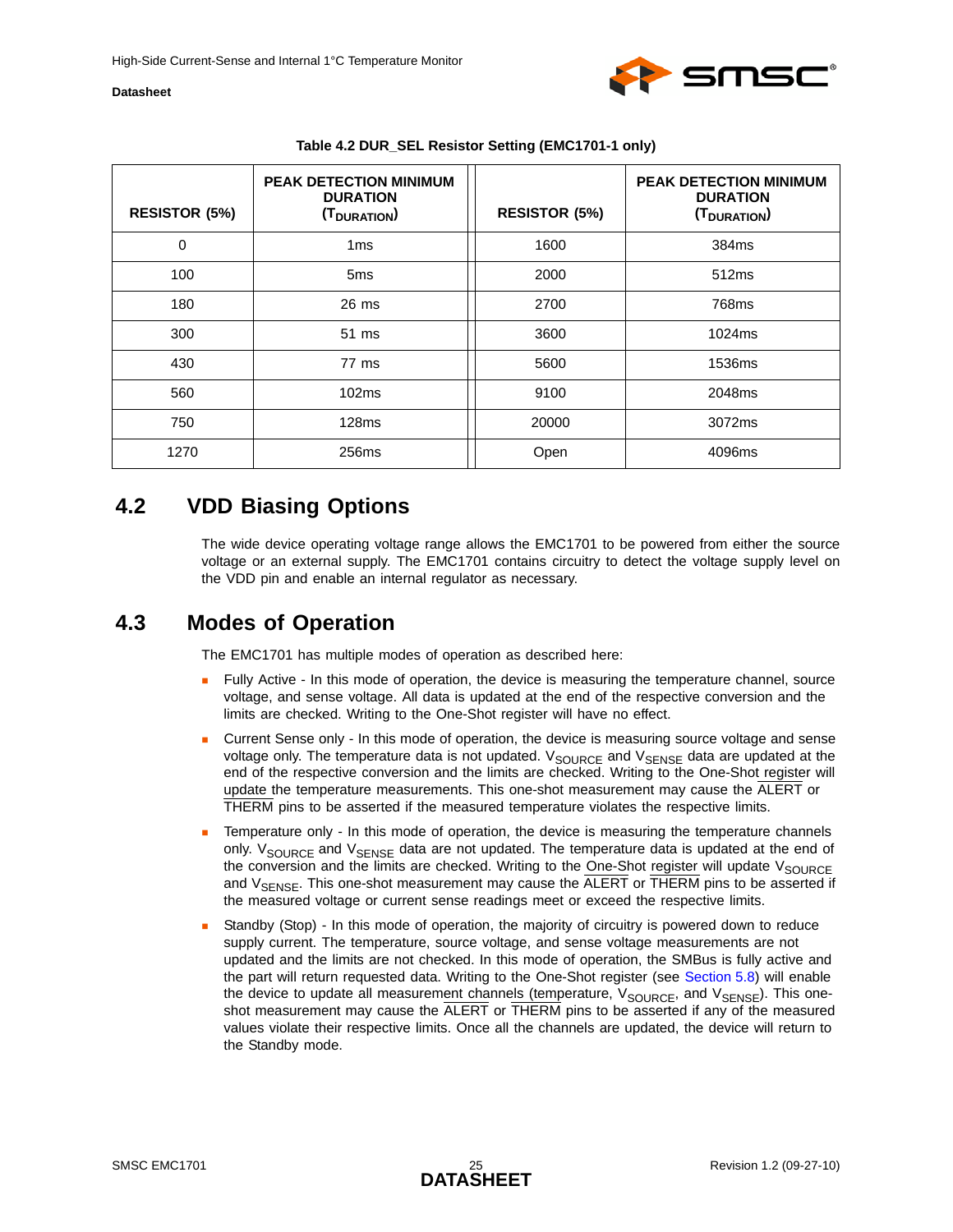**Table 4.2 DUR_SEL Resistor Setting (EMC1701-1 only)**

| RESISTOR (5%) | PEAK DETECTION MINIMUM DURATION ($T_{DURATION}$) | RESISTOR (5%) | PEAK DETECTION MINIMUM DURATION ($T_{DURATION}$) |
|---|---|---|---|
| 0 | 1ms | 1600 | 384ms |
| 100 | 5ms | 2000 | 512ms |
| 180 | 26 ms | 2700 | 768ms |
| 300 | 51 ms | 3600 | 1024ms |
| 430 | 77 ms | 5600 | 1536ms |
| 560 | 102ms | 9100 | 2048ms |
| 750 | 128ms | 20000 | 3072ms |
| 1270 | 256ms | Open | 4096ms |

## 4.2 VDD Biasing Options

The wide device operating voltage range allows the EMC1701 to be powered from either the source voltage or an external supply. The EMC1701 contains circuitry to detect the voltage supply level on the VDD pin and enable an internal regulator as necessary.

## 4.3 Modes of Operation

The EMC1701 has multiple modes of operation as described here:

- Fully Active - In this mode of operation, the device is measuring the temperature channel, source voltage, and sense voltage. All data is updated at the end of the respective conversion and the limits are checked. Writing to the One-Shot register will have no effect.
- Current Sense only - In this mode of operation, the device is measuring source voltage and sense voltage only. The temperature data is not updated. $V_{SOURCE}$ and $V_{SENSE}$ data are updated at the end of the respective conversion and the limits are checked. Writing to the One-Shot register will update the temperature measurements. This one-shot measurement may cause the $\overline{ALERT}$ or $\overline{THERM}$ pins to be asserted if the measured temperature violates the respective limits.
- Temperature only - In this mode of operation, the device is measuring the temperature channels only. $V_{SOURCE}$ and $V_{SENSE}$ data are not updated. The temperature data is updated at the end of the conversion and the limits are checked. Writing to the One-Shot register will update $V_{SOURCE}$ and $V_{SENSE}$. This one-shot measurement may cause the $\overline{ALERT}$ or $\overline{THERM}$ pins to be asserted if the measured voltage or current sense readings meet or exceed the respective limits.
- Standby (Stop) - In this mode of operation, the majority of circuitry is powered down to reduce supply current. The temperature, source voltage, and sense voltage measurements are not updated and the limits are not checked. In this mode of operation, the SMBus is fully active and the part will return requested data. Writing to the One-Shot register (see Section 5.8) will enable the device to update all measurement channels (temperature, $V_{SOURCE}$, and $V_{SENSE}$). This one-shot measurement may cause the $\overline{ALERT}$ or $\overline{THERM}$ pins to be asserted if any of the measured values violate their respective limits. Once all the channels are updated, the device will return to the Standby mode.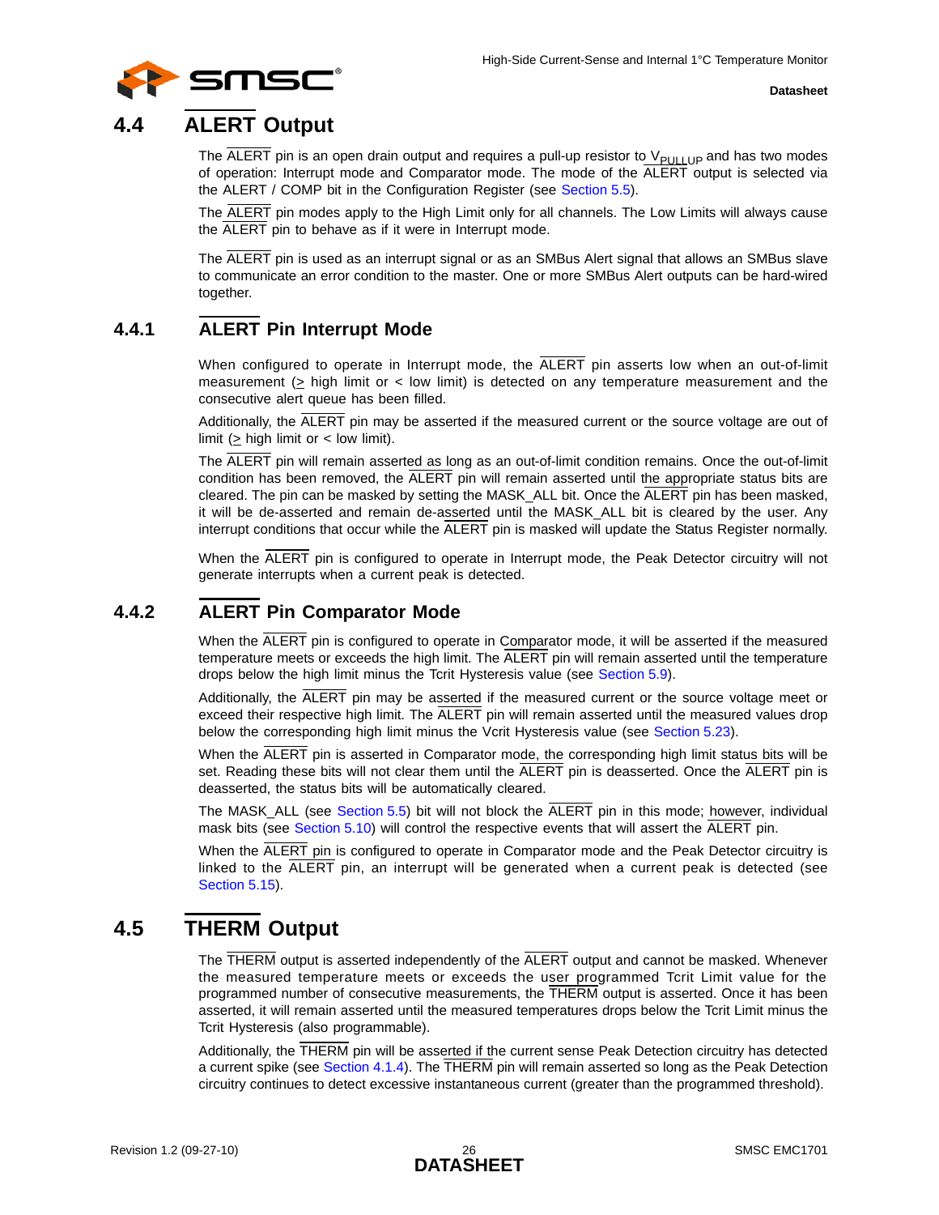## 4.4 ALERT Output

The ALERT pin is an open drain output and requires a pull-up resistor to $V_{PULLUP}$ and has two modes of operation: Interrupt mode and Comparator mode. The mode of the ALERT output is selected via the ALERT / COMP bit in the Configuration Register (see Section 5.5).

The ALERT pin modes apply to the High Limit only for all channels. The Low Limits will always cause the ALERT pin to behave as if it were in Interrupt mode.

The ALERT pin is used as an interrupt signal or as an SMBus Alert signal that allows an SMBus slave to communicate an error condition to the master. One or more SMBus Alert outputs can be hard-wired together.

### 4.4.1 ALERT Pin Interrupt Mode

When configured to operate in Interrupt mode, the ALERT pin asserts low when an out-of-limit measurement (≥ high limit or < low limit) is detected on any temperature measurement and the consecutive alert queue has been filled.

Additionally, the ALERT pin may be asserted if the measured current or the source voltage are out of limit (≥ high limit or < low limit).

The ALERT pin will remain asserted as long as an out-of-limit condition remains. Once the out-of-limit condition has been removed, the ALERT pin will remain asserted until the appropriate status bits are cleared. The pin can be masked by setting the MASK_ALL bit. Once the ALERT pin has been masked, it will be de-asserted and remain de-asserted until the MASK_ALL bit is cleared by the user. Any interrupt conditions that occur while the ALERT pin is masked will update the Status Register normally.

When the ALERT pin is configured to operate in Interrupt mode, the Peak Detector circuitry will not generate interrupts when a current peak is detected.

### 4.4.2 ALERT Pin Comparator Mode

When the ALERT pin is configured to operate in Comparator mode, it will be asserted if the measured temperature meets or exceeds the high limit. The ALERT pin will remain asserted until the temperature drops below the high limit minus the Tcrit Hysteresis value (see Section 5.9).

Additionally, the ALERT pin may be asserted if the measured current or the source voltage meet or exceed their respective high limit. The ALERT pin will remain asserted until the measured values drop below the corresponding high limit minus the Vcrit Hysteresis value (see Section 5.23).

When the ALERT pin is asserted in Comparator mode, the corresponding high limit status bits will be set. Reading these bits will not clear them until the ALERT pin is deasserted. Once the ALERT pin is deasserted, the status bits will be automatically cleared.

The MASK_ALL (see Section 5.5) bit will not block the ALERT pin in this mode; however, individual mask bits (see Section 5.10) will control the respective events that will assert the ALERT pin.

When the ALERT pin is configured to operate in Comparator mode and the Peak Detector circuitry is linked to the ALERT pin, an interrupt will be generated when a current peak is detected (see Section 5.15).

## 4.5 THERM Output

The THERM output is asserted independently of the ALERT output and cannot be masked. Whenever the measured temperature meets or exceeds the user programmed Tcrit Limit value for the programmed number of consecutive measurements, the THERM output is asserted. Once it has been asserted, it will remain asserted until the measured temperatures drops below the Tcrit Limit minus the Tcrit Hysteresis (also programmable).

Additionally, the THERM pin will be asserted if the current sense Peak Detection circuitry has detected a current spike (see Section 4.1.4). The THERM pin will remain asserted so long as the Peak Detection circuitry continues to detect excessive instantaneous current (greater than the programmed threshold).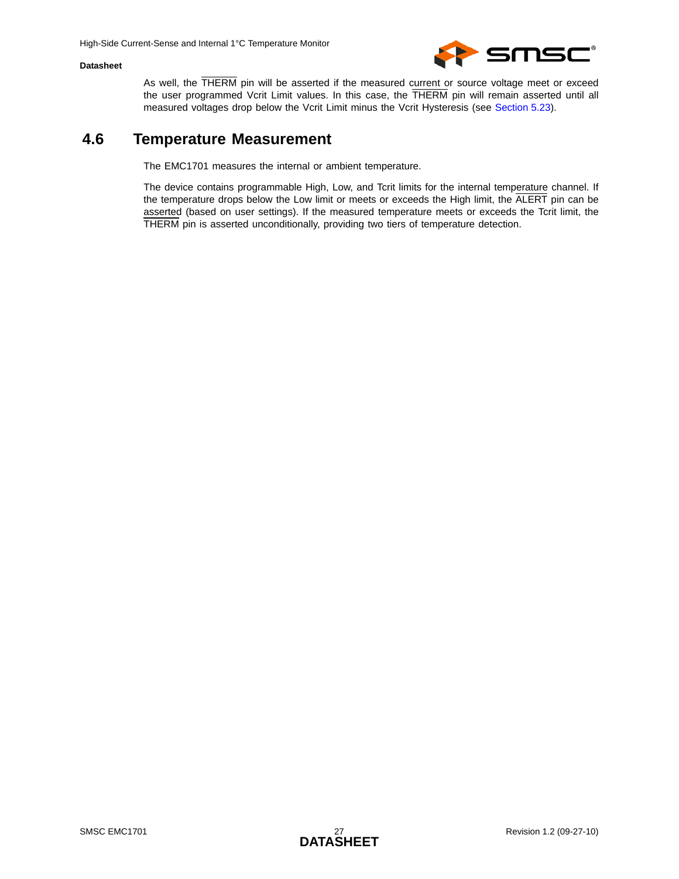As well, the $\overline{\text{THERM}}$ pin will be asserted if the measured current or source voltage meet or exceed the user programmed Vcrit Limit values. In this case, the $\overline{\text{THERM}}$ pin will remain asserted until all measured voltages drop below the Vcrit Limit minus the Vcrit Hysteresis (see Section 5.23).

## 4.6 Temperature Measurement

The EMC1701 measures the internal or ambient temperature.

The device contains programmable High, Low, and Tcrit limits for the internal temperature channel. If the temperature drops below the Low limit or meets or exceeds the High limit, the $\overline{\text{ALERT}}$ pin can be asserted (based on user settings). If the measured temperature meets or exceeds the Tcrit limit, the $\overline{\text{THERM}}$ pin is asserted unconditionally, providing two tiers of temperature detection.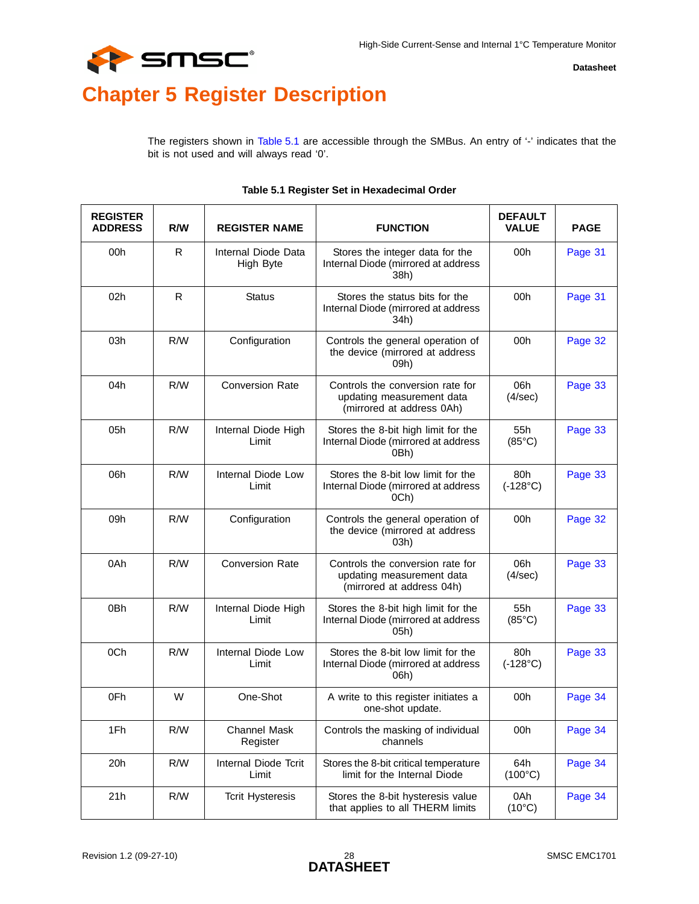# Chapter 5 Register Description

The registers shown in Table 5.1 are accessible through the SMBus. An entry of '-' indicates that the bit is not used and will always read '0'.

**Table 5.1 Register Set in Hexadecimal Order**

| REGISTER ADDRESS | R/W | REGISTER NAME | FUNCTION | DEFAULT VALUE | PAGE |
|---|---|---|---|---|---|
| 00h | R | Internal Diode Data High Byte | Stores the integer data for the Internal Diode (mirrored at address 38h) | 00h | Page 31 |
| 02h | R | Status | Stores the status bits for the Internal Diode (mirrored at address 34h) | 00h | Page 31 |
| 03h | R/W | Configuration | Controls the general operation of the device (mirrored at address 09h) | 00h | Page 32 |
| 04h | R/W | Conversion Rate | Controls the conversion rate for updating measurement data (mirrored at address 0Ah) | 06h (4/sec) | Page 33 |
| 05h | R/W | Internal Diode High Limit | Stores the 8-bit high limit for the Internal Diode (mirrored at address 0Bh) | 55h (85°C) | Page 33 |
| 06h | R/W | Internal Diode Low Limit | Stores the 8-bit low limit for the Internal Diode (mirrored at address 0Ch) | 80h (-128°C) | Page 33 |
| 09h | R/W | Configuration | Controls the general operation of the device (mirrored at address 03h) | 00h | Page 32 |
| 0Ah | R/W | Conversion Rate | Controls the conversion rate for updating measurement data (mirrored at address 04h) | 06h (4/sec) | Page 33 |
| 0Bh | R/W | Internal Diode High Limit | Stores the 8-bit high limit for the Internal Diode (mirrored at address 05h) | 55h (85°C) | Page 33 |
| 0Ch | R/W | Internal Diode Low Limit | Stores the 8-bit low limit for the Internal Diode (mirrored at address 06h) | 80h (-128°C) | Page 33 |
| 0Fh | W | One-Shot | A write to this register initiates a one-shot update. | 00h | Page 34 |
| 1Fh | R/W | Channel Mask Register | Controls the masking of individual channels | 00h | Page 34 |
| 20h | R/W | Internal Diode Tcrit Limit | Stores the 8-bit critical temperature limit for the Internal Diode | 64h (100°C) | Page 34 |
| 21h | R/W | Tcrit Hysteresis | Stores the 8-bit hysteresis value that applies to all THERM limits | 0Ah (10°C) | Page 34 |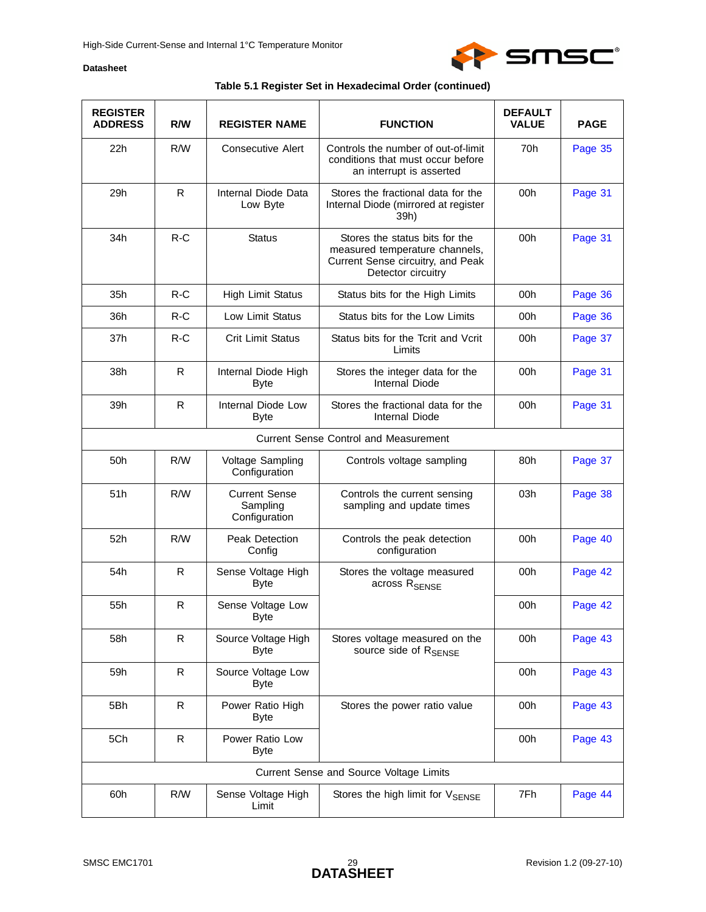**Table 5.1 Register Set in Hexadecimal Order (continued)**

| REGISTER ADDRESS | R/W | REGISTER NAME | FUNCTION | DEFAULT VALUE | PAGE |
|---|---|---|---|---|---|
| 22h | R/W | Consecutive Alert | Controls the number of out-of-limit conditions that must occur before an interrupt is asserted | 70h | Page 35 |
| 29h | R | Internal Diode Data Low Byte | Stores the fractional data for the Internal Diode (mirrored at register 39h) | 00h | Page 31 |
| 34h | R-C | Status | Stores the status bits for the measured temperature channels, Current Sense circuitry, and Peak Detector circuitry | 00h | Page 31 |
| 35h | R-C | High Limit Status | Status bits for the High Limits | 00h | Page 36 |
| 36h | R-C | Low Limit Status | Status bits for the Low Limits | 00h | Page 36 |
| 37h | R-C | Crit Limit Status | Status bits for the Tcrit and Vcrit Limits | 00h | Page 37 |
| 38h | R | Internal Diode High Byte | Stores the integer data for the Internal Diode | 00h | Page 31 |
| 39h | R | Internal Diode Low Byte | Stores the fractional data for the Internal Diode | 00h | Page 31 |
| Current Sense Control and Measurement | | | | | |
| 50h | R/W | Voltage Sampling Configuration | Controls voltage sampling | 80h | Page 37 |
| 51h | R/W | Current Sense Sampling Configuration | Controls the current sensing sampling and update times | 03h | Page 38 |
| 52h | R/W | Peak Detection Config | Controls the peak detection configuration | 00h | Page 40 |
| 54h | R | Sense Voltage High Byte | Stores the voltage measured across $R_{SENSE}$ | 00h | Page 42 |
| 55h | R | Sense Voltage Low Byte | | 00h | Page 42 |
| 58h | R | Source Voltage High Byte | Stores voltage measured on the source side of $R_{SENSE}$ | 00h | Page 43 |
| 59h | R | Source Voltage Low Byte | | 00h | Page 43 |
| 5Bh | R | Power Ratio High Byte | Stores the power ratio value | 00h | Page 43 |
| 5Ch | R | Power Ratio Low Byte | | 00h | Page 43 |
| Current Sense and Source Voltage Limits | | | | | |
| 60h | R/W | Sense Voltage High Limit | Stores the high limit for $V_{SENSE}$ | 7Fh | Page 44 |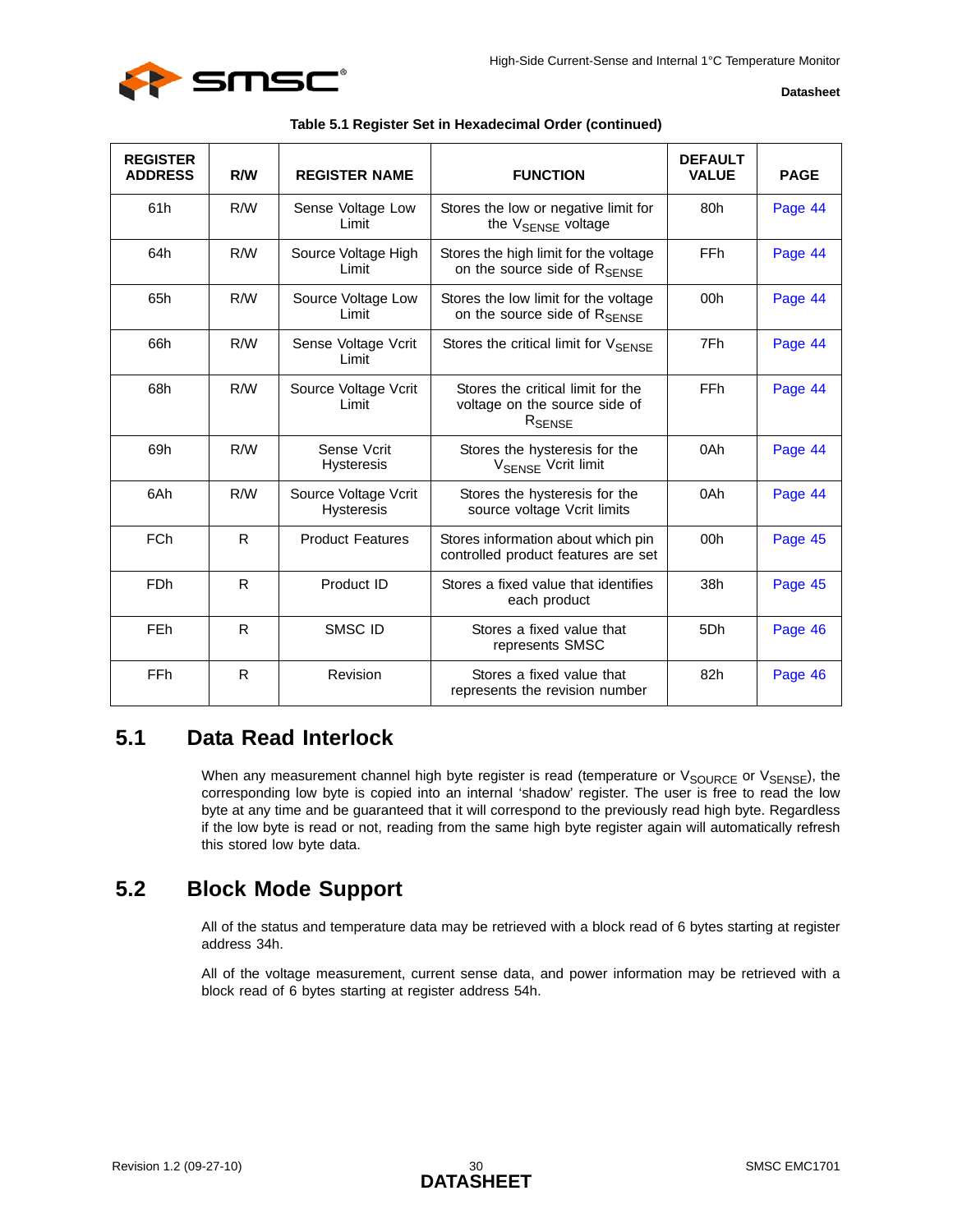**Table 5.1 Register Set in Hexadecimal Order (continued)**

| REGISTER ADDRESS | R/W | REGISTER NAME | FUNCTION | DEFAULT VALUE | PAGE |
|---|---|---|---|---|---|
| 61h | R/W | Sense Voltage Low Limit | Stores the low or negative limit for the $V_{SENSE}$ voltage | 80h | Page 44 |
| 64h | R/W | Source Voltage High Limit | Stores the high limit for the voltage on the source side of $R_{SENSE}$ | FFh | Page 44 |
| 65h | R/W | Source Voltage Low Limit | Stores the low limit for the voltage on the source side of $R_{SENSE}$ | 00h | Page 44 |
| 66h | R/W | Sense Voltage Vcrit Limit | Stores the critical limit for $V_{SENSE}$ | 7Fh | Page 44 |
| 68h | R/W | Source Voltage Vcrit Limit | Stores the critical limit for the voltage on the source side of $R_{SENSE}$ | FFh | Page 44 |
| 69h | R/W | Sense Vcrit Hysteresis | Stores the hysteresis for the $V_{SENSE}$ Vcrit limit | 0Ah | Page 44 |
| 6Ah | R/W | Source Voltage Vcrit Hysteresis | Stores the hysteresis for the source voltage Vcrit limits | 0Ah | Page 44 |
| FCh | R | Product Features | Stores information about which pin controlled product features are set | 00h | Page 45 |
| FDh | R | Product ID | Stores a fixed value that identifies each product | 38h | Page 45 |
| FEh | R | SMSC ID | Stores a fixed value that represents SMSC | 5Dh | Page 46 |
| FFh | R | Revision | Stores a fixed value that represents the revision number | 82h | Page 46 |

## 5.1 Data Read Interlock

When any measurement channel high byte register is read (temperature or $V_{SOURCE}$ or $V_{SENSE}$), the corresponding low byte is copied into an internal 'shadow' register. The user is free to read the low byte at any time and be guaranteed that it will correspond to the previously read high byte. Regardless if the low byte is read or not, reading from the same high byte register again will automatically refresh this stored low byte data.

## 5.2 Block Mode Support

All of the status and temperature data may be retrieved with a block read of 6 bytes starting at register address 34h.

All of the voltage measurement, current sense data, and power information may be retrieved with a block read of 6 bytes starting at register address 54h.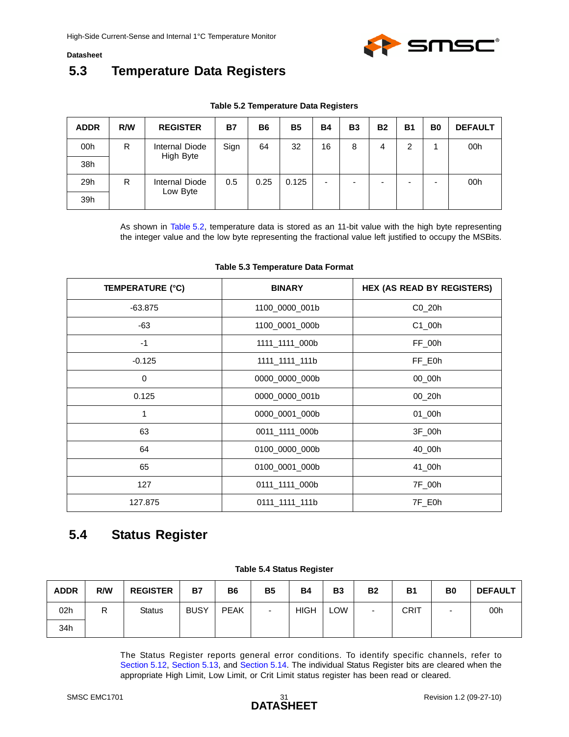## 5.3 Temperature Data Registers

**Table 5.2 Temperature Data Registers**

| ADDR | R/W | REGISTER | B7 | B6 | B5 | B4 | B3 | B2 | B1 | B0 | DEFAULT |
|---|---|---|---|---|---|---|---|---|---|---|---|
| 00h | R | Internal Diode High Byte | Sign | 64 | 32 | 16 | 8 | 4 | 2 | 1 | 00h |
| 38h | | | | | | | | | | | |
| 29h | R | Internal Diode Low Byte | 0.5 | 0.25 | 0.125 | - | - | - | - | - | 00h |
| 39h | | | | | | | | | | | |

As shown in Table 5.2, temperature data is stored as an 11-bit value with the high byte representing the integer value and the low byte representing the fractional value left justified to occupy the MSBits.

**Table 5.3 Temperature Data Format**

| TEMPERATURE (°C) | BINARY | HEX (AS READ BY REGISTERS) |
|---|---|---|
| -63.875 | 1100_0000_001b | C0_20h |
| -63 | 1100_0001_000b | C1_00h |
| -1 | 1111_1111_000b | FF_00h |
| -0.125 | 1111_1111_111b | FF_E0h |
| 0 | 0000_0000_000b | 00_00h |
| 0.125 | 0000_0000_001b | 00_20h |
| 1 | 0000_0001_000b | 01_00h |
| 63 | 0011_1111_000b | 3F_00h |
| 64 | 0100_0000_000b | 40_00h |
| 65 | 0100_0001_000b | 41_00h |
| 127 | 0111_1111_000b | 7F_00h |
| 127.875 | 0111_1111_111b | 7F_E0h |

## 5.4 Status Register

**Table 5.4 Status Register**

| ADDR | R/W | REGISTER | B7 | B6 | B5 | B4 | B3 | B2 | B1 | B0 | DEFAULT |
|---|---|---|---|---|---|---|---|---|---|---|---|
| 02h | R | Status | BUSY | PEAK | - | HIGH | LOW | - | CRIT | - | 00h |
| 34h | | | | | | | | | | | |

The Status Register reports general error conditions. To identify specific channels, refer to Section 5.12, Section 5.13, and Section 5.14. The individual Status Register bits are cleared when the appropriate High Limit, Low Limit, or Crit Limit status register has been read or cleared.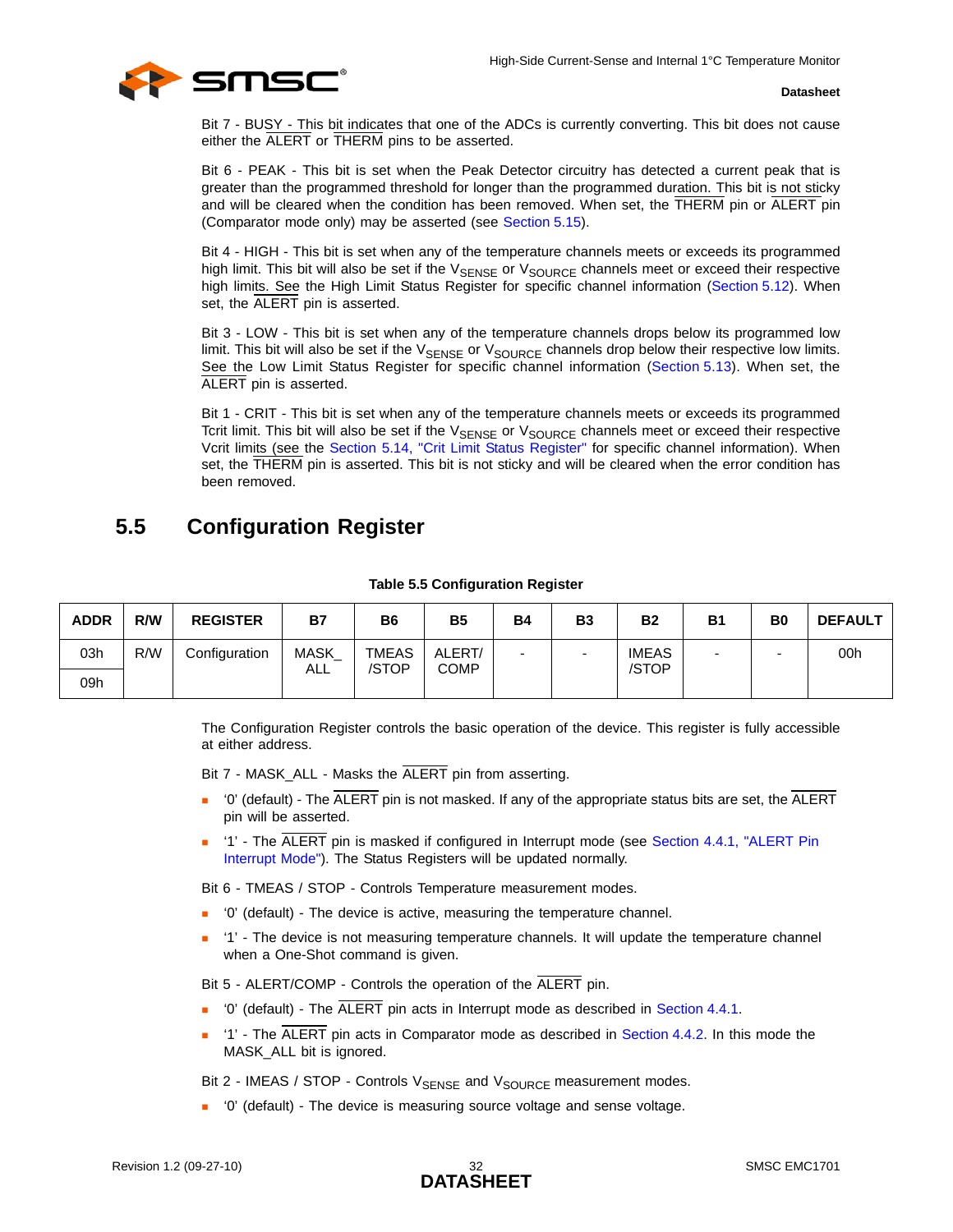Bit 7 - BUSY - This bit indicates that one of the ADCs is currently converting. This bit does not cause either the ALERT or THERM pins to be asserted.

Bit 6 - PEAK - This bit is set when the Peak Detector circuitry has detected a current peak that is greater than the programmed threshold for longer than the programmed duration. This bit is not sticky and will be cleared when the condition has been removed. When set, the THERM pin or ALERT pin (Comparator mode only) may be asserted (see Section 5.15).

Bit 4 - HIGH - This bit is set when any of the temperature channels meets or exceeds its programmed high limit. This bit will also be set if the $V_{SENSE}$ or $V_{SOURCE}$ channels meet or exceed their respective high limits. See the High Limit Status Register for specific channel information (Section 5.12). When set, the ALERT pin is asserted.

Bit 3 - LOW - This bit is set when any of the temperature channels drops below its programmed low limit. This bit will also be set if the $V_{SENSE}$ or $V_{SOURCE}$ channels drop below their respective low limits. See the Low Limit Status Register for specific channel information (Section 5.13). When set, the ALERT pin is asserted.

Bit 1 - CRIT - This bit is set when any of the temperature channels meets or exceeds its programmed Tcrit limit. This bit will also be set if the $V_{SENSE}$ or $V_{SOURCE}$ channels meet or exceed their respective Vcrit limits (see the Section 5.14, "Crit Limit Status Register" for specific channel information). When set, the THERM pin is asserted. This bit is not sticky and will be cleared when the error condition has been removed.

## 5.5 Configuration Register

**Table 5.5 Configuration Register**

| ADDR | R/W | REGISTER | B7 | B6 | B5 | B4 | B3 | B2 | B1 | B0 | DEFAULT |
|---|---|---|---|---|---|---|---|---|---|---|---|
| 03h | R/W | Configuration | MASK_ ALL | TMEAS /STOP | ALERT/ COMP | - | - | IMEAS /STOP | - | - | 00h |
| 09h | | | | | | | | | | | |

The Configuration Register controls the basic operation of the device. This register is fully accessible at either address.

Bit 7 - MASK_ALL - Masks the ALERT pin from asserting.

- ‘0’ (default) - The ALERT pin is not masked. If any of the appropriate status bits are set, the ALERT pin will be asserted.
- ‘1’ - The ALERT pin is masked if configured in Interrupt mode (see Section 4.4.1, "ALERT Pin Interrupt Mode"). The Status Registers will be updated normally.

Bit 6 - TMEAS / STOP - Controls Temperature measurement modes.

- ‘0’ (default) - The device is active, measuring the temperature channel.
- ‘1’ - The device is not measuring temperature channels. It will update the temperature channel when a One-Shot command is given.

Bit 5 - ALERT/COMP - Controls the operation of the ALERT pin.

- ‘0’ (default) - The ALERT pin acts in Interrupt mode as described in Section 4.4.1.
- ‘1’ - The ALERT pin acts in Comparator mode as described in Section 4.4.2. In this mode the MASK_ALL bit is ignored.

Bit 2 - IMEAS / STOP - Controls $V_{SENSE}$ and $V_{SOURCE}$ measurement modes.

- ‘0’ (default) - The device is measuring source voltage and sense voltage.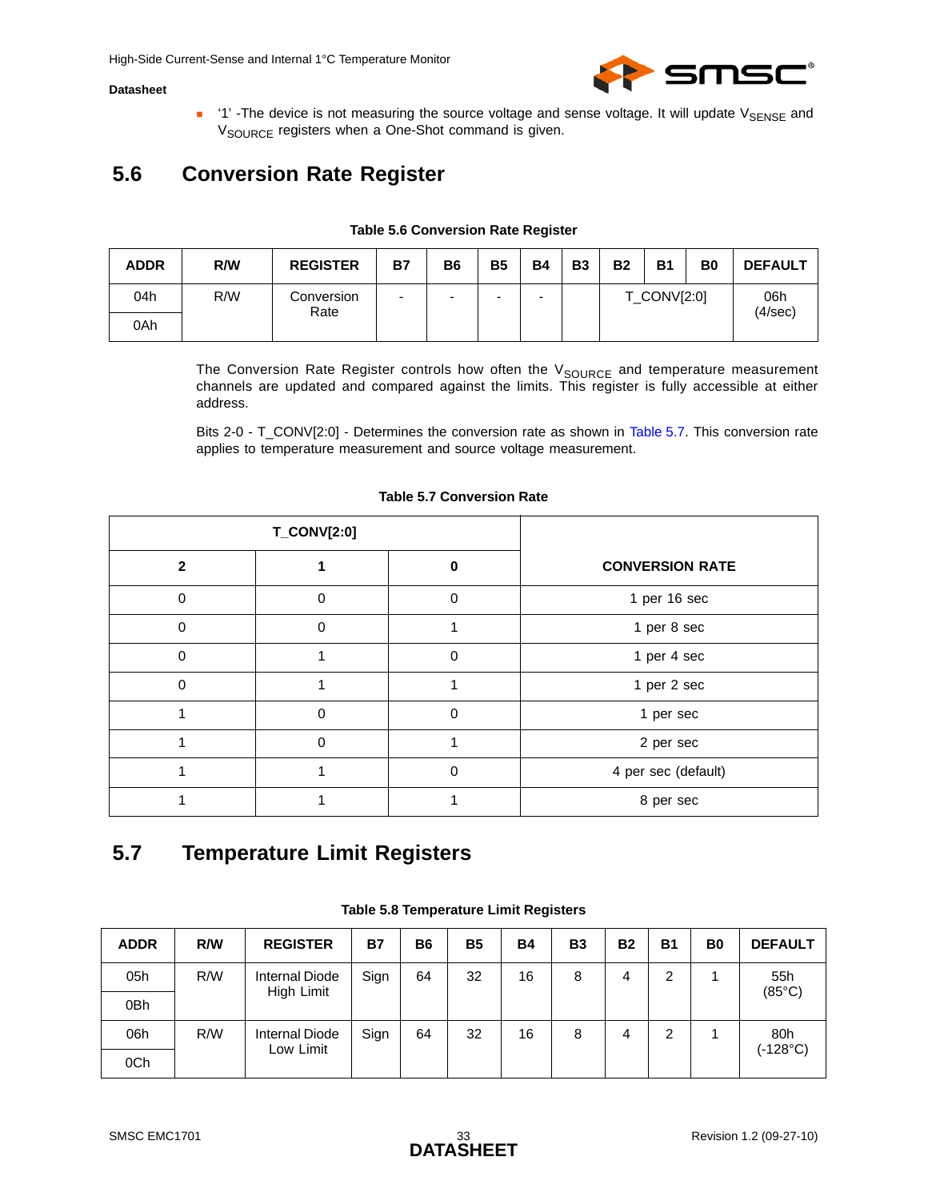- '1' -The device is not measuring the source voltage and sense voltage. It will update $V_{SENSE}$ and $V_{SOURCE}$ registers when a One-Shot command is given.

## 5.6 Conversion Rate Register

**Table 5.6 Conversion Rate Register**

| ADDR | R/W | REGISTER | B7 | B6 | B5 | B4 | B3 | B2 | B1 | B0 | DEFAULT |
|---|---|---|---|---|---|---|---|---|---|---|---|
| 04h | R/W | Conversion Rate | - | - | - | - | | T_CONV[2:0] | | | 06h (4/sec) |
| 0Ah | | | | | | | | | | | |

The Conversion Rate Register controls how often the $V_{SOURCE}$ and temperature measurement channels are updated and compared against the limits. This register is fully accessible at either address.

Bits 2-0 - T_CONV[2:0] - Determines the conversion rate as shown in Table 5.7. This conversion rate applies to temperature measurement and source voltage measurement.

**Table 5.7 Conversion Rate**

| T_CONV[2:0] | | | CONVERSION RATE |
|---|---|---|---|
| 2 | 1 | 0 | |
| 0 | 0 | 0 | 1 per 16 sec |
| 0 | 0 | 1 | 1 per 8 sec |
| 0 | 1 | 0 | 1 per 4 sec |
| 0 | 1 | 1 | 1 per 2 sec |
| 1 | 0 | 0 | 1 per sec |
| 1 | 0 | 1 | 2 per sec |
| 1 | 1 | 0 | 4 per sec (default) |
| 1 | 1 | 1 | 8 per sec |

## 5.7 Temperature Limit Registers

**Table 5.8 Temperature Limit Registers**

| ADDR | R/W | REGISTER | B7 | B6 | B5 | B4 | B3 | B2 | B1 | B0 | DEFAULT |
|---|---|---|---|---|---|---|---|---|---|---|---|
| 05h | R/W | Internal Diode High Limit | Sign | 64 | 32 | 16 | 8 | 4 | 2 | 1 | 55h (85°C) |
| 0Bh | | | | | | | | | | | |
| 06h | R/W | Internal Diode Low Limit | Sign | 64 | 32 | 16 | 8 | 4 | 2 | 1 | 80h (-128°C) |
| 0Ch | | | | | | | | | | | |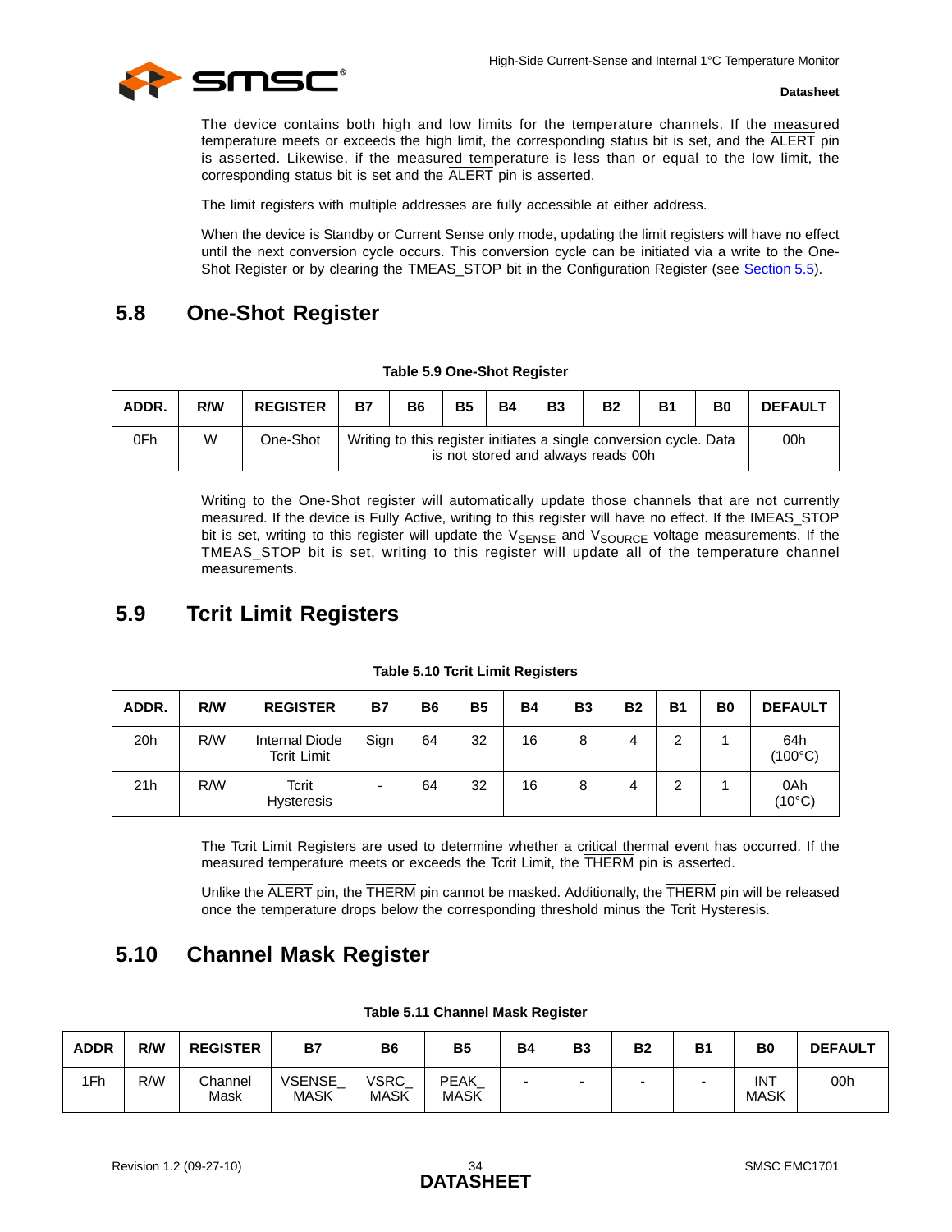The device contains both high and low limits for the temperature channels. If the measured temperature meets or exceeds the high limit, the corresponding status bit is set, and the ALERT pin is asserted. Likewise, if the measured temperature is less than or equal to the low limit, the corresponding status bit is set and the ALERT pin is asserted.

The limit registers with multiple addresses are fully accessible at either address.

When the device is Standby or Current Sense only mode, updating the limit registers will have no effect until the next conversion cycle occurs. This conversion cycle can be initiated via a write to the One-Shot Register or by clearing the TMEAS_STOP bit in the Configuration Register (see Section 5.5).

## 5.8 One-Shot Register

**Table 5.9 One-Shot Register**

| ADDR. | R/W | REGISTER | B7 | B6 | B5 | B4 | B3 | B2 | B1 | B0 | DEFAULT |
|---|---|---|---|---|---|---|---|---|---|---|---|
| 0Fh | W | One-Shot | Writing to this register initiates a single conversion cycle. Data is not stored and always reads 00h | | | | | | | | 00h |

Writing to the One-Shot register will automatically update those channels that are not currently measured. If the device is Fully Active, writing to this register will have no effect. If the IMEAS_STOP bit is set, writing to this register will update the $V_{SENSE}$ and $V_{SOURCE}$ voltage measurements. If the TMEAS_STOP bit is set, writing to this register will update all of the temperature channel measurements.

## 5.9 Tcrit Limit Registers

**Table 5.10 Tcrit Limit Registers**

| ADDR. | R/W | REGISTER | B7 | B6 | B5 | B4 | B3 | B2 | B1 | B0 | DEFAULT |
|---|---|---|---|---|---|---|---|---|---|---|---|
| 20h | R/W | Internal Diode Tcrit Limit | Sign | 64 | 32 | 16 | 8 | 4 | 2 | 1 | 64h (100°C) |
| 21h | R/W | Tcrit Hysteresis | - | 64 | 32 | 16 | 8 | 4 | 2 | 1 | 0Ah (10°C) |

The Tcrit Limit Registers are used to determine whether a critical thermal event has occurred. If the measured temperature meets or exceeds the Tcrit Limit, the THERM pin is asserted.

Unlike the ALERT pin, the THERM pin cannot be masked. Additionally, the THERM pin will be released once the temperature drops below the corresponding threshold minus the Tcrit Hysteresis.

## 5.10 Channel Mask Register

**Table 5.11 Channel Mask Register**

| ADDR | R/W | REGISTER | B7 | B6 | B5 | B4 | B3 | B2 | B1 | B0 | DEFAULT |
|---|---|---|---|---|---|---|---|---|---|---|---|
| 1Fh | R/W | Channel Mask | VSENSE_ MASK | VSRC_ MASK | PEAK_ MASK | - | - | - | - | INT MASK | 00h |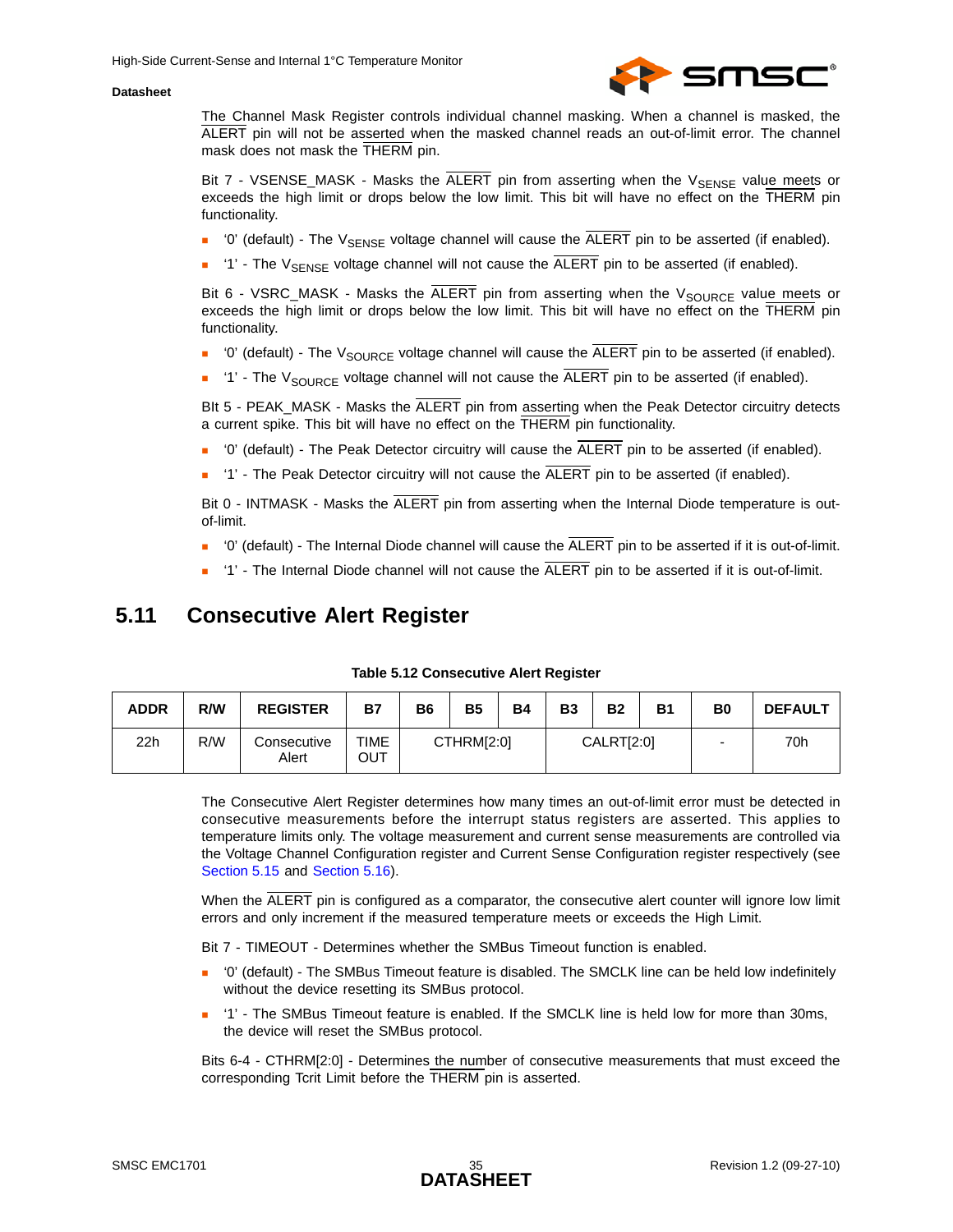The Channel Mask Register controls individual channel masking. When a channel is masked, the ALERT pin will not be asserted when the masked channel reads an out-of-limit error. The channel mask does not mask the THERM pin.

Bit 7 - VSENSE_MASK - Masks the ALERT pin from asserting when the $V_{SENSE}$ value meets or exceeds the high limit or drops below the low limit. This bit will have no effect on the THERM pin functionality.

- ‘0’ (default) - The $V_{SENSE}$ voltage channel will cause the ALERT pin to be asserted (if enabled).
- ‘1’ - The $V_{SENSE}$ voltage channel will not cause the ALERT pin to be asserted (if enabled).

Bit 6 - VSRC_MASK - Masks the ALERT pin from asserting when the $V_{SOURCE}$ value meets or exceeds the high limit or drops below the low limit. This bit will have no effect on the THERM pin functionality.

- ‘0’ (default) - The $V_{SOURCE}$ voltage channel will cause the ALERT pin to be asserted (if enabled).
- ‘1’ - The $V_{SOURCE}$ voltage channel will not cause the ALERT pin to be asserted (if enabled).

BIt 5 - PEAK_MASK - Masks the ALERT pin from asserting when the Peak Detector circuitry detects a current spike. This bit will have no effect on the THERM pin functionality.

- ‘0’ (default) - The Peak Detector circuitry will cause the ALERT pin to be asserted (if enabled).
- ‘1’ - The Peak Detector circuitry will not cause the ALERT pin to be asserted (if enabled).

Bit 0 - INTMASK - Masks the ALERT pin from asserting when the Internal Diode temperature is out-of-limit.

- ‘0’ (default) - The Internal Diode channel will cause the ALERT pin to be asserted if it is out-of-limit.
- ‘1’ - The Internal Diode channel will not cause the ALERT pin to be asserted if it is out-of-limit.

## 5.11 Consecutive Alert Register

**Table 5.12 Consecutive Alert Register**

| ADDR | R/W | REGISTER | B7 | B6 | B5 | B4 | B3 | B2 | B1 | B0 | DEFAULT |
|---|---|---|---|---|---|---|---|---|---|---|---|
| 22h | R/W | Consecutive Alert | TIMEOUT | CTHRM[2:0] | | | CALRT[2:0] | | | - | 70h |

The Consecutive Alert Register determines how many times an out-of-limit error must be detected in consecutive measurements before the interrupt status registers are asserted. This applies to temperature limits only. The voltage measurement and current sense measurements are controlled via the Voltage Channel Configuration register and Current Sense Configuration register respectively (see Section 5.15 and Section 5.16).

When the ALERT pin is configured as a comparator, the consecutive alert counter will ignore low limit errors and only increment if the measured temperature meets or exceeds the High Limit.

Bit 7 - TIMEOUT - Determines whether the SMBus Timeout function is enabled.

- ‘0’ (default) - The SMBus Timeout feature is disabled. The SMCLK line can be held low indefinitely without the device resetting its SMBus protocol.
- ‘1’ - The SMBus Timeout feature is enabled. If the SMCLK line is held low for more than 30ms, the device will reset the SMBus protocol.

Bits 6-4 - CTHRM[2:0] - Determines the number of consecutive measurements that must exceed the corresponding Tcrit Limit before the THERM pin is asserted.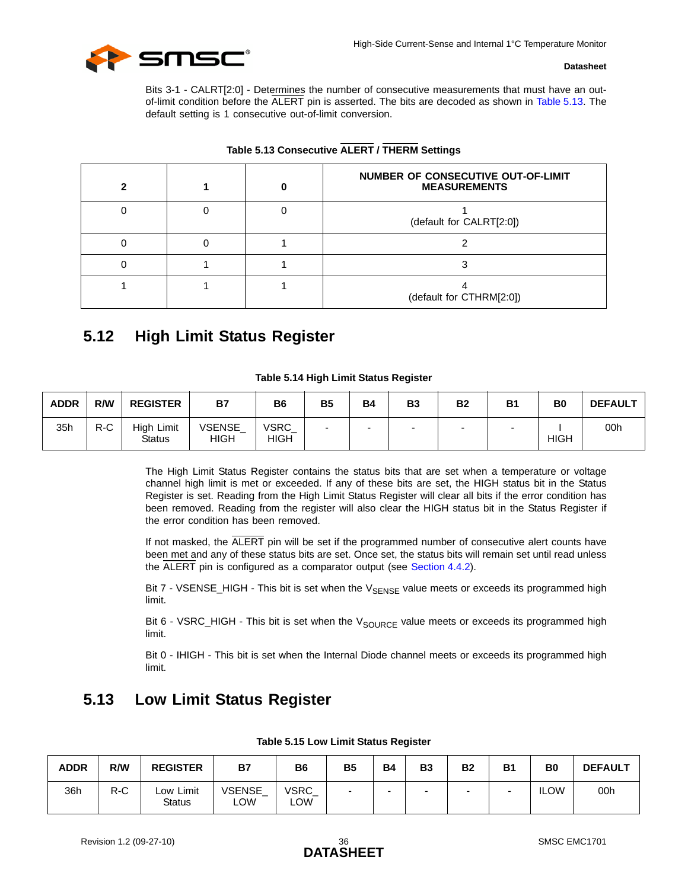Bits 3-1 - CALRT[2:0] - Determines the number of consecutive measurements that must have an out-of-limit condition before the ALERT pin is asserted. The bits are decoded as shown in Table 5.13. The default setting is 1 consecutive out-of-limit conversion.

**Table 5.13 Consecutive ALERT / THERM Settings**

| 2 | 1 | 0 | NUMBER OF CONSECUTIVE OUT-OF-LIMIT MEASUREMENTS |
|---|---|---|---|
| 0 | 0 | 0 | 1 (default for CALRT[2:0]) |
| 0 | 0 | 1 | 2 |
| 0 | 1 | 1 | 3 |
| 1 | 1 | 1 | 4 (default for CTHRM[2:0]) |

## 5.12 High Limit Status Register

**Table 5.14 High Limit Status Register**

| ADDR | R/W | REGISTER | B7 | B6 | B5 | B4 | B3 | B2 | B1 | B0 | DEFAULT |
|---|---|---|---|---|---|---|---|---|---|---|---|
| 35h | R-C | High Limit Status | VSENSE_ HIGH | VSRC_ HIGH | - | - | - | - | - | I HIGH | 00h |

The High Limit Status Register contains the status bits that are set when a temperature or voltage channel high limit is met or exceeded. If any of these bits are set, the HIGH status bit in the Status Register is set. Reading from the High Limit Status Register will clear all bits if the error condition has been removed. Reading from the register will also clear the HIGH status bit in the Status Register if the error condition has been removed.

If not masked, the ALERT pin will be set if the programmed number of consecutive alert counts have been met and any of these status bits are set. Once set, the status bits will remain set until read unless the ALERT pin is configured as a comparator output (see Section 4.4.2).

Bit 7 - VSENSE_HIGH - This bit is set when the $V_{SENSE}$ value meets or exceeds its programmed high limit.

Bit 6 - VSRC_HIGH - This bit is set when the $V_{SOURCE}$ value meets or exceeds its programmed high limit.

Bit 0 - IHIGH - This bit is set when the Internal Diode channel meets or exceeds its programmed high limit.

## 5.13 Low Limit Status Register

**Table 5.15 Low Limit Status Register**

| ADDR | R/W | REGISTER | B7 | B6 | B5 | B4 | B3 | B2 | B1 | B0 | DEFAULT |
|---|---|---|---|---|---|---|---|---|---|---|---|
| 36h | R-C | Low Limit Status | VSENSE_ LOW | VSRC_ LOW | - | - | - | - | - | ILOW | 00h |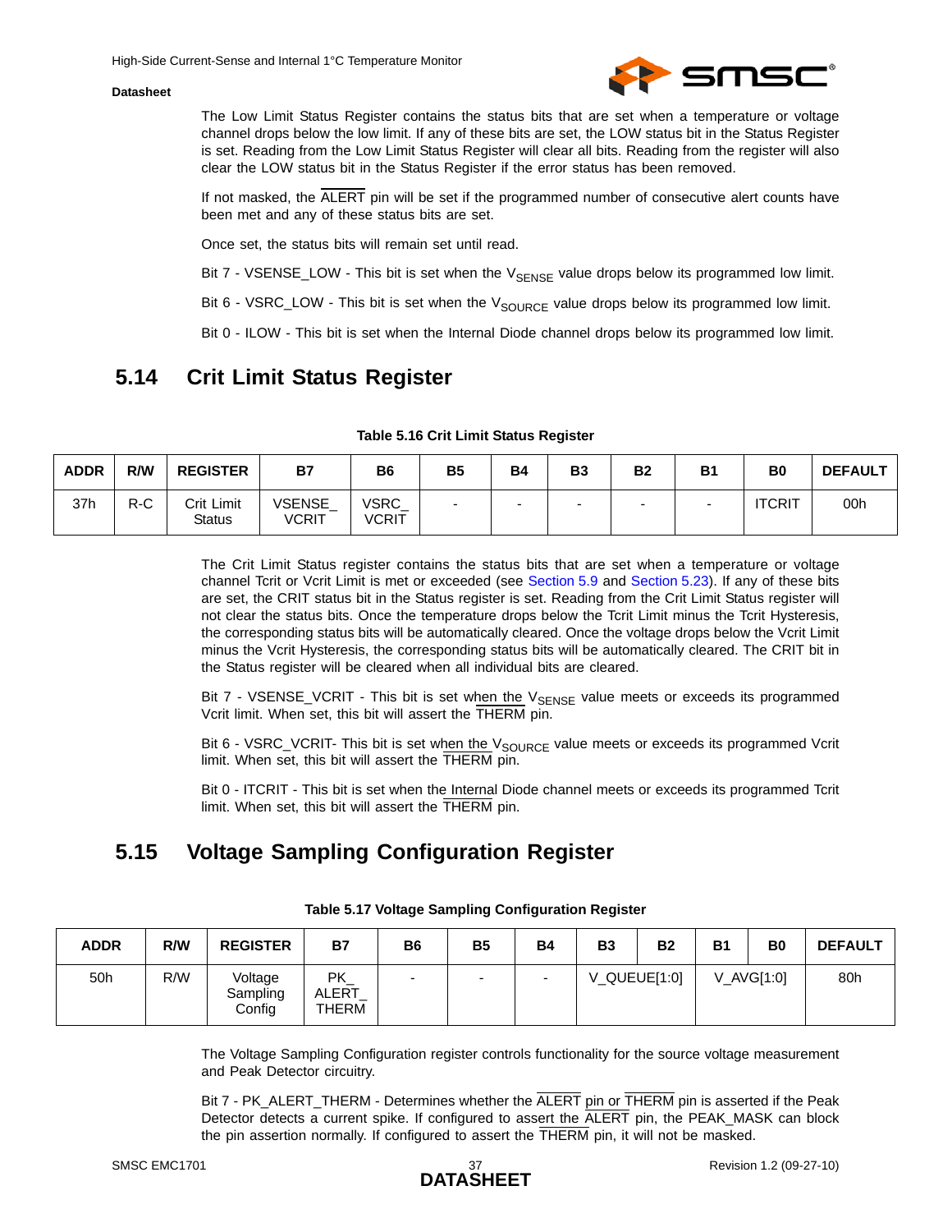The Low Limit Status Register contains the status bits that are set when a temperature or voltage channel drops below the low limit. If any of these bits are set, the LOW status bit in the Status Register is set. Reading from the Low Limit Status Register will clear all bits. Reading from the register will also clear the LOW status bit in the Status Register if the error status has been removed.

If not masked, the ALERT pin will be set if the programmed number of consecutive alert counts have been met and any of these status bits are set.

Once set, the status bits will remain set until read.

Bit 7 - VSENSE_LOW - This bit is set when the $V_{SENSE}$ value drops below its programmed low limit.

Bit 6 - VSRC_LOW - This bit is set when the $V_{SOURCE}$ value drops below its programmed low limit.

Bit 0 - ILOW - This bit is set when the Internal Diode channel drops below its programmed low limit.

## 5.14 Crit Limit Status Register

**Table 5.16 Crit Limit Status Register**

| ADDR | R/W | REGISTER | B7 | B6 | B5 | B4 | B3 | B2 | B1 | B0 | DEFAULT |
|---|---|---|---|---|---|---|---|---|---|---|---|
| 37h | R-C | Crit Limit Status | VSENSE_ VCRIT | VSRC_ VCRIT | - | - | - | - | - | ITCRIT | 00h |

The Crit Limit Status register contains the status bits that are set when a temperature or voltage channel Tcrit or Vcrit Limit is met or exceeded (see Section 5.9 and Section 5.23). If any of these bits are set, the CRIT status bit in the Status register is set. Reading from the Crit Limit Status register will not clear the status bits. Once the temperature drops below the Tcrit Limit minus the Tcrit Hysteresis, the corresponding status bits will be automatically cleared. Once the voltage drops below the Vcrit Limit minus the Vcrit Hysteresis, the corresponding status bits will be automatically cleared. The CRIT bit in the Status register will be cleared when all individual bits are cleared.

Bit 7 - VSENSE_VCRIT - This bit is set when the $V_{SENSE}$ value meets or exceeds its programmed Vcrit limit. When set, this bit will assert the THERM pin.

Bit 6 - VSRC_VCRIT- This bit is set when the $V_{SOURCE}$ value meets or exceeds its programmed Vcrit limit. When set, this bit will assert the THERM pin.

Bit 0 - ITCRIT - This bit is set when the Internal Diode channel meets or exceeds its programmed Tcrit limit. When set, this bit will assert the THERM pin.

## 5.15 Voltage Sampling Configuration Register

**Table 5.17 Voltage Sampling Configuration Register**

| ADDR | R/W | REGISTER | B7 | B6 | B5 | B4 | B3 | B2 | B1 | B0 | DEFAULT |
|---|---|---|---|---|---|---|---|---|---|---|---|
| 50h | R/W | Voltage Sampling Config | PK_ ALERT_ THERM | - | - | - | V_QUEUE[1:0] | | V_AVG[1:0] | | 80h |

The Voltage Sampling Configuration register controls functionality for the source voltage measurement and Peak Detector circuitry.

Bit 7 - PK_ALERT_THERM - Determines whether the ALERT pin or THERM pin is asserted if the Peak Detector detects a current spike. If configured to assert the ALERT pin, the PEAK_MASK can block the pin assertion normally. If configured to assert the THERM pin, it will not be masked.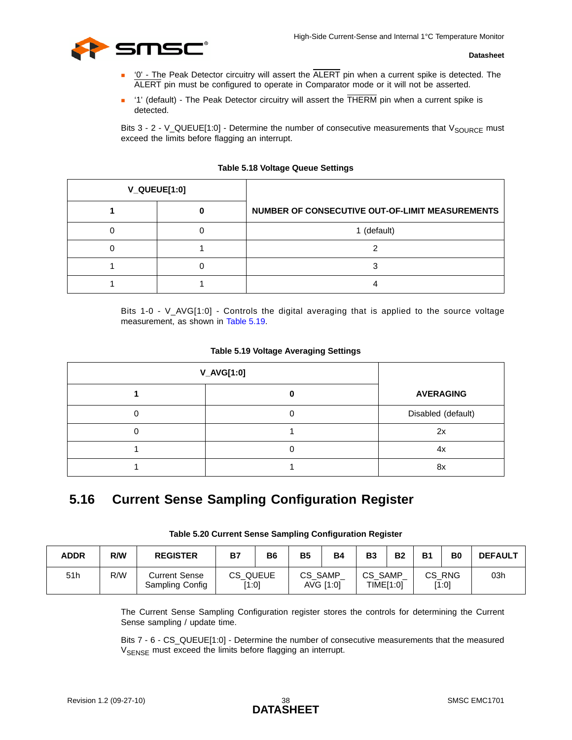- '0' - The Peak Detector circuitry will assert the ALERT pin when a current spike is detected. The ALERT pin must be configured to operate in Comparator mode or it will not be asserted.
- '1' (default) - The Peak Detector circuitry will assert the THERM pin when a current spike is detected.

Bits 3 - 2 - V_QUEUE[1:0] - Determine the number of consecutive measurements that $V_{SOURCE}$ must exceed the limits before flagging an interrupt.

**Table 5.18 Voltage Queue Settings**

| V_QUEUE[1:0] | | |
|---|---|---|
| **1** | **0** | **NUMBER OF CONSECUTIVE OUT-OF-LIMIT MEASUREMENTS** |
| 0 | 0 | 1 (default) |
| 0 | 1 | 2 |
| 1 | 0 | 3 |
| 1 | 1 | 4 |

Bits 1-0 - V_AVG[1:0] - Controls the digital averaging that is applied to the source voltage measurement, as shown in Table 5.19.

**Table 5.19 Voltage Averaging Settings**

| V_AVG[1:0] | | |
|---|---|---|
| **1** | **0** | **AVERAGING** |
| 0 | 0 | Disabled (default) |
| 0 | 1 | 2x |
| 1 | 0 | 4x |
| 1 | 1 | 8x |

## 5.16 Current Sense Sampling Configuration Register

**Table 5.20 Current Sense Sampling Configuration Register**

| ADDR | R/W | REGISTER | B7 | B6 | B5 | B4 | B3 | B2 | B1 | B0 | DEFAULT |
|---|---|---|---|---|---|---|---|---|---|---|---|
| 51h | R/W | Current Sense Sampling Config | CS_QUEUE [1:0] | | CS_SAMP_ AVG [1:0] | | CS_SAMP_ TIME[1:0] | | CS_RNG [1:0] | | 03h |

The Current Sense Sampling Configuration register stores the controls for determining the Current Sense sampling / update time.

Bits 7 - 6 - CS_QUEUE[1:0] - Determine the number of consecutive measurements that the measured $V_{SENSE}$ must exceed the limits before flagging an interrupt.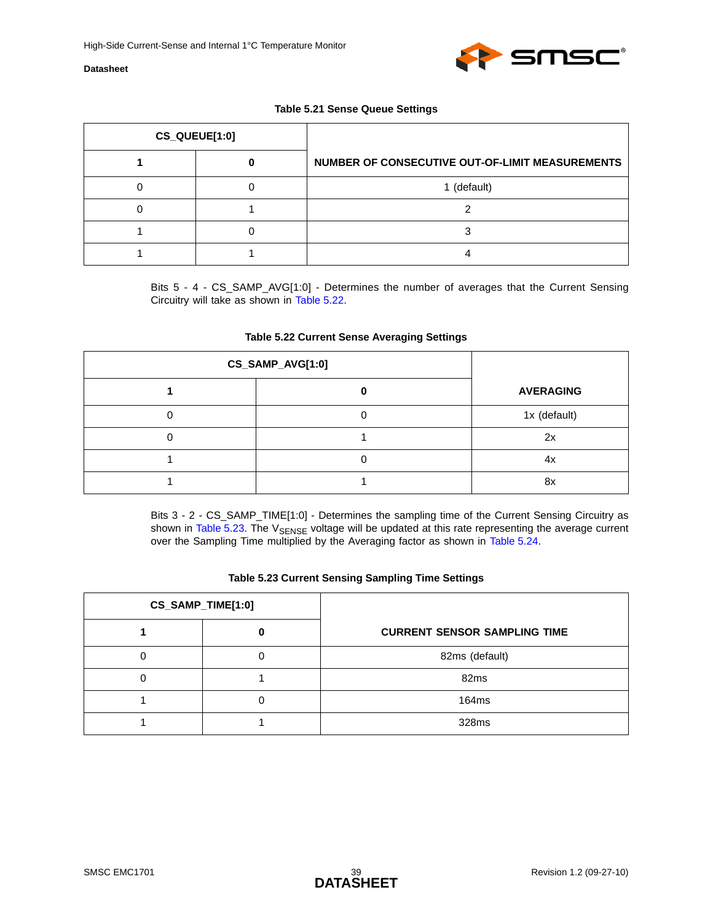**Table 5.21 Sense Queue Settings**

| CS_QUEUE[1:0] | | NUMBER OF CONSECUTIVE OUT-OF-LIMIT MEASUREMENTS |
|---|---|---|
| **1** | **0** | |
| 0 | 0 | 1 (default) |
| 0 | 1 | 2 |
| 1 | 0 | 3 |
| 1 | 1 | 4 |

Bits 5 - 4 - CS_SAMP_AVG[1:0] - Determines the number of averages that the Current Sensing Circuitry will take as shown in Table 5.22.

**Table 5.22 Current Sense Averaging Settings**

| CS_SAMP_AVG[1:0] | | AVERAGING |
|---|---|---|
| **1** | **0** | |
| 0 | 0 | 1x (default) |
| 0 | 1 | 2x |
| 1 | 0 | 4x |
| 1 | 1 | 8x |

Bits 3 - 2 - CS_SAMP_TIME[1:0] - Determines the sampling time of the Current Sensing Circuitry as shown in Table 5.23. The $V_{SENSE}$ voltage will be updated at this rate representing the average current over the Sampling Time multiplied by the Averaging factor as shown in Table 5.24.

**Table 5.23 Current Sensing Sampling Time Settings**

| CS_SAMP_TIME[1:0] | | CURRENT SENSOR SAMPLING TIME |
|---|---|---|
| **1** | **0** | |
| 0 | 0 | 82ms (default) |
| 0 | 1 | 82ms |
| 1 | 0 | 164ms |
| 1 | 1 | 328ms |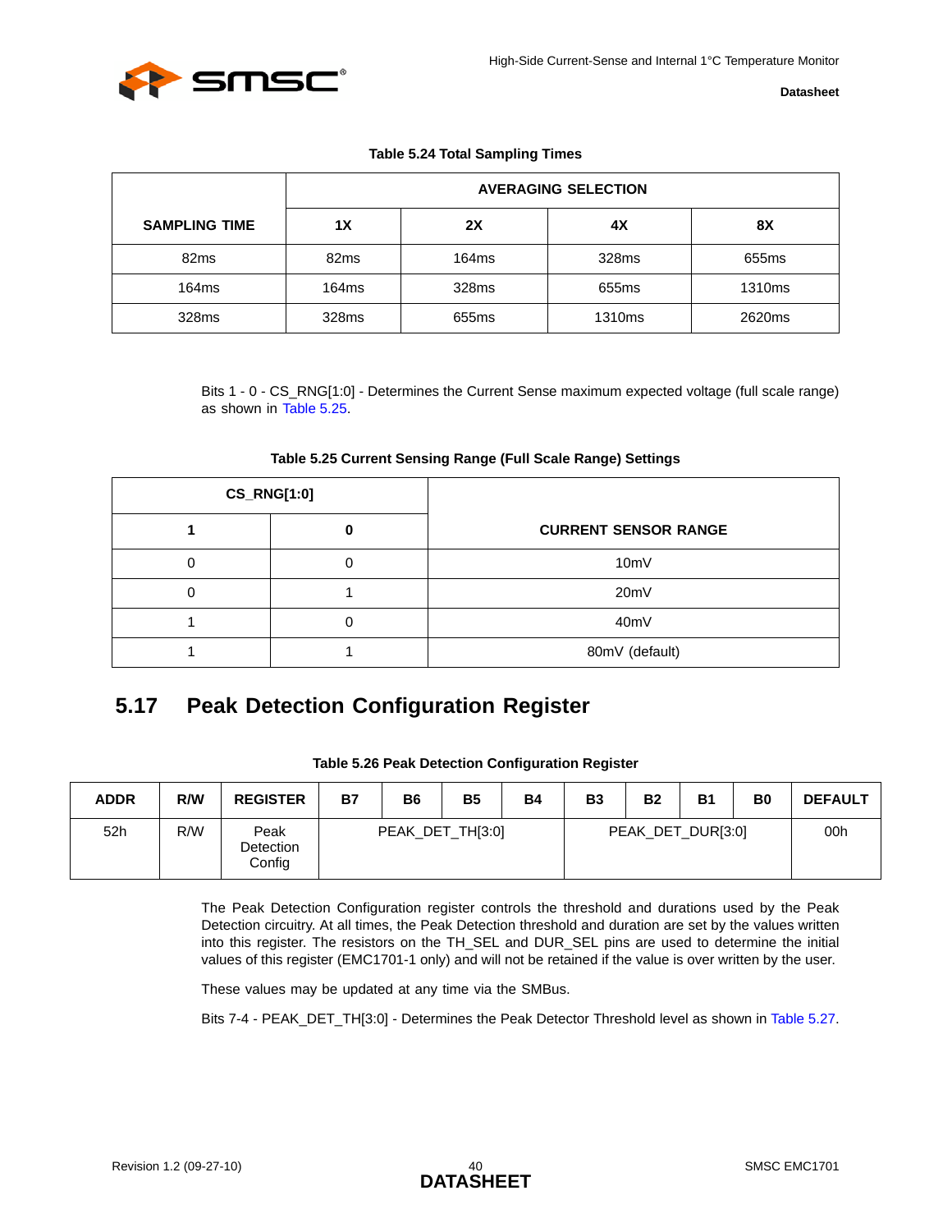**Table 5.24 Total Sampling Times**

| SAMPLING TIME | AVERAGING SELECTION | | | |
|---|---|---|---|---|
| | 1X | 2X | 4X | 8X |
| 82ms | 82ms | 164ms | 328ms | 655ms |
| 164ms | 164ms | 328ms | 655ms | 1310ms |
| 328ms | 328ms | 655ms | 1310ms | 2620ms |

Bits 1 - 0 - CS_RNG[1:0] - Determines the Current Sense maximum expected voltage (full scale range) as shown in Table 5.25.

**Table 5.25 Current Sensing Range (Full Scale Range) Settings**

| CS_RNG[1:0] | | CURRENT SENSOR RANGE |
|---|---|---|
| 1 | 0 | |
| 0 | 0 | 10mV |
| 0 | 1 | 20mV |
| 1 | 0 | 40mV |
| 1 | 1 | 80mV (default) |

## 5.17 Peak Detection Configuration Register

**Table 5.26 Peak Detection Configuration Register**

| ADDR | R/W | REGISTER | B7 | B6 | B5 | B4 | B3 | B2 | B1 | B0 | DEFAULT |
|---|---|---|---|---|---|---|---|---|---|---|---|
| 52h | R/W | Peak Detection Config | PEAK_DET_TH[3:0] | | | | PEAK_DET_DUR[3:0] | | | | 00h |

The Peak Detection Configuration register controls the threshold and durations used by the Peak Detection circuitry. At all times, the Peak Detection threshold and duration are set by the values written into this register. The resistors on the TH_SEL and DUR_SEL pins are used to determine the initial values of this register (EMC1701-1 only) and will not be retained if the value is over written by the user.

These values may be updated at any time via the SMBus.

Bits 7-4 - PEAK_DET_TH[3:0] - Determines the Peak Detector Threshold level as shown in Table 5.27.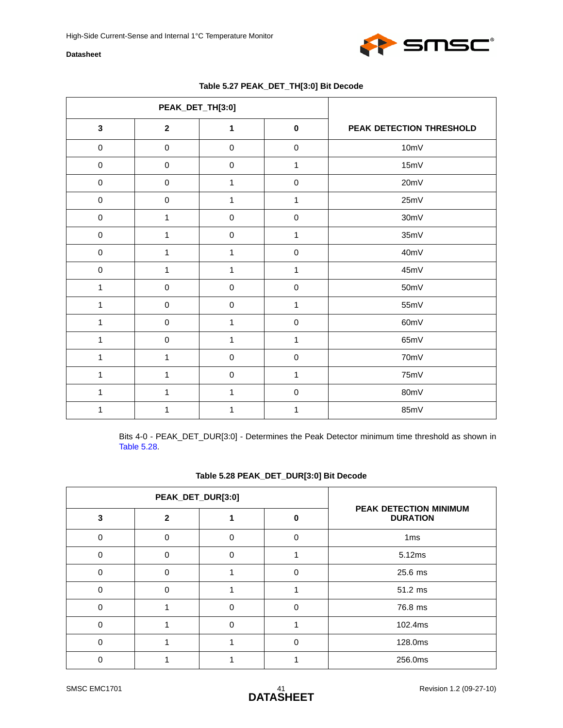**Table 5.27 PEAK_DET_TH[3:0] Bit Decode**

| PEAK_DET_TH[3:0] | | | | PEAK DETECTION THRESHOLD |
|---|---|---|---|---|
| 3 | 2 | 1 | 0 | |
| 0 | 0 | 0 | 0 | 10mV |
| 0 | 0 | 0 | 1 | 15mV |
| 0 | 0 | 1 | 0 | 20mV |
| 0 | 0 | 1 | 1 | 25mV |
| 0 | 1 | 0 | 0 | 30mV |
| 0 | 1 | 0 | 1 | 35mV |
| 0 | 1 | 1 | 0 | 40mV |
| 0 | 1 | 1 | 1 | 45mV |
| 1 | 0 | 0 | 0 | 50mV |
| 1 | 0 | 0 | 1 | 55mV |
| 1 | 0 | 1 | 0 | 60mV |
| 1 | 0 | 1 | 1 | 65mV |
| 1 | 1 | 0 | 0 | 70mV |
| 1 | 1 | 0 | 1 | 75mV |
| 1 | 1 | 1 | 0 | 80mV |
| 1 | 1 | 1 | 1 | 85mV |

Bits 4-0 - PEAK_DET_DUR[3:0] - Determines the Peak Detector minimum time threshold as shown in Table 5.28.

**Table 5.28 PEAK_DET_DUR[3:0] Bit Decode**

| PEAK_DET_DUR[3:0] | | | | PEAK DETECTION MINIMUM DURATION |
|---|---|---|---|---|
| 3 | 2 | 1 | 0 | |
| 0 | 0 | 0 | 0 | 1ms |
| 0 | 0 | 0 | 1 | 5.12ms |
| 0 | 0 | 1 | 0 | 25.6 ms |
| 0 | 0 | 1 | 1 | 51.2 ms |
| 0 | 1 | 0 | 0 | 76.8 ms |
| 0 | 1 | 0 | 1 | 102.4ms |
| 0 | 1 | 1 | 0 | 128.0ms |
| 0 | 1 | 1 | 1 | 256.0ms |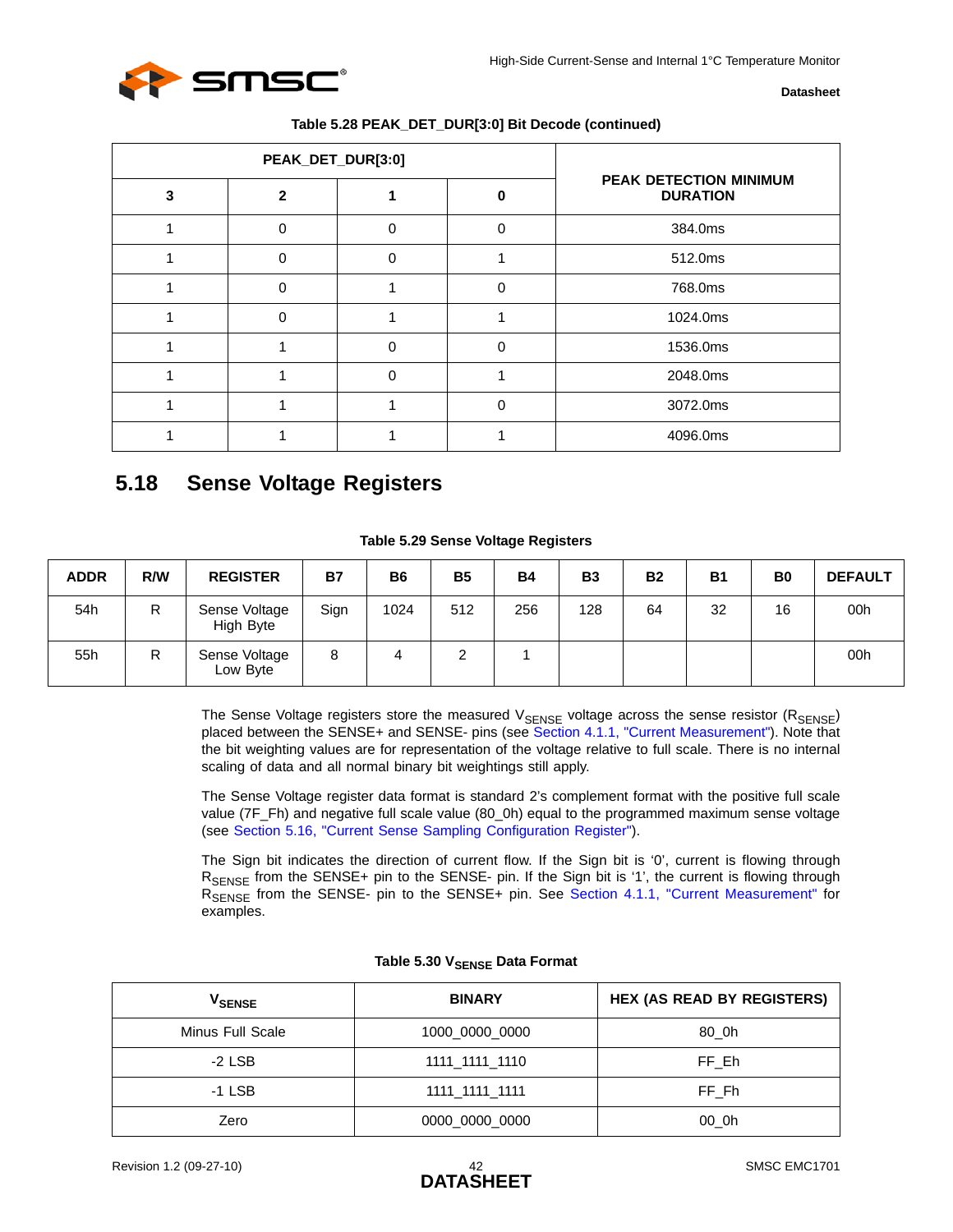**Table 5.28 PEAK_DET_DUR[3:0] Bit Decode (continued)**

| PEAK_DET_DUR[3:0] | | | | PEAK DETECTION MINIMUM DURATION |
|---|---|---|---|---|
| **3** | **2** | **1** | **0** | |
| 1 | 0 | 0 | 0 | 384.0ms |
| 1 | 0 | 0 | 1 | 512.0ms |
| 1 | 0 | 1 | 0 | 768.0ms |
| 1 | 0 | 1 | 1 | 1024.0ms |
| 1 | 1 | 0 | 0 | 1536.0ms |
| 1 | 1 | 0 | 1 | 2048.0ms |
| 1 | 1 | 1 | 0 | 3072.0ms |
| 1 | 1 | 1 | 1 | 4096.0ms |

## 5.18 Sense Voltage Registers

**Table 5.29 Sense Voltage Registers**

| ADDR | R/W | REGISTER | B7 | B6 | B5 | B4 | B3 | B2 | B1 | B0 | DEFAULT |
|---|---|---|---|---|---|---|---|---|---|---|---|
| 54h | R | Sense Voltage High Byte | Sign | 1024 | 512 | 256 | 128 | 64 | 32 | 16 | 00h |
| 55h | R | Sense Voltage Low Byte | 8 | 4 | 2 | 1 | | | | | 00h |

The Sense Voltage registers store the measured $V_{SENSE}$ voltage across the sense resistor ($R_{SENSE}$) placed between the SENSE+ and SENSE- pins (see Section 4.1.1, "Current Measurement"). Note that the bit weighting values are for representation of the voltage relative to full scale. There is no internal scaling of data and all normal binary bit weightings still apply.

The Sense Voltage register data format is standard 2's complement format with the positive full scale value (7F_Fh) and negative full scale value (80_0h) equal to the programmed maximum sense voltage (see Section 5.16, "Current Sense Sampling Configuration Register").

The Sign bit indicates the direction of current flow. If the Sign bit is '0', current is flowing through $R_{SENSE}$ from the SENSE+ pin to the SENSE- pin. If the Sign bit is '1', the current is flowing through $R_{SENSE}$ from the SENSE- pin to the SENSE+ pin. See Section 4.1.1, "Current Measurement" for examples.

**Table 5.30 $V_{SENSE}$ Data Format**

| $V_{SENSE}$ | BINARY | HEX (AS READ BY REGISTERS) |
|---|---|---|
| Minus Full Scale | 1000_0000_0000 | 80_0h |
| -2 LSB | 1111_1111_1110 | FF_Eh |
| -1 LSB | 1111_1111_1111 | FF_Fh |
| Zero | 0000_0000_0000 | 00_0h |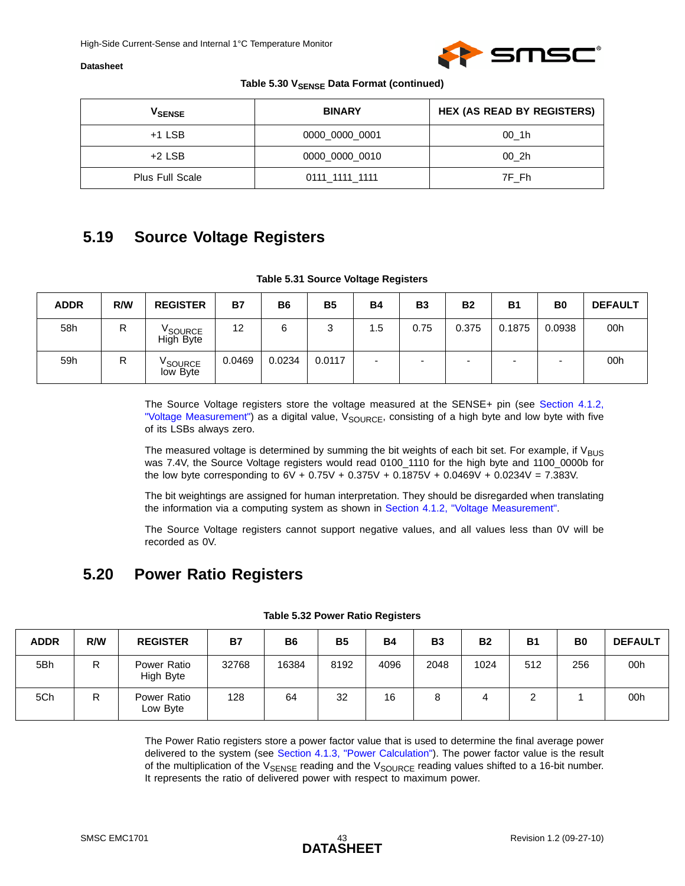**Table 5.30 $V_{SENSE}$ Data Format (continued)**

| $V_{SENSE}$ | BINARY | HEX (AS READ BY REGISTERS) |
|---|---|---|
| +1 LSB | 0000_0000_0001 | 00_1h |
| +2 LSB | 0000_0000_0010 | 00_2h |
| Plus Full Scale | 0111_1111_1111 | 7F_Fh |

## 5.19 Source Voltage Registers

**Table 5.31 Source Voltage Registers**

| ADDR | R/W | REGISTER | B7 | B6 | B5 | B4 | B3 | B2 | B1 | B0 | DEFAULT |
|---|---|---|---|---|---|---|---|---|---|---|---|
| 58h | R | $V_{SOURCE}$ High Byte | 12 | 6 | 3 | 1.5 | 0.75 | 0.375 | 0.1875 | 0.0938 | 00h |
| 59h | R | $V_{SOURCE}$ low Byte | 0.0469 | 0.0234 | 0.0117 | - | - | - | - | - | 00h |

The Source Voltage registers store the voltage measured at the SENSE+ pin (see Section 4.1.2, "Voltage Measurement") as a digital value, $V_{SOURCE}$, consisting of a high byte and low byte with five of its LSBs always zero.

The measured voltage is determined by summing the bit weights of each bit set. For example, if $V_{BUS}$ was 7.4V, the Source Voltage registers would read 0100_1110 for the high byte and 1100_0000b for the low byte corresponding to 6V + 0.75V + 0.375V + 0.1875V + 0.0469V + 0.0234V = 7.383V.

The bit weightings are assigned for human interpretation. They should be disregarded when translating the information via a computing system as shown in Section 4.1.2, "Voltage Measurement".

The Source Voltage registers cannot support negative values, and all values less than 0V will be recorded as 0V.

## 5.20 Power Ratio Registers

**Table 5.32 Power Ratio Registers**

| ADDR | R/W | REGISTER | B7 | B6 | B5 | B4 | B3 | B2 | B1 | B0 | DEFAULT |
|---|---|---|---|---|---|---|---|---|---|---|---|
| 5Bh | R | Power Ratio High Byte | 32768 | 16384 | 8192 | 4096 | 2048 | 1024 | 512 | 256 | 00h |
| 5Ch | R | Power Ratio Low Byte | 128 | 64 | 32 | 16 | 8 | 4 | 2 | 1 | 00h |

The Power Ratio registers store a power factor value that is used to determine the final average power delivered to the system (see Section 4.1.3, "Power Calculation"). The power factor value is the result of the multiplication of the $V_{SENSE}$ reading and the $V_{SOURCE}$ reading values shifted to a 16-bit number. It represents the ratio of delivered power with respect to maximum power.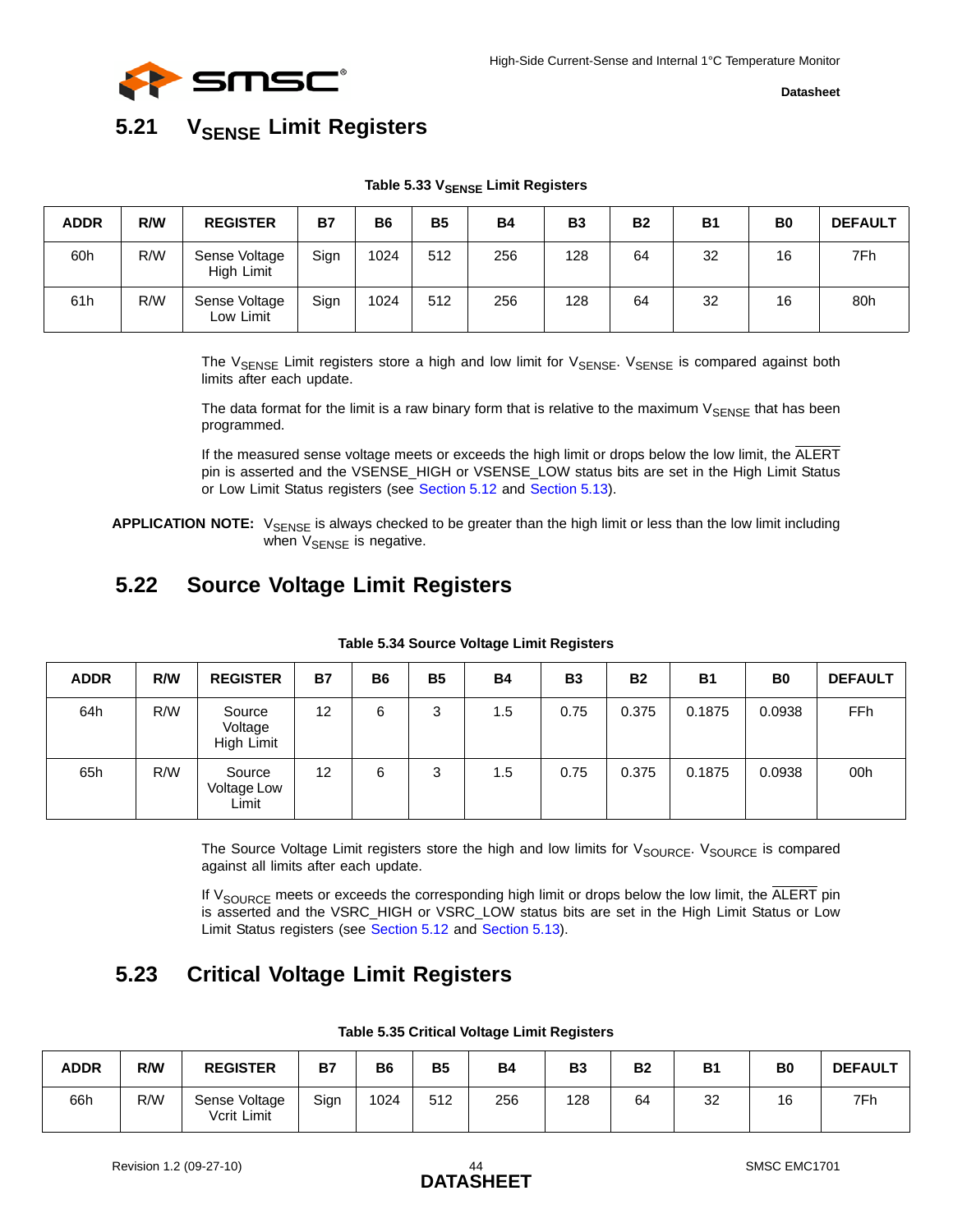## 5.21 $V_{SENSE}$ Limit Registers

**Table 5.33 $V_{SENSE}$ Limit Registers**

| ADDR | R/W | REGISTER | B7 | B6 | B5 | B4 | B3 | B2 | B1 | B0 | DEFAULT |
|---|---|---|---|---|---|---|---|---|---|---|---|
| 60h | R/W | Sense Voltage High Limit | Sign | 1024 | 512 | 256 | 128 | 64 | 32 | 16 | 7Fh |
| 61h | R/W | Sense Voltage Low Limit | Sign | 1024 | 512 | 256 | 128 | 64 | 32 | 16 | 80h |

The $V_{SENSE}$ Limit registers store a high and low limit for $V_{SENSE}$. $V_{SENSE}$ is compared against both limits after each update.

The data format for the limit is a raw binary form that is relative to the maximum $V_{SENSE}$ that has been programmed.

If the measured sense voltage meets or exceeds the high limit or drops below the low limit, the $\overline{\text{ALERT}}$ pin is asserted and the VSENSE_HIGH or VSENSE_LOW status bits are set in the High Limit Status or Low Limit Status registers (see Section 5.12 and Section 5.13).

**APPLICATION NOTE:** $V_{SENSE}$ is always checked to be greater than the high limit or less than the low limit including when $V_{SENSE}$ is negative.

## 5.22 Source Voltage Limit Registers

**Table 5.34 Source Voltage Limit Registers**

| ADDR | R/W | REGISTER | B7 | B6 | B5 | B4 | B3 | B2 | B1 | B0 | DEFAULT |
|---|---|---|---|---|---|---|---|---|---|---|---|
| 64h | R/W | Source Voltage High Limit | 12 | 6 | 3 | 1.5 | 0.75 | 0.375 | 0.1875 | 0.0938 | FFh |
| 65h | R/W | Source Voltage Low Limit | 12 | 6 | 3 | 1.5 | 0.75 | 0.375 | 0.1875 | 0.0938 | 00h |

The Source Voltage Limit registers store the high and low limits for $V_{SOURCE}$. $V_{SOURCE}$ is compared against all limits after each update.

If $V_{SOURCE}$ meets or exceeds the corresponding high limit or drops below the low limit, the $\overline{\text{ALERT}}$ pin is asserted and the VSRC_HIGH or VSRC_LOW status bits are set in the High Limit Status or Low Limit Status registers (see Section 5.12 and Section 5.13).

## 5.23 Critical Voltage Limit Registers

**Table 5.35 Critical Voltage Limit Registers**

| ADDR | R/W | REGISTER | B7 | B6 | B5 | B4 | B3 | B2 | B1 | B0 | DEFAULT |
|---|---|---|---|---|---|---|---|---|---|---|---|
| 66h | R/W | Sense Voltage Vcrit Limit | Sign | 1024 | 512 | 256 | 128 | 64 | 32 | 16 | 7Fh |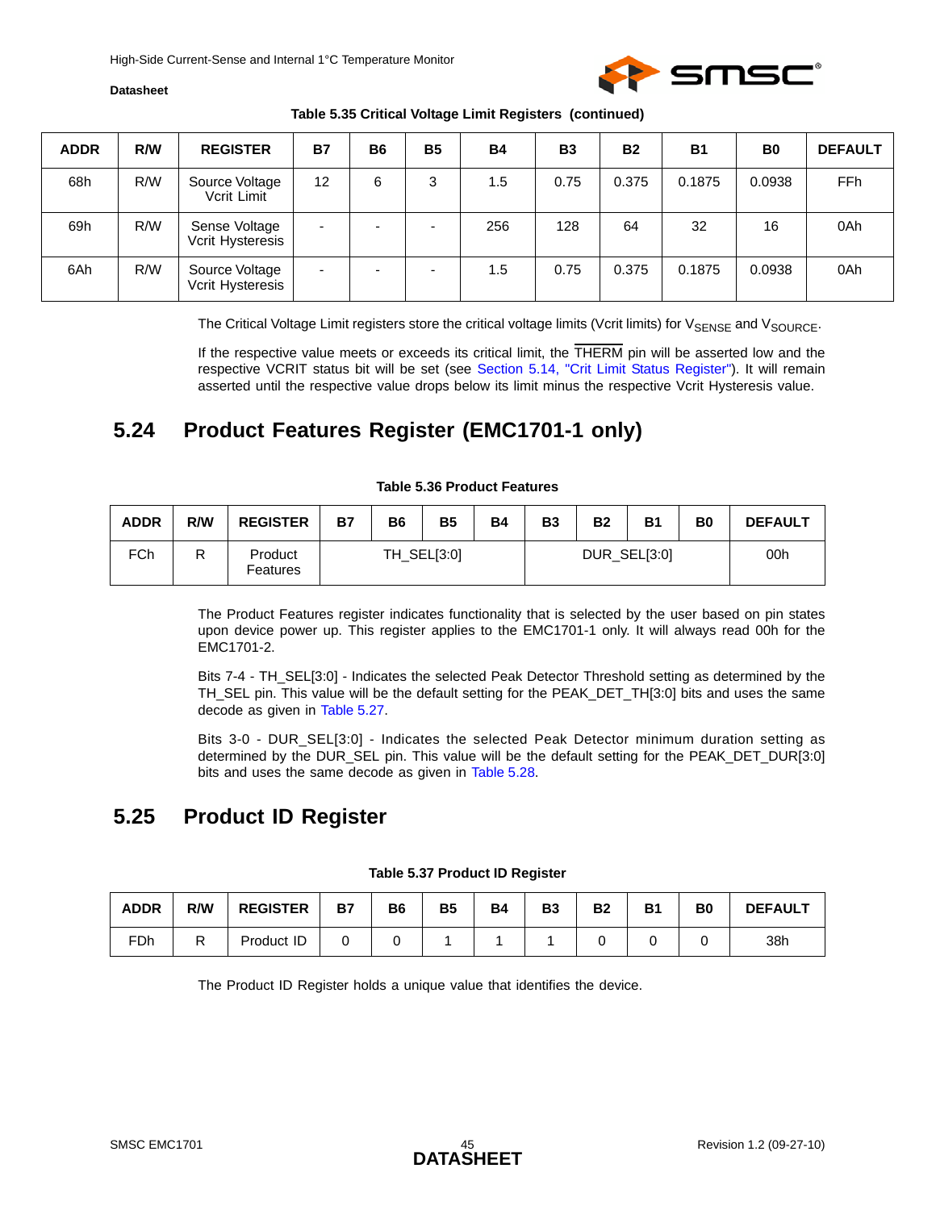**Table 5.35 Critical Voltage Limit Registers (continued)**

| ADDR | R/W | REGISTER | B7 | B6 | B5 | B4 | B3 | B2 | B1 | B0 | DEFAULT |
|---|---|---|---|---|---|---|---|---|---|---|---|
| 68h | R/W | Source Voltage Vcrit Limit | 12 | 6 | 3 | 1.5 | 0.75 | 0.375 | 0.1875 | 0.0938 | FFh |
| 69h | R/W | Sense Voltage Vcrit Hysteresis | - | - | - | 256 | 128 | 64 | 32 | 16 | 0Ah |
| 6Ah | R/W | Source Voltage Vcrit Hysteresis | - | - | - | 1.5 | 0.75 | 0.375 | 0.1875 | 0.0938 | 0Ah |

The Critical Voltage Limit registers store the critical voltage limits (Vcrit limits) for $V_{SENSE}$ and $V_{SOURCE}$.

If the respective value meets or exceeds its critical limit, the $\overline{\text{THERM}}$ pin will be asserted low and the respective VCRIT status bit will be set (see Section 5.14, "Crit Limit Status Register"). It will remain asserted until the respective value drops below its limit minus the respective Vcrit Hysteresis value.

## 5.24 Product Features Register (EMC1701-1 only)

**Table 5.36 Product Features**

| ADDR | R/W | REGISTER | B7 | B6 | B5 | B4 | B3 | B2 | B1 | B0 | DEFAULT |
|---|---|---|---|---|---|---|---|---|---|---|---|
| FCh | R | Product Features | TH_SEL[3:0] | | | | DUR_SEL[3:0] | | | | 00h |

The Product Features register indicates functionality that is selected by the user based on pin states upon device power up. This register applies to the EMC1701-1 only. It will always read 00h for the EMC1701-2.

Bits 7-4 - TH_SEL[3:0] - Indicates the selected Peak Detector Threshold setting as determined by the TH_SEL pin. This value will be the default setting for the PEAK_DET_TH[3:0] bits and uses the same decode as given in Table 5.27.

Bits 3-0 - DUR_SEL[3:0] - Indicates the selected Peak Detector minimum duration setting as determined by the DUR_SEL pin. This value will be the default setting for the PEAK_DET_DUR[3:0] bits and uses the same decode as given in Table 5.28.

## 5.25 Product ID Register

**Table 5.37 Product ID Register**

| ADDR | R/W | REGISTER | B7 | B6 | B5 | B4 | B3 | B2 | B1 | B0 | DEFAULT |
|---|---|---|---|---|---|---|---|---|---|---|---|
| FDh | R | Product ID | 0 | 0 | 1 | 1 | 1 | 0 | 0 | 0 | 38h |

The Product ID Register holds a unique value that identifies the device.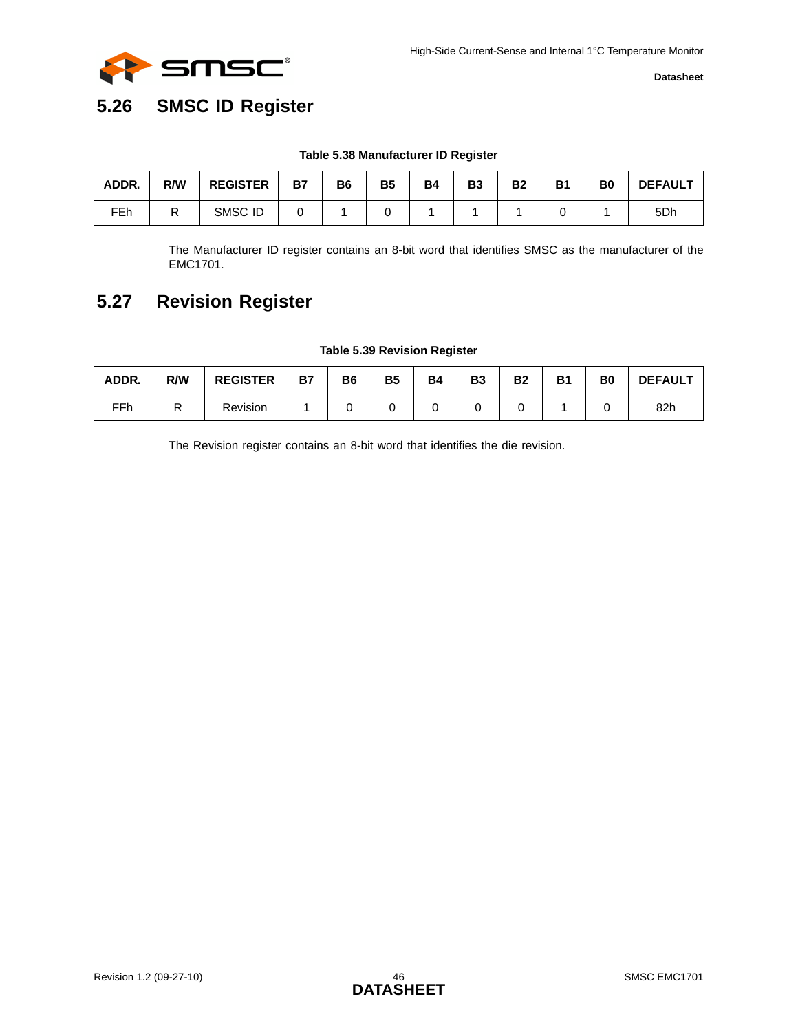## 5.26 SMSC ID Register

**Table 5.38 Manufacturer ID Register**

| ADDR. | R/W | REGISTER | B7 | B6 | B5 | B4 | B3 | B2 | B1 | B0 | DEFAULT |
|---|---|---|---|---|---|---|---|---|---|---|---|
| FEh | R | SMSC ID | 0 | 1 | 0 | 1 | 1 | 1 | 0 | 1 | 5Dh |

The Manufacturer ID register contains an 8-bit word that identifies SMSC as the manufacturer of the EMC1701.

## 5.27 Revision Register

**Table 5.39 Revision Register**

| ADDR. | R/W | REGISTER | B7 | B6 | B5 | B4 | B3 | B2 | B1 | B0 | DEFAULT |
|---|---|---|---|---|---|---|---|---|---|---|---|
| FFh | R | Revision | 1 | 0 | 0 | 0 | 0 | 0 | 1 | 0 | 82h |

The Revision register contains an 8-bit word that identifies the die revision.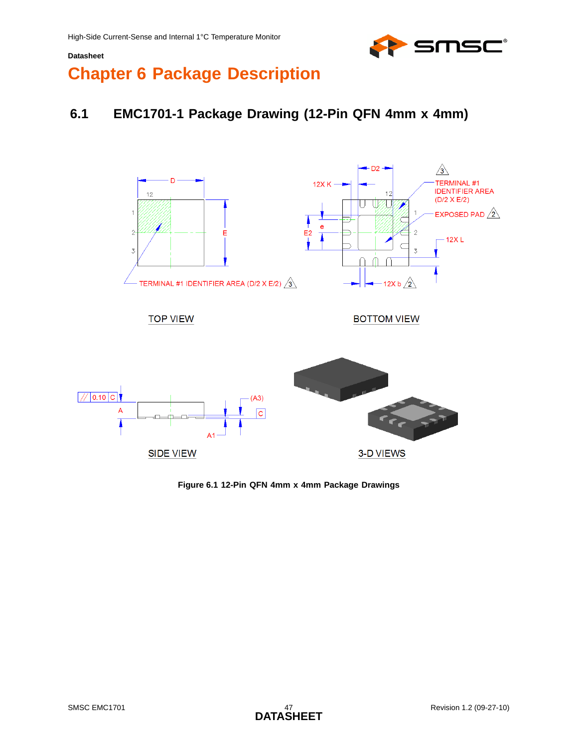# Chapter 6 Package Description

## 6.1 EMC1701-1 Package Drawing (12-Pin QFN 4mm x 4mm)

**Figure 6.1 12-Pin QFN 4mm x 4mm Package Drawings**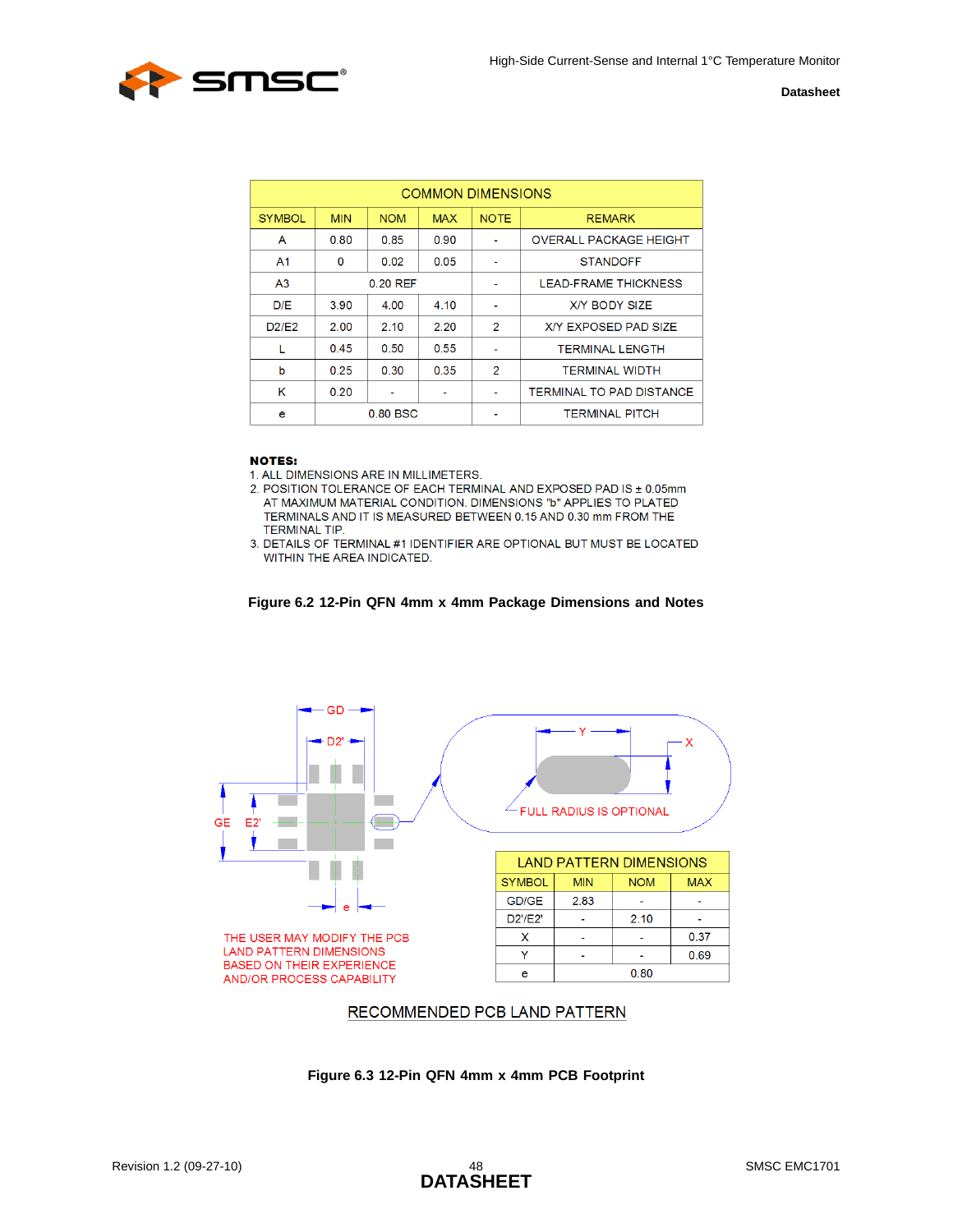| COMMON DIMENSIONS | | | | | |
|---|---|---|---|---|---|
| SYMBOL | MIN | NOM | MAX | NOTE | REMARK |
| A | 0.80 | 0.85 | 0.90 | - | OVERALL PACKAGE HEIGHT |
| A1 | 0 | 0.02 | 0.05 | - | STANDOFF |
| A3 | | 0.20 REF | | - | LEAD-FRAME THICKNESS |
| D/E | 3.90 | 4.00 | 4.10 | - | X/Y BODY SIZE |
| D2/E2 | 2.00 | 2.10 | 2.20 | 2 | X/Y EXPOSED PAD SIZE |
| L | 0.45 | 0.50 | 0.55 | - | TERMINAL LENGTH |
| b | 0.25 | 0.30 | 0.35 | 2 | TERMINAL WIDTH |
| K | 0.20 | - | - | - | TERMINAL TO PAD DISTANCE |
| e | | 0.80 BSC | | - | TERMINAL PITCH |

**NOTES:**

1. ALL DIMENSIONS ARE IN MILLIMETERS.
2. POSITION TOLERANCE OF EACH TERMINAL AND EXPOSED PAD IS ± 0.05mm AT MAXIMUM MATERIAL CONDITION. DIMENSIONS "b" APPLIES TO PLATED TERMINALS AND IT IS MEASURED BETWEEN 0.15 AND 0.30 mm FROM THE TERMINAL TIP.
3. DETAILS OF TERMINAL #1 IDENTIFIER ARE OPTIONAL BUT MUST BE LOCATED WITHIN THE AREA INDICATED.

**Figure 6.2 12-Pin QFN 4mm x 4mm Package Dimensions and Notes**

GD, D2', GE, E2', e, Y, X

FULL RADIUS IS OPTIONAL

THE USER MAY MODIFY THE PCB LAND PATTERN DIMENSIONS BASED ON THEIR EXPERIENCE AND/OR PROCESS CAPABILITY

| LAND PATTERN DIMENSIONS | | | |
|---|---|---|---|
| SYMBOL | MIN | NOM | MAX |
| GD/GE | 2.83 | - | - |
| D2'/E2' | - | 2.10 | - |
| X | - | - | 0.37 |
| Y | - | - | 0.69 |
| e | | 0.80 | |

RECOMMENDED PCB LAND PATTERN

**Figure 6.3 12-Pin QFN 4mm x 4mm PCB Footprint**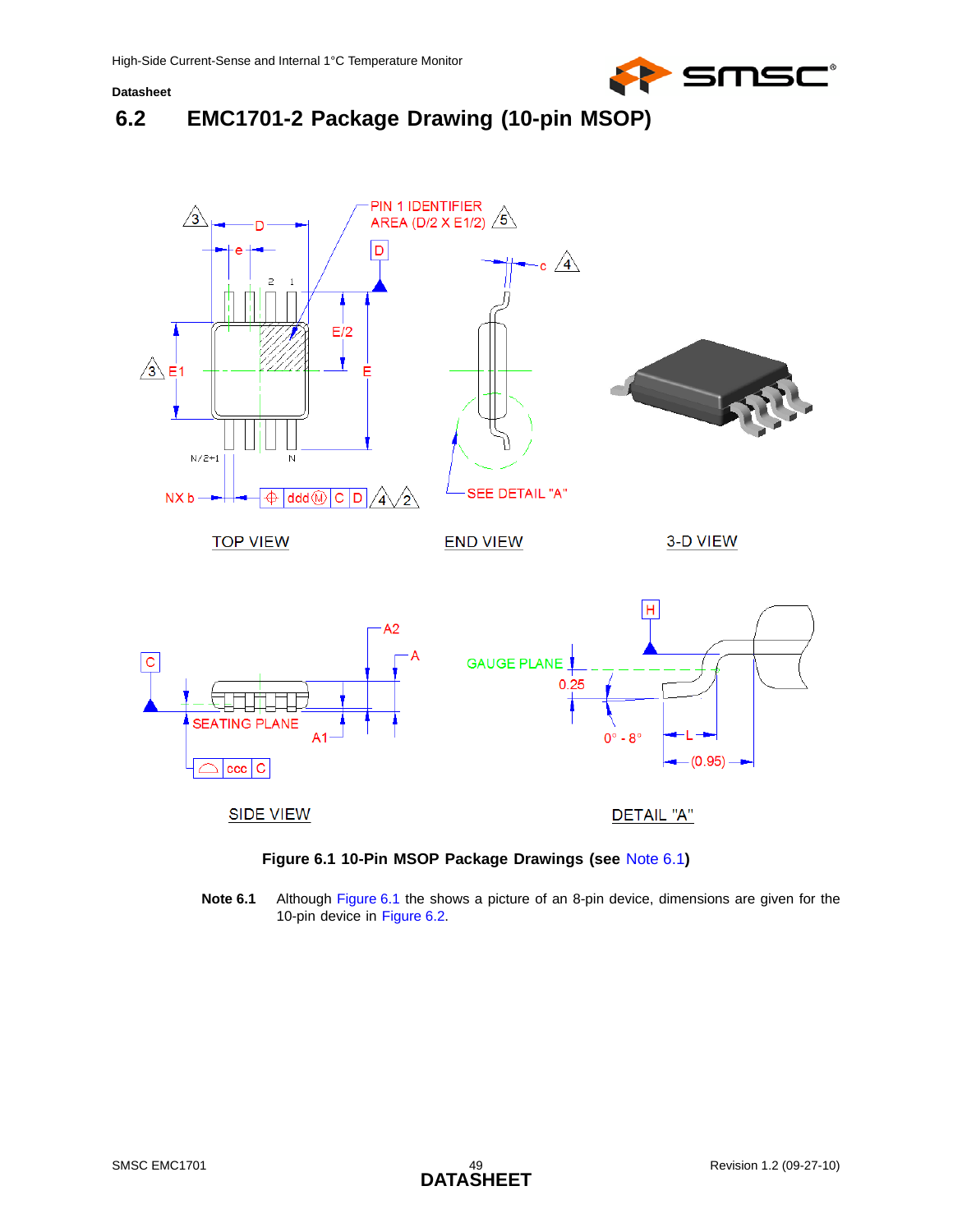## 6.2 EMC1701-2 Package Drawing (10-pin MSOP)

**Figure 6.1 10-Pin MSOP Package Drawings (see Note 6.1)**

**Note 6.1** Although Figure 6.1 the shows a picture of an 8-pin device, dimensions are given for the 10-pin device in Figure 6.2.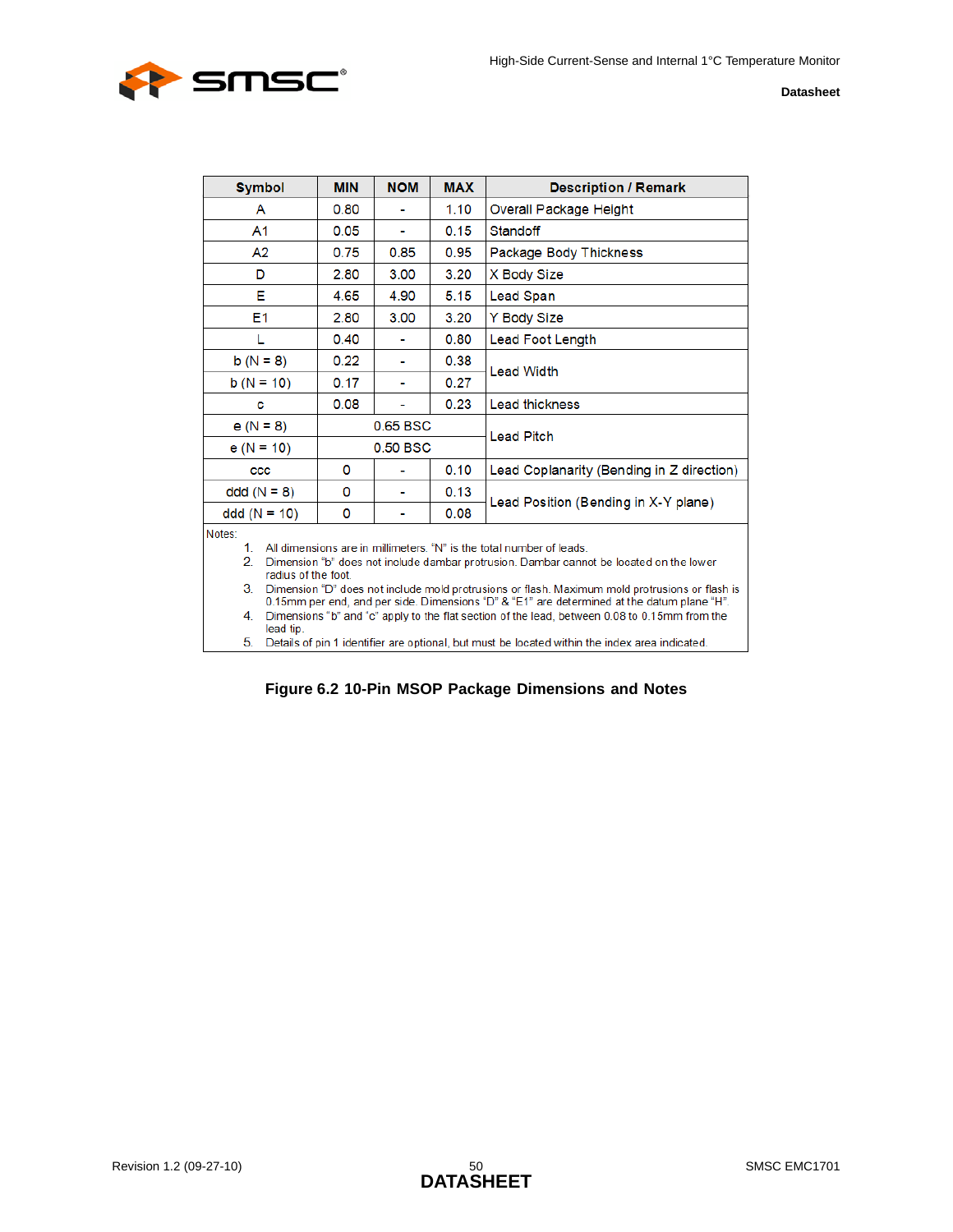| Symbol | MIN | NOM | MAX | Description / Remark |
|---|---|---|---|---|
| A | 0.80 | - | 1.10 | Overall Package Height |
| A1 | 0.05 | - | 0.15 | Standoff |
| A2 | 0.75 | 0.85 | 0.95 | Package Body Thickness |
| D | 2.80 | 3.00 | 3.20 | X Body Size |
| E | 4.65 | 4.90 | 5.15 | Lead Span |
| E1 | 2.80 | 3.00 | 3.20 | Y Body Size |
| L | 0.40 | - | 0.80 | Lead Foot Length |
| b (N = 8) | 0.22 | - | 0.38 | Lead Width |
| b (N = 10) | 0.17 | - | 0.27 | |
| c | 0.08 | - | 0.23 | Lead thickness |
| e (N = 8) | 0.65 BSC | | | Lead Pitch |
| e (N = 10) | 0.50 BSC | | | |
| ccc | 0 | - | 0.10 | Lead Coplanarity (Bending in Z direction) |
| ddd (N = 8) | 0 | - | 0.13 | Lead Position (Bending in X-Y plane) |
| ddd (N = 10) | 0 | - | 0.08 | |

Notes:

1. All dimensions are in millimeters. "N" is the total number of leads.
2. Dimension "b" does not include dambar protrusion. Dambar cannot be located on the lower radius of the foot.
3. Dimension "D" does not include mold protrusions or flash. Maximum mold protrusions or flash is 0.15mm per end, and per side. Dimensions "D" & "E1" are determined at the datum plane "H".
4. Dimensions "b" and "c" apply to the flat section of the lead, between 0.08 to 0.15mm from the lead tip.
5. Details of pin 1 identifier are optional, but must be located within the index area indicated.

**Figure 6.2 10-Pin MSOP Package Dimensions and Notes**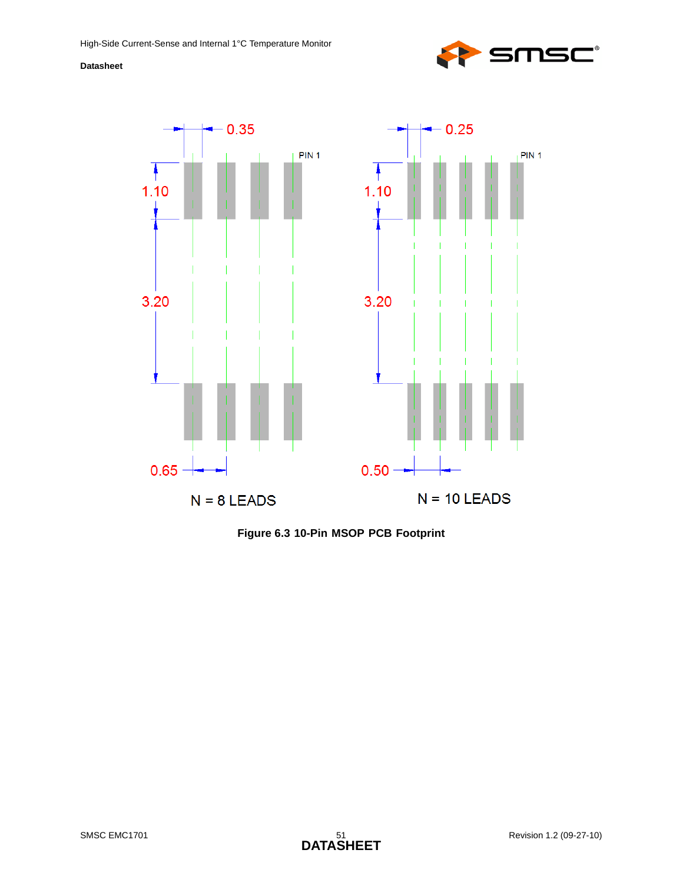0.35

PIN 1

1.10

3.20

0.65

N = 8 LEADS

0.25

PIN 1

1.10

3.20

0.50

N = 10 LEADS

**Figure 6.3 10-Pin MSOP PCB Footprint**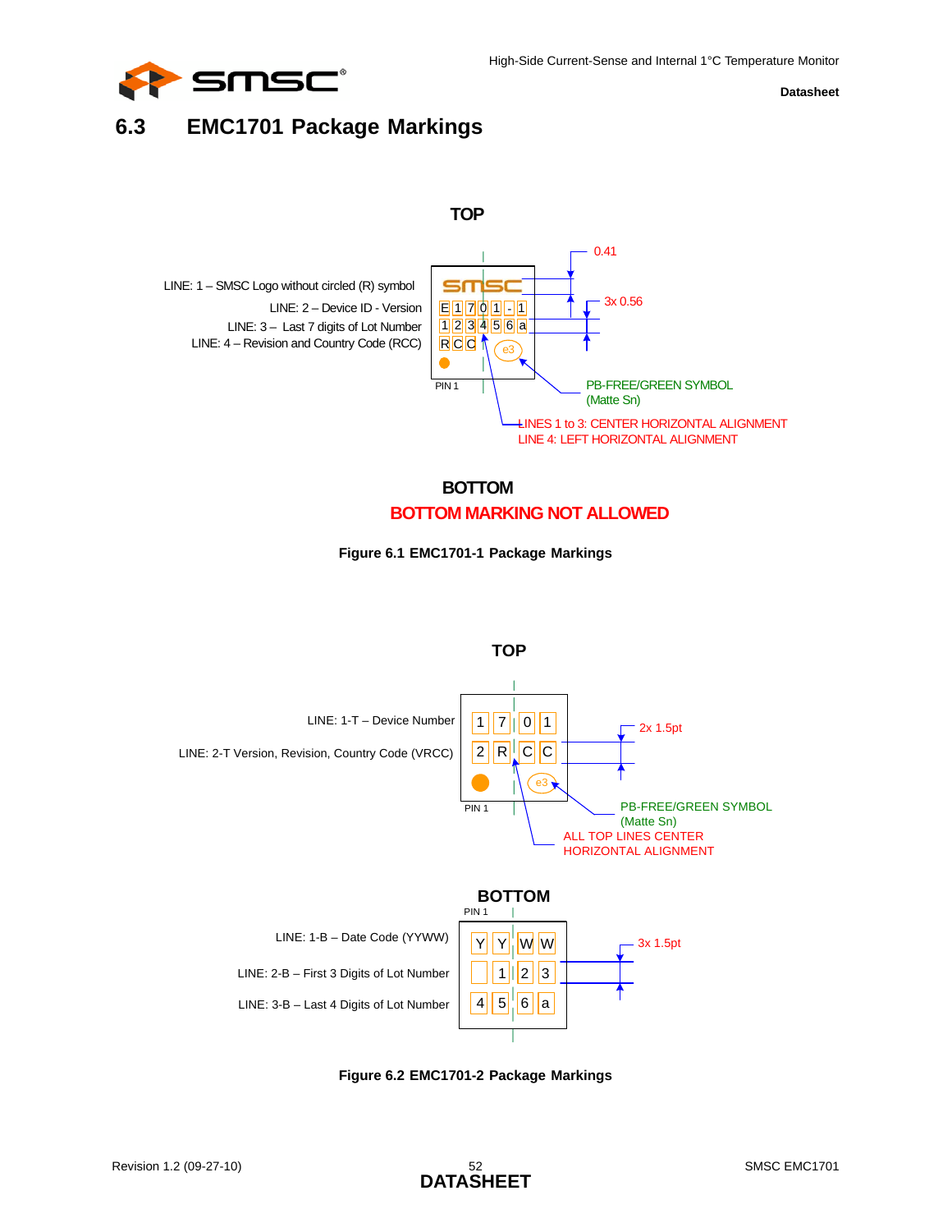## 6.3 EMC1701 Package Markings

**TOP**

LINE: 1 – SMSC Logo without circled (R) symbol

LINE: 2 – Device ID - Version

LINE: 3 – Last 7 digits of Lot Number

LINE: 4 – Revision and Country Code (RCC)

SMSC

E 1 7 0 1 - 1

1 2 3 4 5 6 a

R C C

e3

PIN 1

0.41

3x 0.56

PB-FREE/GREEN SYMBOL (Matte Sn)

LINES 1 to 3: CENTER HORIZONTAL ALIGNMENT
LINE 4: LEFT HORIZONTAL ALIGNMENT

**BOTTOM**

**BOTTOM MARKING NOT ALLOWED**

**Figure 6.1 EMC1701-1 Package Markings**

**TOP**

LINE: 1-T – Device Number

LINE: 2-T Version, Revision, Country Code (VRCC)

1 7 0 1

2 R C C

e3

PIN 1

2x 1.5pt

PB-FREE/GREEN SYMBOL (Matte Sn)

ALL TOP LINES CENTER HORIZONTAL ALIGNMENT

**BOTTOM**

PIN 1

LINE: 1-B – Date Code (YYWW)

LINE: 2-B – First 3 Digits of Lot Number

LINE: 3-B – Last 4 Digits of Lot Number

Y Y W W

1 2 3

4 5 6 a

3x 1.5pt

**Figure 6.2 EMC1701-2 Package Markings**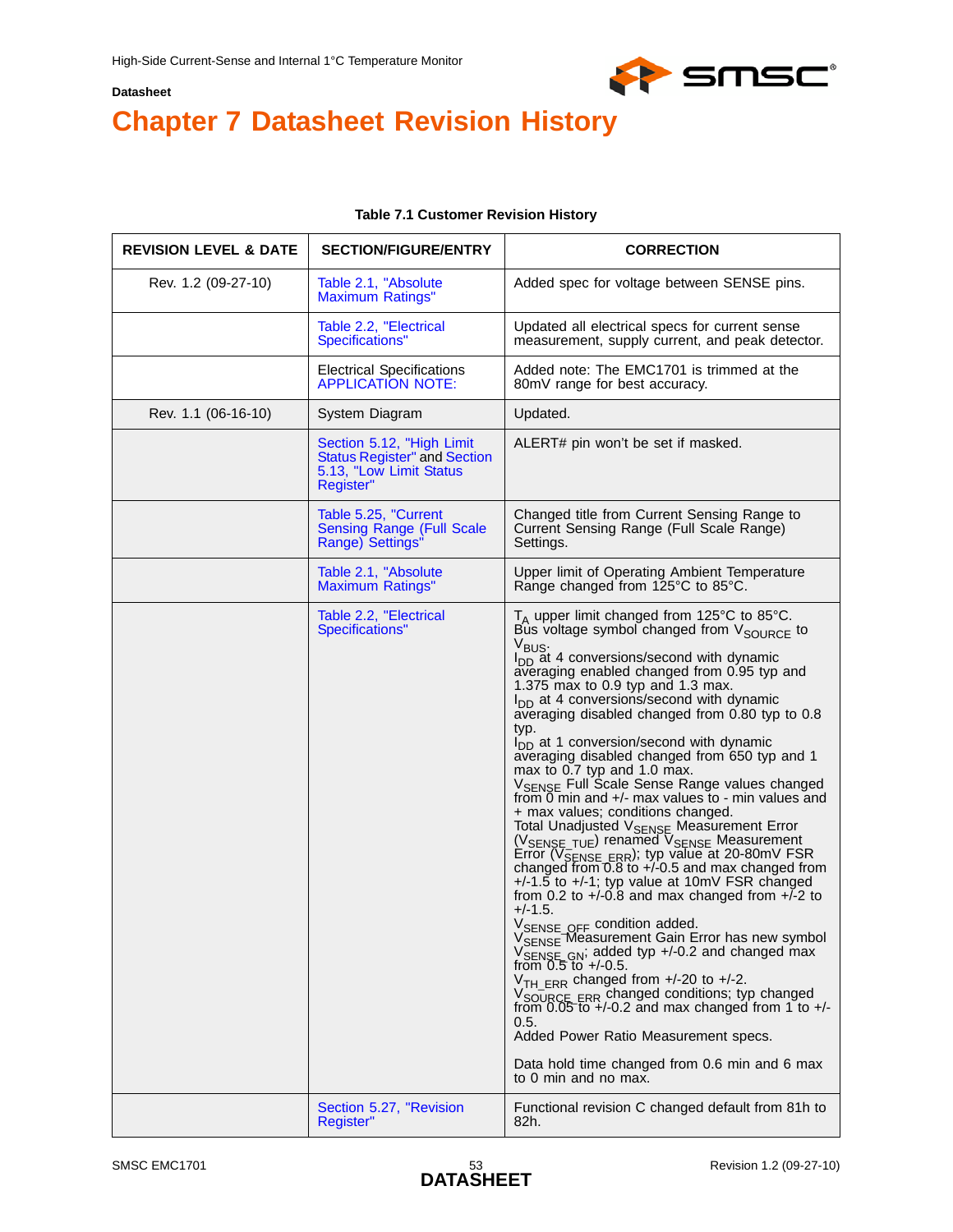# Chapter 7 Datasheet Revision History

**Table 7.1 Customer Revision History**

| REVISION LEVEL & DATE | SECTION/FIGURE/ENTRY | CORRECTION |
|---|---|---|
| Rev. 1.2 (09-27-10) | Table 2.1, "Absolute Maximum Ratings" | Added spec for voltage between SENSE pins. |
| | Table 2.2, "Electrical Specifications" | Updated all electrical specs for current sense measurement, supply current, and peak detector. |
| | Electrical Specifications APPLICATION NOTE: | Added note: The EMC1701 is trimmed at the 80mV range for best accuracy. |
| Rev. 1.1 (06-16-10) | System Diagram | Updated. |
| | Section 5.12, "High Limit Status Register" and Section 5.13, "Low Limit Status Register" | ALERT# pin won't be set if masked. |
| | Table 5.25, "Current Sensing Range (Full Scale Range) Settings" | Changed title from Current Sensing Range to Current Sensing Range (Full Scale Range) Settings. |
| | Table 2.1, "Absolute Maximum Ratings" | Upper limit of Operating Ambient Temperature Range changed from 125°C to 85°C. |
| | Table 2.2, "Electrical Specifications" | $T_A$ upper limit changed from 125°C to 85°C.<br>Bus voltage symbol changed from $V_{SOURCE}$ to $V_{BUS}$.<br>$I_{DD}$ at 4 conversions/second with dynamic averaging enabled changed from 0.95 typ and 1.375 max to 0.9 typ and 1.3 max.<br>$I_{DD}$ at 4 conversions/second with dynamic averaging disabled changed from 0.80 typ to 0.8 typ.<br>$I_{DD}$ at 1 conversion/second with dynamic averaging disabled changed from 650 typ and 1 max to 0.7 typ and 1.0 max.<br>$V_{SENSE}$ Full Scale Sense Range values changed from 0 min and +/- max values to - min values and + max values; conditions changed.<br>Total Unadjusted $V_{SENSE}$ Measurement Error ($V_{SENSE\_TUE}$) renamed $V_{SENSE}$ Measurement Error ($V_{SENSE\_ERR}$); typ value at 20-80mV FSR changed from 0.8 to +/-0.5 and max changed from +/-1.5 to +/-1; typ value at 10mV FSR changed from 0.2 to +/-0.8 and max changed from +/-2 to +/-1.5.<br>$V_{SENSE\_OFF}$ condition added.<br>$V_{SENSE}$ Measurement Gain Error has new symbol $V_{SENSE\_GN}$; added typ +/-0.2 and changed max from 0.5 to +/-0.5.<br>$V_{TH\_ERR}$ changed from +/-20 to +/-2.<br>$V_{SOURCE\_ERR}$ changed conditions; typ changed from 0.05 to +/-0.2 and max changed from 1 to +/-0.5.<br>Added Power Ratio Measurement specs.<br><br>Data hold time changed from 0.6 min and 6 max to 0 min and no max. |
| | Section 5.27, "Revision Register" | Functional revision C changed default from 81h to 82h. |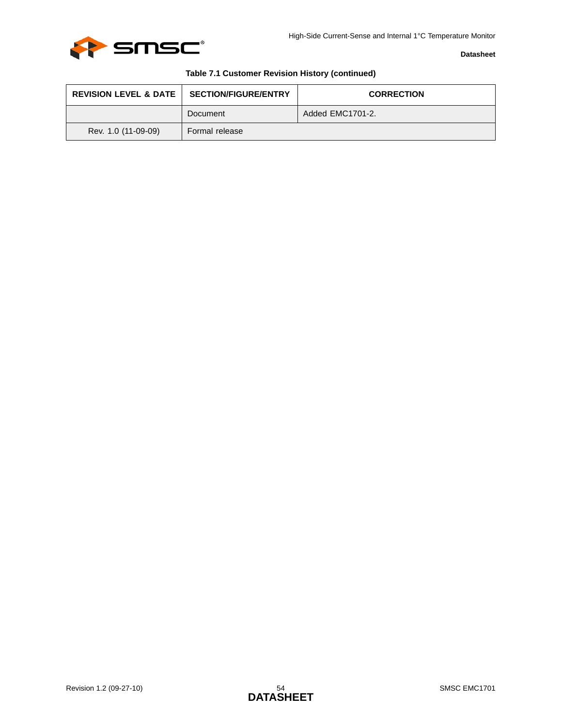**Table 7.1 Customer Revision History (continued)**

| REVISION LEVEL & DATE | SECTION/FIGURE/ENTRY | CORRECTION |
|---|---|---|
| | Document | Added EMC1701-2. |
| Rev. 1.0 (11-09-09) | Formal release | |